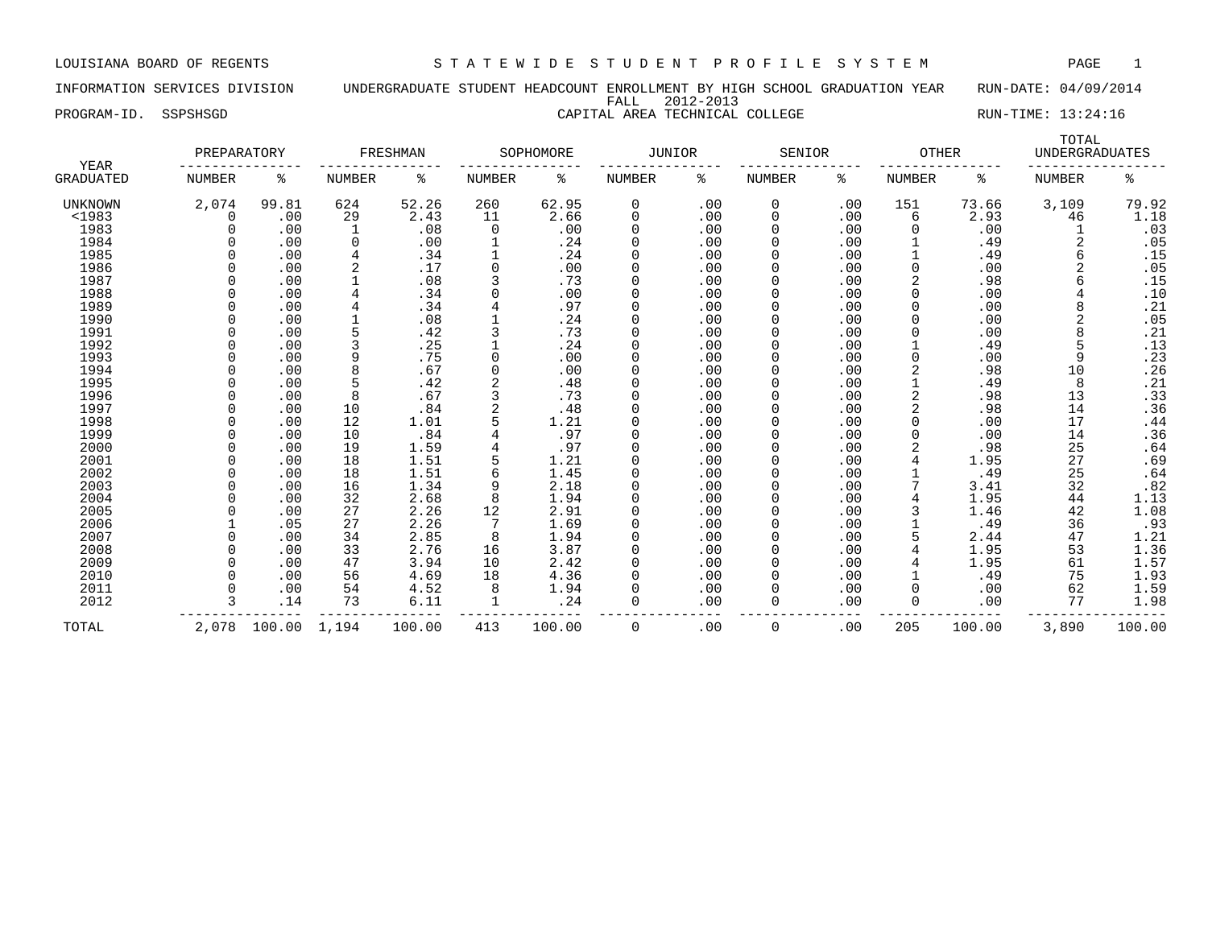LOUISIANA BOARD OF REGENTS — STATEWIDE STUDENT PROFILE SYSTEM

INFORMATION SERVICES DIVISION — UNDERGRADUATE STUDENT HEADCOUNT ENROLLMENT BY HIGH SCHOOL GRADUATION YEAR — RUN-DATE: 04/09/2014

FALL 2012-2013

PROGRAM-ID. SSPSHSGD — CAPITAL AREA TECHNICAL COLLEGE — RUN-TIME: 13:24:16

| YEAR GRADUATED | PREPARATORY NUMBER | PREPARATORY % | FRESHMAN NUMBER | FRESHMAN % | SOPHOMORE NUMBER | SOPHOMORE % | JUNIOR NUMBER | JUNIOR % | SENIOR NUMBER | SENIOR % | OTHER NUMBER | OTHER % | TOTAL UNDERGRADUATES NUMBER | TOTAL UNDERGRADUATES % |
|---|---|---|---|---|---|---|---|---|---|---|---|---|---|---|
| UNKNOWN | 2,074 | 99.81 | 624 | 52.26 | 260 | 62.95 | 0 | .00 | 0 | .00 | 151 | 73.66 | 3,109 | 79.92 |
| <1983 | 0 | .00 | 29 | 2.43 | 11 | 2.66 | 0 | .00 | 0 | .00 | 6 | 2.93 | 46 | 1.18 |
| 1983 | 0 | .00 | 1 | .08 | 0 | .00 | 0 | .00 | 0 | .00 | 0 | .00 | 1 | .03 |
| 1984 | 0 | .00 | 0 | .00 | 1 | .24 | 0 | .00 | 0 | .00 | 1 | .49 | 2 | .05 |
| 1985 | 0 | .00 | 4 | .34 | 1 | .24 | 0 | .00 | 0 | .00 | 1 | .49 | 6 | .15 |
| 1986 | 0 | .00 | 2 | .17 | 0 | .00 | 0 | .00 | 0 | .00 | 0 | .00 | 2 | .05 |
| 1987 | 0 | .00 | 1 | .08 | 3 | .73 | 0 | .00 | 0 | .00 | 2 | .98 | 6 | .15 |
| 1988 | 0 | .00 | 4 | .34 | 0 | .00 | 0 | .00 | 0 | .00 | 0 | .00 | 4 | .10 |
| 1989 | 0 | .00 | 4 | .34 | 4 | .97 | 0 | .00 | 0 | .00 | 0 | .00 | 8 | .21 |
| 1990 | 0 | .00 | 1 | .08 | 1 | .24 | 0 | .00 | 0 | .00 | 0 | .00 | 2 | .05 |
| 1991 | 0 | .00 | 5 | .42 | 3 | .73 | 0 | .00 | 0 | .00 | 0 | .00 | 8 | .21 |
| 1992 | 0 | .00 | 3 | .25 | 1 | .24 | 0 | .00 | 0 | .00 | 1 | .49 | 5 | .13 |
| 1993 | 0 | .00 | 9 | .75 | 0 | .00 | 0 | .00 | 0 | .00 | 0 | .00 | 9 | .23 |
| 1994 | 0 | .00 | 8 | .67 | 0 | .00 | 0 | .00 | 0 | .00 | 2 | .98 | 10 | .26 |
| 1995 | 0 | .00 | 5 | .42 | 2 | .48 | 0 | .00 | 0 | .00 | 1 | .49 | 8 | .21 |
| 1996 | 0 | .00 | 8 | .67 | 3 | .73 | 0 | .00 | 0 | .00 | 2 | .98 | 13 | .33 |
| 1997 | 0 | .00 | 10 | .84 | 2 | .48 | 0 | .00 | 0 | .00 | 2 | .98 | 14 | .36 |
| 1998 | 0 | .00 | 12 | 1.01 | 5 | 1.21 | 0 | .00 | 0 | .00 | 0 | .00 | 17 | .44 |
| 1999 | 0 | .00 | 10 | .84 | 4 | .97 | 0 | .00 | 0 | .00 | 0 | .00 | 14 | .36 |
| 2000 | 0 | .00 | 19 | 1.59 | 4 | .97 | 0 | .00 | 0 | .00 | 2 | .98 | 25 | .64 |
| 2001 | 0 | .00 | 18 | 1.51 | 5 | 1.21 | 0 | .00 | 0 | .00 | 4 | 1.95 | 27 | .69 |
| 2002 | 0 | .00 | 18 | 1.51 | 6 | 1.45 | 0 | .00 | 0 | .00 | 1 | .49 | 25 | .64 |
| 2003 | 0 | .00 | 16 | 1.34 | 9 | 2.18 | 0 | .00 | 0 | .00 | 7 | 3.41 | 32 | .82 |
| 2004 | 0 | .00 | 32 | 2.68 | 8 | 1.94 | 0 | .00 | 0 | .00 | 4 | 1.95 | 44 | 1.13 |
| 2005 | 0 | .00 | 27 | 2.26 | 12 | 2.91 | 0 | .00 | 0 | .00 | 3 | 1.46 | 42 | 1.08 |
| 2006 | 1 | .05 | 27 | 2.26 | 7 | 1.69 | 0 | .00 | 0 | .00 | 1 | .49 | 36 | .93 |
| 2007 | 0 | .00 | 34 | 2.85 | 8 | 1.94 | 0 | .00 | 0 | .00 | 5 | 2.44 | 47 | 1.21 |
| 2008 | 0 | .00 | 33 | 2.76 | 16 | 3.87 | 0 | .00 | 0 | .00 | 4 | 1.95 | 53 | 1.36 |
| 2009 | 0 | .00 | 47 | 3.94 | 10 | 2.42 | 0 | .00 | 0 | .00 | 4 | 1.95 | 61 | 1.57 |
| 2010 | 0 | .00 | 56 | 4.69 | 18 | 4.36 | 0 | .00 | 0 | .00 | 1 | .49 | 75 | 1.93 |
| 2011 | 0 | .00 | 54 | 4.52 | 8 | 1.94 | 0 | .00 | 0 | .00 | 0 | .00 | 62 | 1.59 |
| 2012 | 3 | .14 | 73 | 6.11 | 1 | .24 | 0 | .00 | 0 | .00 | 0 | .00 | 77 | 1.98 |
| TOTAL | 2,078 | 100.00 | 1,194 | 100.00 | 413 | 100.00 | 0 | .00 | 0 | .00 | 205 | 100.00 | 3,890 | 100.00 |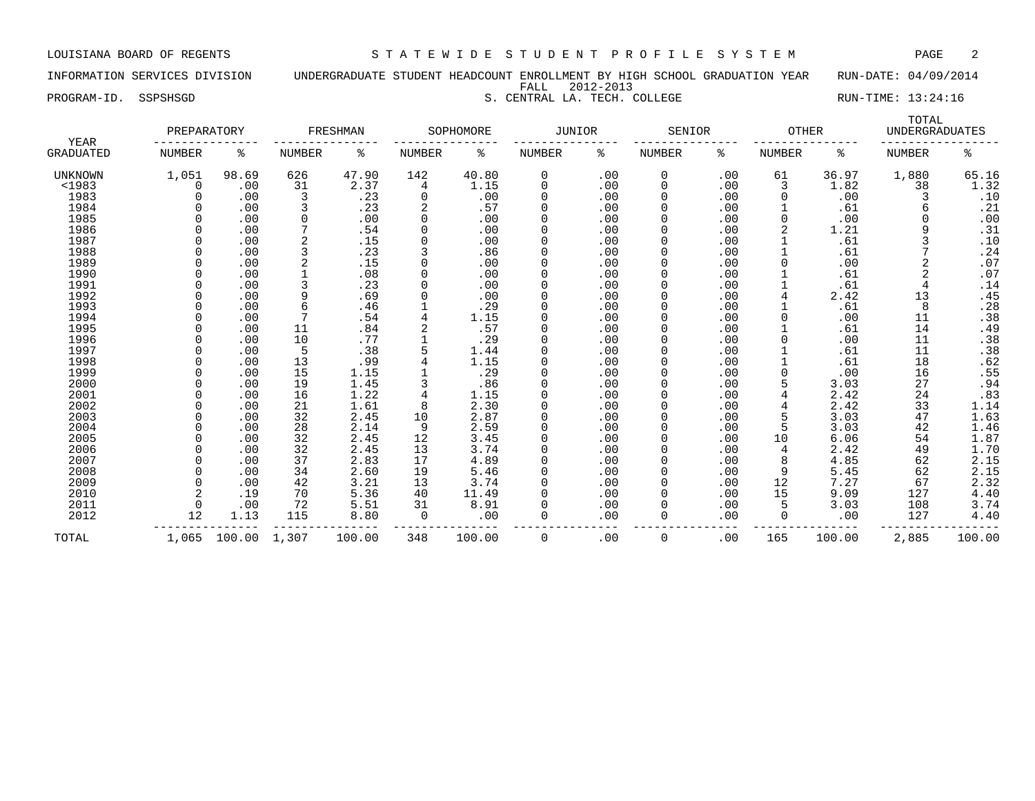LOUISIANA BOARD OF REGENTS — STATEWIDE STUDENT PROFILE SYSTEM

INFORMATION SERVICES DIVISION — UNDERGRADUATE STUDENT HEADCOUNT ENROLLMENT BY HIGH SCHOOL GRADUATION YEAR — RUN-DATE: 04/09/2014

FALL 2012-2013

PROGRAM-ID. SSPSHSGD — S. CENTRAL LA. TECH. COLLEGE — RUN-TIME: 13:24:16

| YEAR | PREPARATORY | | FRESHMAN | | SOPHOMORE | | JUNIOR | | SENIOR | | OTHER | | TOTAL UNDERGRADUATES | |
|---|---|---|---|---|---|---|---|---|---|---|---|---|---|---|
| GRADUATED | NUMBER | % | NUMBER | % | NUMBER | % | NUMBER | % | NUMBER | % | NUMBER | % | NUMBER | % |
| UNKNOWN | 1,051 | 98.69 | 626 | 47.90 | 142 | 40.80 | 0 | .00 | 0 | .00 | 61 | 36.97 | 1,880 | 65.16 |
| <1983 | 0 | .00 | 31 | 2.37 | 4 | 1.15 | 0 | .00 | 0 | .00 | 3 | 1.82 | 38 | 1.32 |
| 1983 | 0 | .00 | 3 | .23 | 0 | .00 | 0 | .00 | 0 | .00 | 0 | .00 | 3 | .10 |
| 1984 | 0 | .00 | 3 | .23 | 2 | .57 | 0 | .00 | 0 | .00 | 1 | .61 | 6 | .21 |
| 1985 | 0 | .00 | 0 | .00 | 0 | .00 | 0 | .00 | 0 | .00 | 0 | .00 | 0 | .00 |
| 1986 | 0 | .00 | 7 | .54 | 0 | .00 | 0 | .00 | 0 | .00 | 2 | 1.21 | 9 | .31 |
| 1987 | 0 | .00 | 2 | .15 | 0 | .00 | 0 | .00 | 0 | .00 | 1 | .61 | 3 | .10 |
| 1988 | 0 | .00 | 3 | .23 | 3 | .86 | 0 | .00 | 0 | .00 | 1 | .61 | 7 | .24 |
| 1989 | 0 | .00 | 2 | .15 | 0 | .00 | 0 | .00 | 0 | .00 | 0 | .00 | 2 | .07 |
| 1990 | 0 | .00 | 1 | .08 | 0 | .00 | 0 | .00 | 0 | .00 | 1 | .61 | 2 | .07 |
| 1991 | 0 | .00 | 3 | .23 | 0 | .00 | 0 | .00 | 0 | .00 | 1 | .61 | 4 | .14 |
| 1992 | 0 | .00 | 9 | .69 | 0 | .00 | 0 | .00 | 0 | .00 | 4 | 2.42 | 13 | .45 |
| 1993 | 0 | .00 | 6 | .46 | 1 | .29 | 0 | .00 | 0 | .00 | 1 | .61 | 8 | .28 |
| 1994 | 0 | .00 | 7 | .54 | 4 | 1.15 | 0 | .00 | 0 | .00 | 0 | .00 | 11 | .38 |
| 1995 | 0 | .00 | 11 | .84 | 2 | .57 | 0 | .00 | 0 | .00 | 1 | .61 | 14 | .49 |
| 1996 | 0 | .00 | 10 | .77 | 1 | .29 | 0 | .00 | 0 | .00 | 0 | .00 | 11 | .38 |
| 1997 | 0 | .00 | 5 | .38 | 5 | 1.44 | 0 | .00 | 0 | .00 | 1 | .61 | 11 | .38 |
| 1998 | 0 | .00 | 13 | .99 | 4 | 1.15 | 0 | .00 | 0 | .00 | 1 | .61 | 18 | .62 |
| 1999 | 0 | .00 | 15 | 1.15 | 1 | .29 | 0 | .00 | 0 | .00 | 0 | .00 | 16 | .55 |
| 2000 | 0 | .00 | 19 | 1.45 | 3 | .86 | 0 | .00 | 0 | .00 | 5 | 3.03 | 27 | .94 |
| 2001 | 0 | .00 | 16 | 1.22 | 4 | 1.15 | 0 | .00 | 0 | .00 | 4 | 2.42 | 24 | .83 |
| 2002 | 0 | .00 | 21 | 1.61 | 8 | 2.30 | 0 | .00 | 0 | .00 | 4 | 2.42 | 33 | 1.14 |
| 2003 | 0 | .00 | 32 | 2.45 | 10 | 2.87 | 0 | .00 | 0 | .00 | 5 | 3.03 | 47 | 1.63 |
| 2004 | 0 | .00 | 28 | 2.14 | 9 | 2.59 | 0 | .00 | 0 | .00 | 5 | 3.03 | 42 | 1.46 |
| 2005 | 0 | .00 | 32 | 2.45 | 12 | 3.45 | 0 | .00 | 0 | .00 | 10 | 6.06 | 54 | 1.87 |
| 2006 | 0 | .00 | 32 | 2.45 | 13 | 3.74 | 0 | .00 | 0 | .00 | 4 | 2.42 | 49 | 1.70 |
| 2007 | 0 | .00 | 37 | 2.83 | 17 | 4.89 | 0 | .00 | 0 | .00 | 8 | 4.85 | 62 | 2.15 |
| 2008 | 0 | .00 | 34 | 2.60 | 19 | 5.46 | 0 | .00 | 0 | .00 | 9 | 5.45 | 62 | 2.15 |
| 2009 | 0 | .00 | 42 | 3.21 | 13 | 3.74 | 0 | .00 | 0 | .00 | 12 | 7.27 | 67 | 2.32 |
| 2010 | 2 | .19 | 70 | 5.36 | 40 | 11.49 | 0 | .00 | 0 | .00 | 15 | 9.09 | 127 | 4.40 |
| 2011 | 0 | .00 | 72 | 5.51 | 31 | 8.91 | 0 | .00 | 0 | .00 | 5 | 3.03 | 108 | 3.74 |
| 2012 | 12 | 1.13 | 115 | 8.80 | 0 | .00 | 0 | .00 | 0 | .00 | 0 | .00 | 127 | 4.40 |
| TOTAL | 1,065 | 100.00 | 1,307 | 100.00 | 348 | 100.00 | 0 | .00 | 0 | .00 | 165 | 100.00 | 2,885 | 100.00 |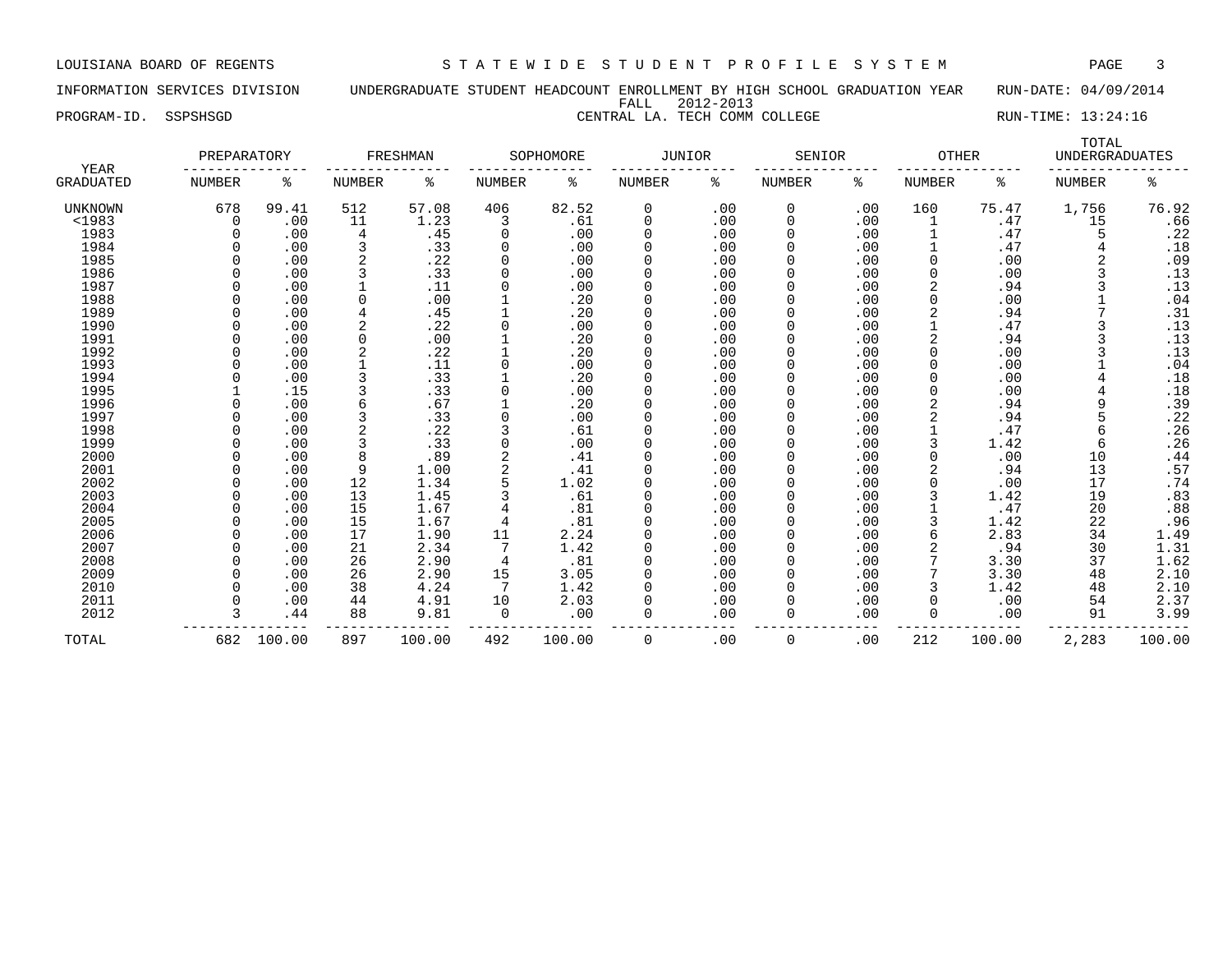LOUISIANA BOARD OF REGENTS — STATEWIDE STUDENT PROFILE SYSTEM

INFORMATION SERVICES DIVISION — UNDERGRADUATE STUDENT HEADCOUNT ENROLLMENT BY HIGH SCHOOL GRADUATION YEAR — RUN-DATE: 04/09/2014

FALL 2012-2013

PROGRAM-ID. SSPSHSGD — CENTRAL LA. TECH COMM COLLEGE — RUN-TIME: 13:24:16

| YEAR | PREPARATORY | | FRESHMAN | | SOPHOMORE | | JUNIOR | | SENIOR | | OTHER | | TOTAL UNDERGRADUATES | |
|---|---|---|---|---|---|---|---|---|---|---|---|---|---|---|
| GRADUATED | NUMBER | % | NUMBER | % | NUMBER | % | NUMBER | % | NUMBER | % | NUMBER | % | NUMBER | % |
| UNKNOWN | 678 | 99.41 | 512 | 57.08 | 406 | 82.52 | 0 | .00 | 0 | .00 | 160 | 75.47 | 1,756 | 76.92 |
| <1983 | 0 | .00 | 11 | 1.23 | 3 | .61 | 0 | .00 | 0 | .00 | 1 | .47 | 15 | .66 |
| 1983 | 0 | .00 | 4 | .45 | 0 | .00 | 0 | .00 | 0 | .00 | 1 | .47 | 5 | .22 |
| 1984 | 0 | .00 | 3 | .33 | 0 | .00 | 0 | .00 | 0 | .00 | 1 | .47 | 4 | .18 |
| 1985 | 0 | .00 | 2 | .22 | 0 | .00 | 0 | .00 | 0 | .00 | 0 | .00 | 2 | .09 |
| 1986 | 0 | .00 | 3 | .33 | 0 | .00 | 0 | .00 | 0 | .00 | 0 | .00 | 3 | .13 |
| 1987 | 0 | .00 | 1 | .11 | 0 | .00 | 0 | .00 | 0 | .00 | 2 | .94 | 3 | .13 |
| 1988 | 0 | .00 | 0 | .00 | 1 | .20 | 0 | .00 | 0 | .00 | 0 | .00 | 1 | .04 |
| 1989 | 0 | .00 | 4 | .45 | 1 | .20 | 0 | .00 | 0 | .00 | 2 | .94 | 7 | .31 |
| 1990 | 0 | .00 | 2 | .22 | 0 | .00 | 0 | .00 | 0 | .00 | 1 | .47 | 3 | .13 |
| 1991 | 0 | .00 | 0 | .00 | 1 | .20 | 0 | .00 | 0 | .00 | 2 | .94 | 3 | .13 |
| 1992 | 0 | .00 | 2 | .22 | 1 | .20 | 0 | .00 | 0 | .00 | 0 | .00 | 3 | .13 |
| 1993 | 0 | .00 | 1 | .11 | 0 | .00 | 0 | .00 | 0 | .00 | 0 | .00 | 1 | .04 |
| 1994 | 0 | .00 | 3 | .33 | 1 | .20 | 0 | .00 | 0 | .00 | 0 | .00 | 4 | .18 |
| 1995 | 1 | .15 | 3 | .33 | 0 | .00 | 0 | .00 | 0 | .00 | 0 | .00 | 4 | .18 |
| 1996 | 0 | .00 | 6 | .67 | 1 | .20 | 0 | .00 | 0 | .00 | 2 | .94 | 9 | .39 |
| 1997 | 0 | .00 | 3 | .33 | 0 | .00 | 0 | .00 | 0 | .00 | 2 | .94 | 5 | .22 |
| 1998 | 0 | .00 | 2 | .22 | 3 | .61 | 0 | .00 | 0 | .00 | 1 | .47 | 6 | .26 |
| 1999 | 0 | .00 | 3 | .33 | 0 | .00 | 0 | .00 | 0 | .00 | 3 | 1.42 | 6 | .26 |
| 2000 | 0 | .00 | 8 | .89 | 2 | .41 | 0 | .00 | 0 | .00 | 0 | .00 | 10 | .44 |
| 2001 | 0 | .00 | 9 | 1.00 | 2 | .41 | 0 | .00 | 0 | .00 | 2 | .94 | 13 | .57 |
| 2002 | 0 | .00 | 12 | 1.34 | 5 | 1.02 | 0 | .00 | 0 | .00 | 0 | .00 | 17 | .74 |
| 2003 | 0 | .00 | 13 | 1.45 | 3 | .61 | 0 | .00 | 0 | .00 | 3 | 1.42 | 19 | .83 |
| 2004 | 0 | .00 | 15 | 1.67 | 4 | .81 | 0 | .00 | 0 | .00 | 1 | .47 | 20 | .88 |
| 2005 | 0 | .00 | 15 | 1.67 | 4 | .81 | 0 | .00 | 0 | .00 | 3 | 1.42 | 22 | .96 |
| 2006 | 0 | .00 | 17 | 1.90 | 11 | 2.24 | 0 | .00 | 0 | .00 | 6 | 2.83 | 34 | 1.49 |
| 2007 | 0 | .00 | 21 | 2.34 | 7 | 1.42 | 0 | .00 | 0 | .00 | 2 | .94 | 30 | 1.31 |
| 2008 | 0 | .00 | 26 | 2.90 | 4 | .81 | 0 | .00 | 0 | .00 | 7 | 3.30 | 37 | 1.62 |
| 2009 | 0 | .00 | 26 | 2.90 | 15 | 3.05 | 0 | .00 | 0 | .00 | 7 | 3.30 | 48 | 2.10 |
| 2010 | 0 | .00 | 38 | 4.24 | 7 | 1.42 | 0 | .00 | 0 | .00 | 3 | 1.42 | 48 | 2.10 |
| 2011 | 0 | .00 | 44 | 4.91 | 10 | 2.03 | 0 | .00 | 0 | .00 | 0 | .00 | 54 | 2.37 |
| 2012 | 3 | .44 | 88 | 9.81 | 0 | .00 | 0 | .00 | 0 | .00 | 0 | .00 | 91 | 3.99 |
| TOTAL | 682 | 100.00 | 897 | 100.00 | 492 | 100.00 | 0 | .00 | 0 | .00 | 212 | 100.00 | 2,283 | 100.00 |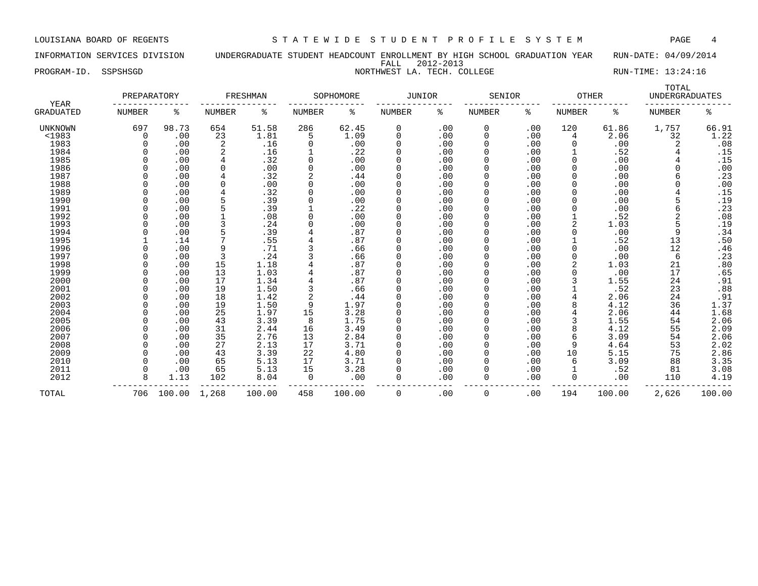LOUISIANA BOARD OF REGENTS — STATEWIDE STUDENT PROFILE SYSTEM

INFORMATION SERVICES DIVISION — UNDERGRADUATE STUDENT HEADCOUNT ENROLLMENT BY HIGH SCHOOL GRADUATION YEAR — RUN-DATE: 04/09/2014

FALL 2012-2013

PROGRAM-ID. SSPSHSGD — NORTHWEST LA. TECH. COLLEGE — RUN-TIME: 13:24:16

| YEAR | PREPARATORY | | FRESHMAN | | SOPHOMORE | | JUNIOR | | SENIOR | | OTHER | | TOTAL UNDERGRADUATES | |
|---|---|---|---|---|---|---|---|---|---|---|---|---|---|---|
| GRADUATED | NUMBER | % | NUMBER | % | NUMBER | % | NUMBER | % | NUMBER | % | NUMBER | % | NUMBER | % |
| UNKNOWN | 697 | 98.73 | 654 | 51.58 | 286 | 62.45 | 0 | .00 | 0 | .00 | 120 | 61.86 | 1,757 | 66.91 |
| <1983 | 0 | .00 | 23 | 1.81 | 5 | 1.09 | 0 | .00 | 0 | .00 | 4 | 2.06 | 32 | 1.22 |
| 1983 | 0 | .00 | 2 | .16 | 0 | .00 | 0 | .00 | 0 | .00 | 0 | .00 | 2 | .08 |
| 1984 | 0 | .00 | 2 | .16 | 1 | .22 | 0 | .00 | 0 | .00 | 1 | .52 | 4 | .15 |
| 1985 | 0 | .00 | 4 | .32 | 0 | .00 | 0 | .00 | 0 | .00 | 0 | .00 | 4 | .15 |
| 1986 | 0 | .00 | 0 | .00 | 0 | .00 | 0 | .00 | 0 | .00 | 0 | .00 | 0 | .00 |
| 1987 | 0 | .00 | 4 | .32 | 2 | .44 | 0 | .00 | 0 | .00 | 0 | .00 | 6 | .23 |
| 1988 | 0 | .00 | 0 | .00 | 0 | .00 | 0 | .00 | 0 | .00 | 0 | .00 | 0 | .00 |
| 1989 | 0 | .00 | 4 | .32 | 0 | .00 | 0 | .00 | 0 | .00 | 0 | .00 | 4 | .15 |
| 1990 | 0 | .00 | 5 | .39 | 0 | .00 | 0 | .00 | 0 | .00 | 0 | .00 | 5 | .19 |
| 1991 | 0 | .00 | 5 | .39 | 1 | .22 | 0 | .00 | 0 | .00 | 0 | .00 | 6 | .23 |
| 1992 | 0 | .00 | 1 | .08 | 0 | .00 | 0 | .00 | 0 | .00 | 1 | .52 | 2 | .08 |
| 1993 | 0 | .00 | 3 | .24 | 0 | .00 | 0 | .00 | 0 | .00 | 2 | 1.03 | 5 | .19 |
| 1994 | 0 | .00 | 5 | .39 | 4 | .87 | 0 | .00 | 0 | .00 | 0 | .00 | 9 | .34 |
| 1995 | 1 | .14 | 7 | .55 | 4 | .87 | 0 | .00 | 0 | .00 | 1 | .52 | 13 | .50 |
| 1996 | 0 | .00 | 9 | .71 | 3 | .66 | 0 | .00 | 0 | .00 | 0 | .00 | 12 | .46 |
| 1997 | 0 | .00 | 3 | .24 | 3 | .66 | 0 | .00 | 0 | .00 | 0 | .00 | 6 | .23 |
| 1998 | 0 | .00 | 15 | 1.18 | 4 | .87 | 0 | .00 | 0 | .00 | 2 | 1.03 | 21 | .80 |
| 1999 | 0 | .00 | 13 | 1.03 | 4 | .87 | 0 | .00 | 0 | .00 | 0 | .00 | 17 | .65 |
| 2000 | 0 | .00 | 17 | 1.34 | 4 | .87 | 0 | .00 | 0 | .00 | 3 | 1.55 | 24 | .91 |
| 2001 | 0 | .00 | 19 | 1.50 | 3 | .66 | 0 | .00 | 0 | .00 | 1 | .52 | 23 | .88 |
| 2002 | 0 | .00 | 18 | 1.42 | 2 | .44 | 0 | .00 | 0 | .00 | 4 | 2.06 | 24 | .91 |
| 2003 | 0 | .00 | 19 | 1.50 | 9 | 1.97 | 0 | .00 | 0 | .00 | 8 | 4.12 | 36 | 1.37 |
| 2004 | 0 | .00 | 25 | 1.97 | 15 | 3.28 | 0 | .00 | 0 | .00 | 4 | 2.06 | 44 | 1.68 |
| 2005 | 0 | .00 | 43 | 3.39 | 8 | 1.75 | 0 | .00 | 0 | .00 | 3 | 1.55 | 54 | 2.06 |
| 2006 | 0 | .00 | 31 | 2.44 | 16 | 3.49 | 0 | .00 | 0 | .00 | 8 | 4.12 | 55 | 2.09 |
| 2007 | 0 | .00 | 35 | 2.76 | 13 | 2.84 | 0 | .00 | 0 | .00 | 6 | 3.09 | 54 | 2.06 |
| 2008 | 0 | .00 | 27 | 2.13 | 17 | 3.71 | 0 | .00 | 0 | .00 | 9 | 4.64 | 53 | 2.02 |
| 2009 | 0 | .00 | 43 | 3.39 | 22 | 4.80 | 0 | .00 | 0 | .00 | 10 | 5.15 | 75 | 2.86 |
| 2010 | 0 | .00 | 65 | 5.13 | 17 | 3.71 | 0 | .00 | 0 | .00 | 6 | 3.09 | 88 | 3.35 |
| 2011 | 0 | .00 | 65 | 5.13 | 15 | 3.28 | 0 | .00 | 0 | .00 | 1 | .52 | 81 | 3.08 |
| 2012 | 8 | 1.13 | 102 | 8.04 | 0 | .00 | 0 | .00 | 0 | .00 | 0 | .00 | 110 | 4.19 |
| TOTAL | 706 | 100.00 | 1,268 | 100.00 | 458 | 100.00 | 0 | .00 | 0 | .00 | 194 | 100.00 | 2,626 | 100.00 |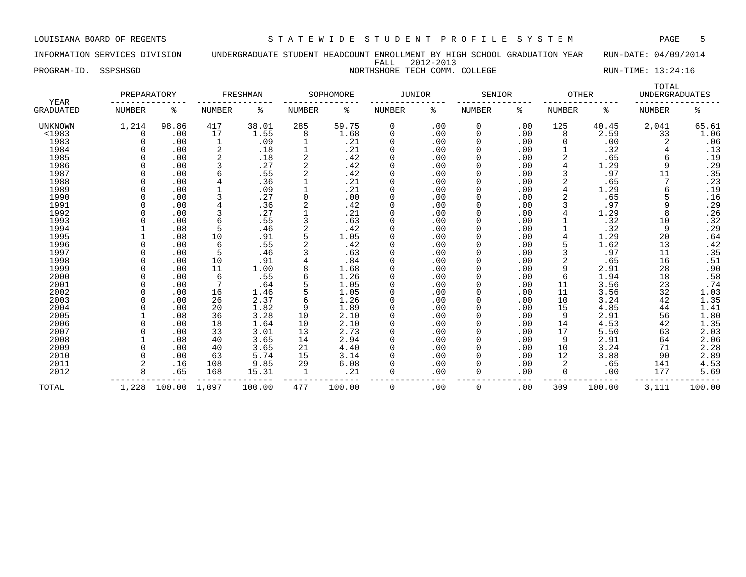LOUISIANA BOARD OF REGENTS — STATEWIDE STUDENT PROFILE SYSTEM

INFORMATION SERVICES DIVISION — UNDERGRADUATE STUDENT HEADCOUNT ENROLLMENT BY HIGH SCHOOL GRADUATION YEAR — RUN-DATE: 04/09/2014

FALL 2012-2013

PROGRAM-ID. SSPSHSGD — NORTHSHORE TECH COMM. COLLEGE — RUN-TIME: 13:24:16

| YEAR GRADUATED | PREPARATORY NUMBER | PREPARATORY % | FRESHMAN NUMBER | FRESHMAN % | SOPHOMORE NUMBER | SOPHOMORE % | JUNIOR NUMBER | JUNIOR % | SENIOR NUMBER | SENIOR % | OTHER NUMBER | OTHER % | TOTAL UNDERGRADUATES NUMBER | TOTAL UNDERGRADUATES % |
|---|---|---|---|---|---|---|---|---|---|---|---|---|---|---|
| UNKNOWN | 1,214 | 98.86 | 417 | 38.01 | 285 | 59.75 | 0 | .00 | 0 | .00 | 125 | 40.45 | 2,041 | 65.61 |
| <1983 | 0 | .00 | 17 | 1.55 | 8 | 1.68 | 0 | .00 | 0 | .00 | 8 | 2.59 | 33 | 1.06 |
| 1983 | 0 | .00 | 1 | .09 | 1 | .21 | 0 | .00 | 0 | .00 | 0 | .00 | 2 | .06 |
| 1984 | 0 | .00 | 2 | .18 | 1 | .21 | 0 | .00 | 0 | .00 | 1 | .32 | 4 | .13 |
| 1985 | 0 | .00 | 2 | .18 | 2 | .42 | 0 | .00 | 0 | .00 | 2 | .65 | 6 | .19 |
| 1986 | 0 | .00 | 3 | .27 | 2 | .42 | 0 | .00 | 0 | .00 | 4 | 1.29 | 9 | .29 |
| 1987 | 0 | .00 | 6 | .55 | 2 | .42 | 0 | .00 | 0 | .00 | 3 | .97 | 11 | .35 |
| 1988 | 0 | .00 | 4 | .36 | 1 | .21 | 0 | .00 | 0 | .00 | 2 | .65 | 7 | .23 |
| 1989 | 0 | .00 | 1 | .09 | 1 | .21 | 0 | .00 | 0 | .00 | 4 | 1.29 | 6 | .19 |
| 1990 | 0 | .00 | 3 | .27 | 0 | .00 | 0 | .00 | 0 | .00 | 2 | .65 | 5 | .16 |
| 1991 | 0 | .00 | 4 | .36 | 2 | .42 | 0 | .00 | 0 | .00 | 3 | .97 | 9 | .29 |
| 1992 | 0 | .00 | 3 | .27 | 1 | .21 | 0 | .00 | 0 | .00 | 4 | 1.29 | 8 | .26 |
| 1993 | 0 | .00 | 6 | .55 | 3 | .63 | 0 | .00 | 0 | .00 | 1 | .32 | 10 | .32 |
| 1994 | 1 | .08 | 5 | .46 | 2 | .42 | 0 | .00 | 0 | .00 | 1 | .32 | 9 | .29 |
| 1995 | 1 | .08 | 10 | .91 | 5 | 1.05 | 0 | .00 | 0 | .00 | 4 | 1.29 | 20 | .64 |
| 1996 | 0 | .00 | 6 | .55 | 2 | .42 | 0 | .00 | 0 | .00 | 5 | 1.62 | 13 | .42 |
| 1997 | 0 | .00 | 5 | .46 | 3 | .63 | 0 | .00 | 0 | .00 | 3 | .97 | 11 | .35 |
| 1998 | 0 | .00 | 10 | .91 | 4 | .84 | 0 | .00 | 0 | .00 | 2 | .65 | 16 | .51 |
| 1999 | 0 | .00 | 11 | 1.00 | 8 | 1.68 | 0 | .00 | 0 | .00 | 9 | 2.91 | 28 | .90 |
| 2000 | 0 | .00 | 6 | .55 | 6 | 1.26 | 0 | .00 | 0 | .00 | 6 | 1.94 | 18 | .58 |
| 2001 | 0 | .00 | 7 | .64 | 5 | 1.05 | 0 | .00 | 0 | .00 | 11 | 3.56 | 23 | .74 |
| 2002 | 0 | .00 | 16 | 1.46 | 5 | 1.05 | 0 | .00 | 0 | .00 | 11 | 3.56 | 32 | 1.03 |
| 2003 | 0 | .00 | 26 | 2.37 | 6 | 1.26 | 0 | .00 | 0 | .00 | 10 | 3.24 | 42 | 1.35 |
| 2004 | 0 | .00 | 20 | 1.82 | 9 | 1.89 | 0 | .00 | 0 | .00 | 15 | 4.85 | 44 | 1.41 |
| 2005 | 1 | .08 | 36 | 3.28 | 10 | 2.10 | 0 | .00 | 0 | .00 | 9 | 2.91 | 56 | 1.80 |
| 2006 | 0 | .00 | 18 | 1.64 | 10 | 2.10 | 0 | .00 | 0 | .00 | 14 | 4.53 | 42 | 1.35 |
| 2007 | 0 | .00 | 33 | 3.01 | 13 | 2.73 | 0 | .00 | 0 | .00 | 17 | 5.50 | 63 | 2.03 |
| 2008 | 1 | .08 | 40 | 3.65 | 14 | 2.94 | 0 | .00 | 0 | .00 | 9 | 2.91 | 64 | 2.06 |
| 2009 | 0 | .00 | 40 | 3.65 | 21 | 4.40 | 0 | .00 | 0 | .00 | 10 | 3.24 | 71 | 2.28 |
| 2010 | 0 | .00 | 63 | 5.74 | 15 | 3.14 | 0 | .00 | 0 | .00 | 12 | 3.88 | 90 | 2.89 |
| 2011 | 2 | .16 | 108 | 9.85 | 29 | 6.08 | 0 | .00 | 0 | .00 | 2 | .65 | 141 | 4.53 |
| 2012 | 8 | .65 | 168 | 15.31 | 1 | .21 | 0 | .00 | 0 | .00 | 0 | .00 | 177 | 5.69 |
| TOTAL | 1,228 | 100.00 | 1,097 | 100.00 | 477 | 100.00 | 0 | .00 | 0 | .00 | 309 | 100.00 | 3,111 | 100.00 |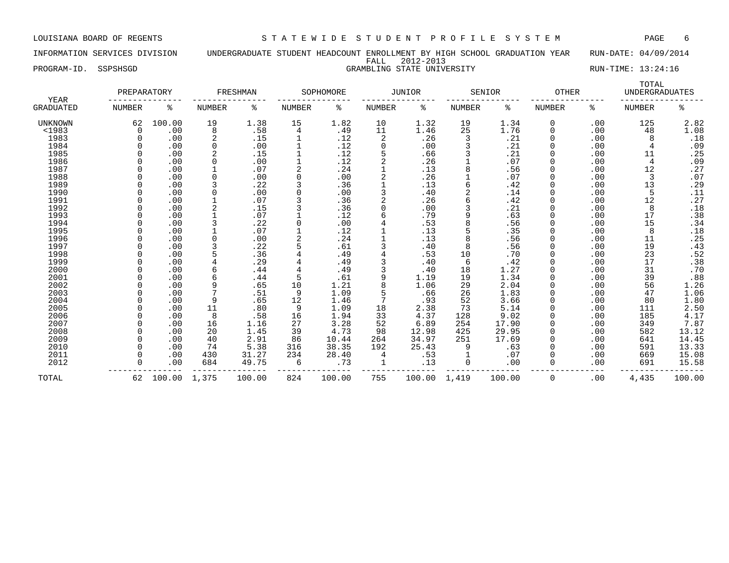LOUISIANA BOARD OF REGENTS — STATEWIDE STUDENT PROFILE SYSTEM

INFORMATION SERVICES DIVISION — UNDERGRADUATE STUDENT HEADCOUNT ENROLLMENT BY HIGH SCHOOL GRADUATION YEAR — RUN-DATE: 04/09/2014

FALL 2012-2013

PROGRAM-ID. SSPSHSGD — GRAMBLING STATE UNIVERSITY — RUN-TIME: 13:24:16

| YEAR | PREPARATORY | | FRESHMAN | | SOPHOMORE | | JUNIOR | | SENIOR | | OTHER | | TOTAL UNDERGRADUATES | |
|---|---|---|---|---|---|---|---|---|---|---|---|---|---|---|
| GRADUATED | NUMBER | % | NUMBER | % | NUMBER | % | NUMBER | % | NUMBER | % | NUMBER | % | NUMBER | % |
| UNKNOWN | 62 | 100.00 | 19 | 1.38 | 15 | 1.82 | 10 | 1.32 | 19 | 1.34 | 0 | .00 | 125 | 2.82 |
| <1983 | 0 | .00 | 8 | .58 | 4 | .49 | 11 | 1.46 | 25 | 1.76 | 0 | .00 | 48 | 1.08 |
| 1983 | 0 | .00 | 2 | .15 | 1 | .12 | 2 | .26 | 3 | .21 | 0 | .00 | 8 | .18 |
| 1984 | 0 | .00 | 0 | .00 | 1 | .12 | 0 | .00 | 3 | .21 | 0 | .00 | 4 | .09 |
| 1985 | 0 | .00 | 2 | .15 | 1 | .12 | 5 | .66 | 3 | .21 | 0 | .00 | 11 | .25 |
| 1986 | 0 | .00 | 0 | .00 | 1 | .12 | 2 | .26 | 1 | .07 | 0 | .00 | 4 | .09 |
| 1987 | 0 | .00 | 1 | .07 | 2 | .24 | 1 | .13 | 8 | .56 | 0 | .00 | 12 | .27 |
| 1988 | 0 | .00 | 0 | .00 | 0 | .00 | 2 | .26 | 1 | .07 | 0 | .00 | 3 | .07 |
| 1989 | 0 | .00 | 3 | .22 | 3 | .36 | 1 | .13 | 6 | .42 | 0 | .00 | 13 | .29 |
| 1990 | 0 | .00 | 0 | .00 | 0 | .00 | 3 | .40 | 2 | .14 | 0 | .00 | 5 | .11 |
| 1991 | 0 | .00 | 1 | .07 | 3 | .36 | 2 | .26 | 6 | .42 | 0 | .00 | 12 | .27 |
| 1992 | 0 | .00 | 2 | .15 | 3 | .36 | 0 | .00 | 3 | .21 | 0 | .00 | 8 | .18 |
| 1993 | 0 | .00 | 1 | .07 | 1 | .12 | 6 | .79 | 9 | .63 | 0 | .00 | 17 | .38 |
| 1994 | 0 | .00 | 3 | .22 | 0 | .00 | 4 | .53 | 8 | .56 | 0 | .00 | 15 | .34 |
| 1995 | 0 | .00 | 1 | .07 | 1 | .12 | 1 | .13 | 5 | .35 | 0 | .00 | 8 | .18 |
| 1996 | 0 | .00 | 0 | .00 | 2 | .24 | 1 | .13 | 8 | .56 | 0 | .00 | 11 | .25 |
| 1997 | 0 | .00 | 3 | .22 | 5 | .61 | 3 | .40 | 8 | .56 | 0 | .00 | 19 | .43 |
| 1998 | 0 | .00 | 5 | .36 | 4 | .49 | 4 | .53 | 10 | .70 | 0 | .00 | 23 | .52 |
| 1999 | 0 | .00 | 4 | .29 | 4 | .49 | 3 | .40 | 6 | .42 | 0 | .00 | 17 | .38 |
| 2000 | 0 | .00 | 6 | .44 | 4 | .49 | 3 | .40 | 18 | 1.27 | 0 | .00 | 31 | .70 |
| 2001 | 0 | .00 | 6 | .44 | 5 | .61 | 9 | 1.19 | 19 | 1.34 | 0 | .00 | 39 | .88 |
| 2002 | 0 | .00 | 9 | .65 | 10 | 1.21 | 8 | 1.06 | 29 | 2.04 | 0 | .00 | 56 | 1.26 |
| 2003 | 0 | .00 | 7 | .51 | 9 | 1.09 | 5 | .66 | 26 | 1.83 | 0 | .00 | 47 | 1.06 |
| 2004 | 0 | .00 | 9 | .65 | 12 | 1.46 | 7 | .93 | 52 | 3.66 | 0 | .00 | 80 | 1.80 |
| 2005 | 0 | .00 | 11 | .80 | 9 | 1.09 | 18 | 2.38 | 73 | 5.14 | 0 | .00 | 111 | 2.50 |
| 2006 | 0 | .00 | 8 | .58 | 16 | 1.94 | 33 | 4.37 | 128 | 9.02 | 0 | .00 | 185 | 4.17 |
| 2007 | 0 | .00 | 16 | 1.16 | 27 | 3.28 | 52 | 6.89 | 254 | 17.90 | 0 | .00 | 349 | 7.87 |
| 2008 | 0 | .00 | 20 | 1.45 | 39 | 4.73 | 98 | 12.98 | 425 | 29.95 | 0 | .00 | 582 | 13.12 |
| 2009 | 0 | .00 | 40 | 2.91 | 86 | 10.44 | 264 | 34.97 | 251 | 17.69 | 0 | .00 | 641 | 14.45 |
| 2010 | 0 | .00 | 74 | 5.38 | 316 | 38.35 | 192 | 25.43 | 9 | .63 | 0 | .00 | 591 | 13.33 |
| 2011 | 0 | .00 | 430 | 31.27 | 234 | 28.40 | 4 | .53 | 1 | .07 | 0 | .00 | 669 | 15.08 |
| 2012 | 0 | .00 | 684 | 49.75 | 6 | .73 | 1 | .13 | 0 | .00 | 0 | .00 | 691 | 15.58 |
| TOTAL | 62 | 100.00 | 1,375 | 100.00 | 824 | 100.00 | 755 | 100.00 | 1,419 | 100.00 | 0 | .00 | 4,435 | 100.00 |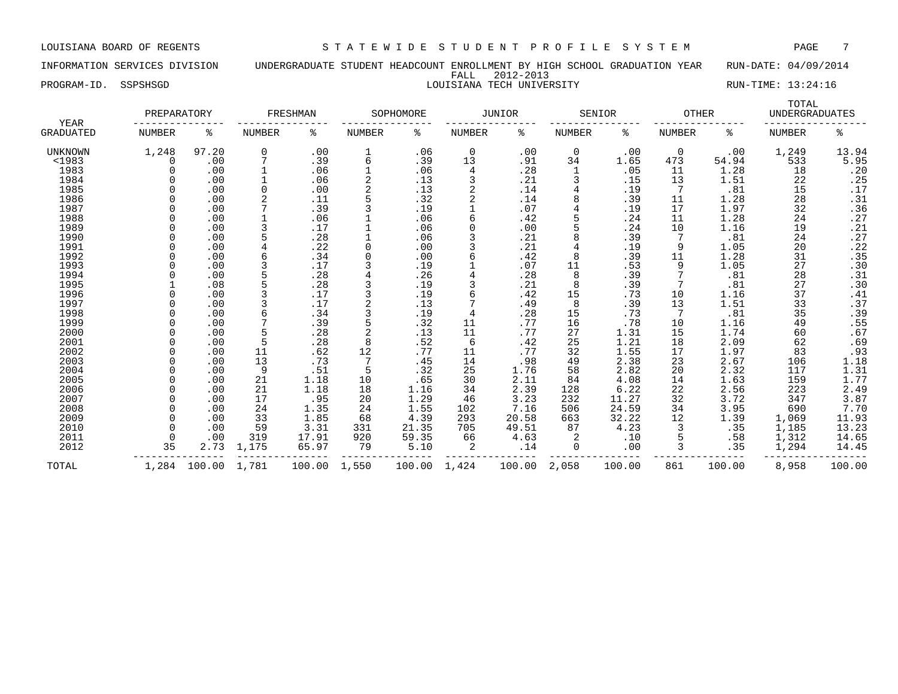LOUISIANA BOARD OF REGENTS — STATEWIDE STUDENT PROFILE SYSTEM

INFORMATION SERVICES DIVISION — UNDERGRADUATE STUDENT HEADCOUNT ENROLLMENT BY HIGH SCHOOL GRADUATION YEAR — RUN-DATE: 04/09/2014

FALL 2012-2013

PROGRAM-ID. SSPSHSGD — LOUISIANA TECH UNIVERSITY — RUN-TIME: 13:24:16

| YEAR GRADUATED | PREPARATORY NUMBER | PREPARATORY % | FRESHMAN NUMBER | FRESHMAN % | SOPHOMORE NUMBER | SOPHOMORE % | JUNIOR NUMBER | JUNIOR % | SENIOR NUMBER | SENIOR % | OTHER NUMBER | OTHER % | TOTAL UNDERGRADUATES NUMBER | TOTAL UNDERGRADUATES % |
|---|---|---|---|---|---|---|---|---|---|---|---|---|---|---|
| UNKNOWN | 1,248 | 97.20 | 0 | .00 | 1 | .06 | 0 | .00 | 0 | .00 | 0 | .00 | 1,249 | 13.94 |
| <1983 | 0 | .00 | 7 | .39 | 6 | .39 | 13 | .91 | 34 | 1.65 | 473 | 54.94 | 533 | 5.95 |
| 1983 | 0 | .00 | 1 | .06 | 1 | .06 | 4 | .28 | 1 | .05 | 11 | 1.28 | 18 | .20 |
| 1984 | 0 | .00 | 1 | .06 | 2 | .13 | 3 | .21 | 3 | .15 | 13 | 1.51 | 22 | .25 |
| 1985 | 0 | .00 | 0 | .00 | 2 | .13 | 2 | .14 | 4 | .19 | 7 | .81 | 15 | .17 |
| 1986 | 0 | .00 | 2 | .11 | 5 | .32 | 2 | .14 | 8 | .39 | 11 | 1.28 | 28 | .31 |
| 1987 | 0 | .00 | 7 | .39 | 3 | .19 | 1 | .07 | 4 | .19 | 17 | 1.97 | 32 | .36 |
| 1988 | 0 | .00 | 1 | .06 | 1 | .06 | 6 | .42 | 5 | .24 | 11 | 1.28 | 24 | .27 |
| 1989 | 0 | .00 | 3 | .17 | 1 | .06 | 0 | .00 | 5 | .24 | 10 | 1.16 | 19 | .21 |
| 1990 | 0 | .00 | 5 | .28 | 1 | .06 | 3 | .21 | 8 | .39 | 7 | .81 | 24 | .27 |
| 1991 | 0 | .00 | 4 | .22 | 0 | .00 | 3 | .21 | 4 | .19 | 9 | 1.05 | 20 | .22 |
| 1992 | 0 | .00 | 6 | .34 | 0 | .00 | 6 | .42 | 8 | .39 | 11 | 1.28 | 31 | .35 |
| 1993 | 0 | .00 | 3 | .17 | 3 | .19 | 1 | .07 | 11 | .53 | 9 | 1.05 | 27 | .30 |
| 1994 | 0 | .00 | 5 | .28 | 4 | .26 | 4 | .28 | 8 | .39 | 7 | .81 | 28 | .31 |
| 1995 | 1 | .08 | 5 | .28 | 3 | .19 | 3 | .21 | 8 | .39 | 7 | .81 | 27 | .30 |
| 1996 | 0 | .00 | 3 | .17 | 3 | .19 | 6 | .42 | 15 | .73 | 10 | 1.16 | 37 | .41 |
| 1997 | 0 | .00 | 3 | .17 | 2 | .13 | 7 | .49 | 8 | .39 | 13 | 1.51 | 33 | .37 |
| 1998 | 0 | .00 | 6 | .34 | 3 | .19 | 4 | .28 | 15 | .73 | 7 | .81 | 35 | .39 |
| 1999 | 0 | .00 | 7 | .39 | 5 | .32 | 11 | .77 | 16 | .78 | 10 | 1.16 | 49 | .55 |
| 2000 | 0 | .00 | 5 | .28 | 2 | .13 | 11 | .77 | 27 | 1.31 | 15 | 1.74 | 60 | .67 |
| 2001 | 0 | .00 | 5 | .28 | 8 | .52 | 6 | .42 | 25 | 1.21 | 18 | 2.09 | 62 | .69 |
| 2002 | 0 | .00 | 11 | .62 | 12 | .77 | 11 | .77 | 32 | 1.55 | 17 | 1.97 | 83 | .93 |
| 2003 | 0 | .00 | 13 | .73 | 7 | .45 | 14 | .98 | 49 | 2.38 | 23 | 2.67 | 106 | 1.18 |
| 2004 | 0 | .00 | 9 | .51 | 5 | .32 | 25 | 1.76 | 58 | 2.82 | 20 | 2.32 | 117 | 1.31 |
| 2005 | 0 | .00 | 21 | 1.18 | 10 | .65 | 30 | 2.11 | 84 | 4.08 | 14 | 1.63 | 159 | 1.77 |
| 2006 | 0 | .00 | 21 | 1.18 | 18 | 1.16 | 34 | 2.39 | 128 | 6.22 | 22 | 2.56 | 223 | 2.49 |
| 2007 | 0 | .00 | 17 | .95 | 20 | 1.29 | 46 | 3.23 | 232 | 11.27 | 32 | 3.72 | 347 | 3.87 |
| 2008 | 0 | .00 | 24 | 1.35 | 24 | 1.55 | 102 | 7.16 | 506 | 24.59 | 34 | 3.95 | 690 | 7.70 |
| 2009 | 0 | .00 | 33 | 1.85 | 68 | 4.39 | 293 | 20.58 | 663 | 32.22 | 12 | 1.39 | 1,069 | 11.93 |
| 2010 | 0 | .00 | 59 | 3.31 | 331 | 21.35 | 705 | 49.51 | 87 | 4.23 | 3 | .35 | 1,185 | 13.23 |
| 2011 | 0 | .00 | 319 | 17.91 | 920 | 59.35 | 66 | 4.63 | 2 | .10 | 5 | .58 | 1,312 | 14.65 |
| 2012 | 35 | 2.73 | 1,175 | 65.97 | 79 | 5.10 | 2 | .14 | 0 | .00 | 3 | .35 | 1,294 | 14.45 |
| TOTAL | 1,284 | 100.00 | 1,781 | 100.00 | 1,550 | 100.00 | 1,424 | 100.00 | 2,058 | 100.00 | 861 | 100.00 | 8,958 | 100.00 |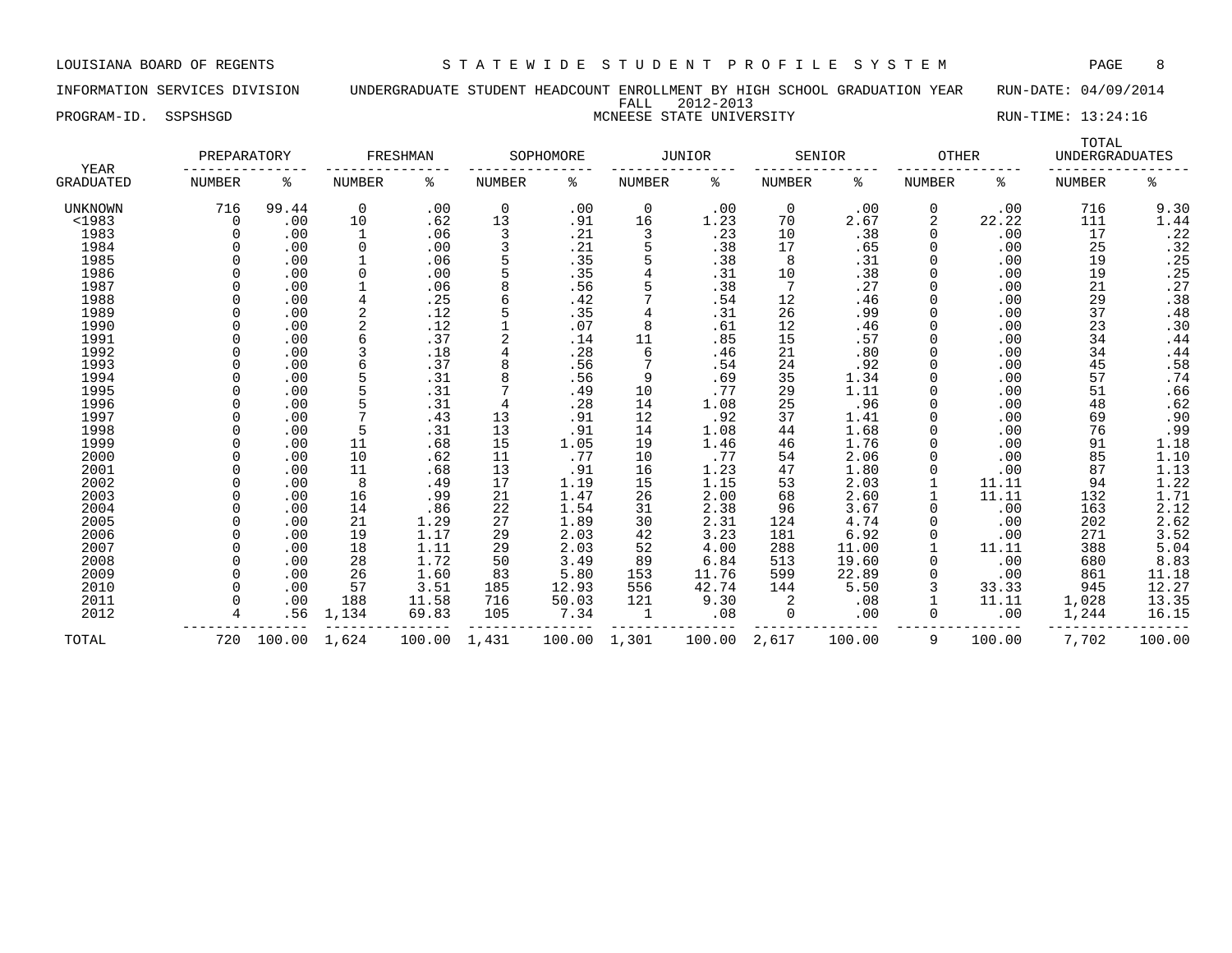LOUISIANA BOARD OF REGENTS — STATEWIDE STUDENT PROFILE SYSTEM

INFORMATION SERVICES DIVISION — UNDERGRADUATE STUDENT HEADCOUNT ENROLLMENT BY HIGH SCHOOL GRADUATION YEAR — RUN-DATE: 04/09/2014

FALL 2012-2013

PROGRAM-ID. SSPSHSGD — MCNEESE STATE UNIVERSITY — RUN-TIME: 13:24:16

| YEAR | PREPARATORY | | FRESHMAN | | SOPHOMORE | | JUNIOR | | SENIOR | | OTHER | | TOTAL UNDERGRADUATES | |
|---|---|---|---|---|---|---|---|---|---|---|---|---|---|---|
| GRADUATED | NUMBER | % | NUMBER | % | NUMBER | % | NUMBER | % | NUMBER | % | NUMBER | % | NUMBER | % |
| UNKNOWN | 716 | 99.44 | 0 | .00 | 0 | .00 | 0 | .00 | 0 | .00 | 0 | .00 | 716 | 9.30 |
| <1983 | 0 | .00 | 10 | .62 | 13 | .91 | 16 | 1.23 | 70 | 2.67 | 2 | 22.22 | 111 | 1.44 |
| 1983 | 0 | .00 | 1 | .06 | 3 | .21 | 3 | .23 | 10 | .38 | 0 | .00 | 17 | .22 |
| 1984 | 0 | .00 | 0 | .00 | 3 | .21 | 5 | .38 | 17 | .65 | 0 | .00 | 25 | .32 |
| 1985 | 0 | .00 | 1 | .06 | 5 | .35 | 5 | .38 | 8 | .31 | 0 | .00 | 19 | .25 |
| 1986 | 0 | .00 | 0 | .00 | 5 | .35 | 4 | .31 | 10 | .38 | 0 | .00 | 19 | .25 |
| 1987 | 0 | .00 | 1 | .06 | 8 | .56 | 5 | .38 | 7 | .27 | 0 | .00 | 21 | .27 |
| 1988 | 0 | .00 | 4 | .25 | 6 | .42 | 7 | .54 | 12 | .46 | 0 | .00 | 29 | .38 |
| 1989 | 0 | .00 | 2 | .12 | 5 | .35 | 4 | .31 | 26 | .99 | 0 | .00 | 37 | .48 |
| 1990 | 0 | .00 | 2 | .12 | 1 | .07 | 8 | .61 | 12 | .46 | 0 | .00 | 23 | .30 |
| 1991 | 0 | .00 | 6 | .37 | 2 | .14 | 11 | .85 | 15 | .57 | 0 | .00 | 34 | .44 |
| 1992 | 0 | .00 | 3 | .18 | 4 | .28 | 6 | .46 | 21 | .80 | 0 | .00 | 34 | .44 |
| 1993 | 0 | .00 | 6 | .37 | 8 | .56 | 7 | .54 | 24 | .92 | 0 | .00 | 45 | .58 |
| 1994 | 0 | .00 | 5 | .31 | 8 | .56 | 9 | .69 | 35 | 1.34 | 0 | .00 | 57 | .74 |
| 1995 | 0 | .00 | 5 | .31 | 7 | .49 | 10 | .77 | 29 | 1.11 | 0 | .00 | 51 | .66 |
| 1996 | 0 | .00 | 5 | .31 | 4 | .28 | 14 | 1.08 | 25 | .96 | 0 | .00 | 48 | .62 |
| 1997 | 0 | .00 | 7 | .43 | 13 | .91 | 12 | .92 | 37 | 1.41 | 0 | .00 | 69 | .90 |
| 1998 | 0 | .00 | 5 | .31 | 13 | .91 | 14 | 1.08 | 44 | 1.68 | 0 | .00 | 76 | .99 |
| 1999 | 0 | .00 | 11 | .68 | 15 | 1.05 | 19 | 1.46 | 46 | 1.76 | 0 | .00 | 91 | 1.18 |
| 2000 | 0 | .00 | 10 | .62 | 11 | .77 | 10 | .77 | 54 | 2.06 | 0 | .00 | 85 | 1.10 |
| 2001 | 0 | .00 | 11 | .68 | 13 | .91 | 16 | 1.23 | 47 | 1.80 | 0 | .00 | 87 | 1.13 |
| 2002 | 0 | .00 | 8 | .49 | 17 | 1.19 | 15 | 1.15 | 53 | 2.03 | 1 | 11.11 | 94 | 1.22 |
| 2003 | 0 | .00 | 16 | .99 | 21 | 1.47 | 26 | 2.00 | 68 | 2.60 | 1 | 11.11 | 132 | 1.71 |
| 2004 | 0 | .00 | 14 | .86 | 22 | 1.54 | 31 | 2.38 | 96 | 3.67 | 0 | .00 | 163 | 2.12 |
| 2005 | 0 | .00 | 21 | 1.29 | 27 | 1.89 | 30 | 2.31 | 124 | 4.74 | 0 | .00 | 202 | 2.62 |
| 2006 | 0 | .00 | 19 | 1.17 | 29 | 2.03 | 42 | 3.23 | 181 | 6.92 | 0 | .00 | 271 | 3.52 |
| 2007 | 0 | .00 | 18 | 1.11 | 29 | 2.03 | 52 | 4.00 | 288 | 11.00 | 1 | 11.11 | 388 | 5.04 |
| 2008 | 0 | .00 | 28 | 1.72 | 50 | 3.49 | 89 | 6.84 | 513 | 19.60 | 0 | .00 | 680 | 8.83 |
| 2009 | 0 | .00 | 26 | 1.60 | 83 | 5.80 | 153 | 11.76 | 599 | 22.89 | 0 | .00 | 861 | 11.18 |
| 2010 | 0 | .00 | 57 | 3.51 | 185 | 12.93 | 556 | 42.74 | 144 | 5.50 | 3 | 33.33 | 945 | 12.27 |
| 2011 | 0 | .00 | 188 | 11.58 | 716 | 50.03 | 121 | 9.30 | 2 | .08 | 1 | 11.11 | 1,028 | 13.35 |
| 2012 | 4 | .56 | 1,134 | 69.83 | 105 | 7.34 | 1 | .08 | 0 | .00 | 0 | .00 | 1,244 | 16.15 |
| TOTAL | 720 | 100.00 | 1,624 | 100.00 | 1,431 | 100.00 | 1,301 | 100.00 | 2,617 | 100.00 | 9 | 100.00 | 7,702 | 100.00 |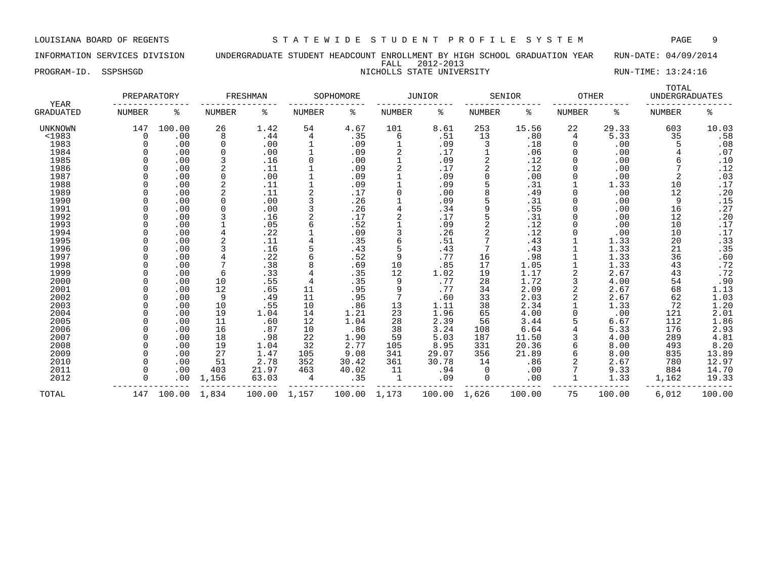LOUISIANA BOARD OF REGENTS — STATEWIDE STUDENT PROFILE SYSTEM

INFORMATION SERVICES DIVISION — UNDERGRADUATE STUDENT HEADCOUNT ENROLLMENT BY HIGH SCHOOL GRADUATION YEAR — RUN-DATE: 04/09/2014

FALL 2012-2013

PROGRAM-ID. SSPSHSGD — NICHOLLS STATE UNIVERSITY — RUN-TIME: 13:24:16

| YEAR | PREPARATORY | | FRESHMAN | | SOPHOMORE | | JUNIOR | | SENIOR | | OTHER | | TOTAL UNDERGRADUATES | |
|---|---|---|---|---|---|---|---|---|---|---|---|---|---|---|
| GRADUATED | NUMBER | % | NUMBER | % | NUMBER | % | NUMBER | % | NUMBER | % | NUMBER | % | NUMBER | % |
| UNKNOWN | 147 | 100.00 | 26 | 1.42 | 54 | 4.67 | 101 | 8.61 | 253 | 15.56 | 22 | 29.33 | 603 | 10.03 |
| <1983 | 0 | .00 | 8 | .44 | 4 | .35 | 6 | .51 | 13 | .80 | 4 | 5.33 | 35 | .58 |
| 1983 | 0 | .00 | 0 | .00 | 1 | .09 | 1 | .09 | 3 | .18 | 0 | .00 | 5 | .08 |
| 1984 | 0 | .00 | 0 | .00 | 1 | .09 | 2 | .17 | 1 | .06 | 0 | .00 | 4 | .07 |
| 1985 | 0 | .00 | 3 | .16 | 0 | .00 | 1 | .09 | 2 | .12 | 0 | .00 | 6 | .10 |
| 1986 | 0 | .00 | 2 | .11 | 1 | .09 | 2 | .17 | 2 | .12 | 0 | .00 | 7 | .12 |
| 1987 | 0 | .00 | 0 | .00 | 1 | .09 | 1 | .09 | 0 | .00 | 0 | .00 | 2 | .03 |
| 1988 | 0 | .00 | 2 | .11 | 1 | .09 | 1 | .09 | 5 | .31 | 1 | 1.33 | 10 | .17 |
| 1989 | 0 | .00 | 2 | .11 | 2 | .17 | 0 | .00 | 8 | .49 | 0 | .00 | 12 | .20 |
| 1990 | 0 | .00 | 0 | .00 | 3 | .26 | 1 | .09 | 5 | .31 | 0 | .00 | 9 | .15 |
| 1991 | 0 | .00 | 0 | .00 | 3 | .26 | 4 | .34 | 9 | .55 | 0 | .00 | 16 | .27 |
| 1992 | 0 | .00 | 3 | .16 | 2 | .17 | 2 | .17 | 5 | .31 | 0 | .00 | 12 | .20 |
| 1993 | 0 | .00 | 1 | .05 | 6 | .52 | 1 | .09 | 2 | .12 | 0 | .00 | 10 | .17 |
| 1994 | 0 | .00 | 4 | .22 | 1 | .09 | 3 | .26 | 2 | .12 | 0 | .00 | 10 | .17 |
| 1995 | 0 | .00 | 2 | .11 | 4 | .35 | 6 | .51 | 7 | .43 | 1 | 1.33 | 20 | .33 |
| 1996 | 0 | .00 | 3 | .16 | 5 | .43 | 5 | .43 | 7 | .43 | 1 | 1.33 | 21 | .35 |
| 1997 | 0 | .00 | 4 | .22 | 6 | .52 | 9 | .77 | 16 | .98 | 1 | 1.33 | 36 | .60 |
| 1998 | 0 | .00 | 7 | .38 | 8 | .69 | 10 | .85 | 17 | 1.05 | 1 | 1.33 | 43 | .72 |
| 1999 | 0 | .00 | 6 | .33 | 4 | .35 | 12 | 1.02 | 19 | 1.17 | 2 | 2.67 | 43 | .72 |
| 2000 | 0 | .00 | 10 | .55 | 4 | .35 | 9 | .77 | 28 | 1.72 | 3 | 4.00 | 54 | .90 |
| 2001 | 0 | .00 | 12 | .65 | 11 | .95 | 9 | .77 | 34 | 2.09 | 2 | 2.67 | 68 | 1.13 |
| 2002 | 0 | .00 | 9 | .49 | 11 | .95 | 7 | .60 | 33 | 2.03 | 2 | 2.67 | 62 | 1.03 |
| 2003 | 0 | .00 | 10 | .55 | 10 | .86 | 13 | 1.11 | 38 | 2.34 | 1 | 1.33 | 72 | 1.20 |
| 2004 | 0 | .00 | 19 | 1.04 | 14 | 1.21 | 23 | 1.96 | 65 | 4.00 | 0 | .00 | 121 | 2.01 |
| 2005 | 0 | .00 | 11 | .60 | 12 | 1.04 | 28 | 2.39 | 56 | 3.44 | 5 | 6.67 | 112 | 1.86 |
| 2006 | 0 | .00 | 16 | .87 | 10 | .86 | 38 | 3.24 | 108 | 6.64 | 4 | 5.33 | 176 | 2.93 |
| 2007 | 0 | .00 | 18 | .98 | 22 | 1.90 | 59 | 5.03 | 187 | 11.50 | 3 | 4.00 | 289 | 4.81 |
| 2008 | 0 | .00 | 19 | 1.04 | 32 | 2.77 | 105 | 8.95 | 331 | 20.36 | 6 | 8.00 | 493 | 8.20 |
| 2009 | 0 | .00 | 27 | 1.47 | 105 | 9.08 | 341 | 29.07 | 356 | 21.89 | 6 | 8.00 | 835 | 13.89 |
| 2010 | 0 | .00 | 51 | 2.78 | 352 | 30.42 | 361 | 30.78 | 14 | .86 | 2 | 2.67 | 780 | 12.97 |
| 2011 | 0 | .00 | 403 | 21.97 | 463 | 40.02 | 11 | .94 | 0 | .00 | 7 | 9.33 | 884 | 14.70 |
| 2012 | 0 | .00 | 1,156 | 63.03 | 4 | .35 | 1 | .09 | 0 | .00 | 1 | 1.33 | 1,162 | 19.33 |
| TOTAL | 147 | 100.00 | 1,834 | 100.00 | 1,157 | 100.00 | 1,173 | 100.00 | 1,626 | 100.00 | 75 | 100.00 | 6,012 | 100.00 |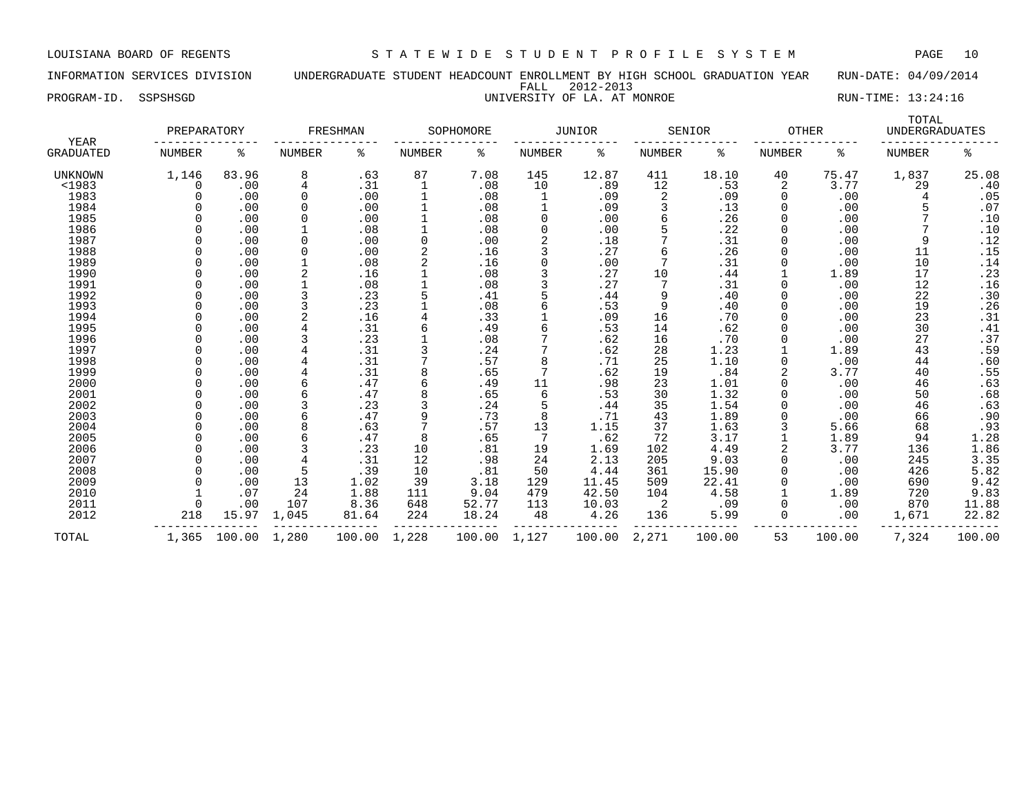LOUISIANA BOARD OF REGENTS — STATEWIDE STUDENT PROFILE SYSTEM

INFORMATION SERVICES DIVISION — UNDERGRADUATE STUDENT HEADCOUNT ENROLLMENT BY HIGH SCHOOL GRADUATION YEAR — RUN-DATE: 04/09/2014

FALL 2012-2013

PROGRAM-ID. SSPSHSGD — UNIVERSITY OF LA. AT MONROE — RUN-TIME: 13:24:16

| YEAR GRADUATED | PREPARATORY NUMBER | PREPARATORY % | FRESHMAN NUMBER | FRESHMAN % | SOPHOMORE NUMBER | SOPHOMORE % | JUNIOR NUMBER | JUNIOR % | SENIOR NUMBER | SENIOR % | OTHER NUMBER | OTHER % | TOTAL UNDERGRADUATES NUMBER | TOTAL UNDERGRADUATES % |
|---|---|---|---|---|---|---|---|---|---|---|---|---|---|---|
| UNKNOWN | 1,146 | 83.96 | 8 | .63 | 87 | 7.08 | 145 | 12.87 | 411 | 18.10 | 40 | 75.47 | 1,837 | 25.08 |
| <1983 | 0 | .00 | 4 | .31 | 1 | .08 | 10 | .89 | 12 | .53 | 2 | 3.77 | 29 | .40 |
| 1983 | 0 | .00 | 0 | .00 | 1 | .08 | 1 | .09 | 2 | .09 | 0 | .00 | 4 | .05 |
| 1984 | 0 | .00 | 0 | .00 | 1 | .08 | 1 | .09 | 3 | .13 | 0 | .00 | 5 | .07 |
| 1985 | 0 | .00 | 0 | .00 | 1 | .08 | 0 | .00 | 6 | .26 | 0 | .00 | 7 | .10 |
| 1986 | 0 | .00 | 1 | .08 | 1 | .08 | 0 | .00 | 5 | .22 | 0 | .00 | 7 | .10 |
| 1987 | 0 | .00 | 0 | .00 | 0 | .00 | 2 | .18 | 7 | .31 | 0 | .00 | 9 | .12 |
| 1988 | 0 | .00 | 0 | .00 | 2 | .16 | 3 | .27 | 6 | .26 | 0 | .00 | 11 | .15 |
| 1989 | 0 | .00 | 1 | .08 | 2 | .16 | 0 | .00 | 7 | .31 | 0 | .00 | 10 | .14 |
| 1990 | 0 | .00 | 2 | .16 | 1 | .08 | 3 | .27 | 10 | .44 | 1 | 1.89 | 17 | .23 |
| 1991 | 0 | .00 | 1 | .08 | 1 | .08 | 3 | .27 | 7 | .31 | 0 | .00 | 12 | .16 |
| 1992 | 0 | .00 | 3 | .23 | 5 | .41 | 5 | .44 | 9 | .40 | 0 | .00 | 22 | .30 |
| 1993 | 0 | .00 | 3 | .23 | 1 | .08 | 6 | .53 | 9 | .40 | 0 | .00 | 19 | .26 |
| 1994 | 0 | .00 | 2 | .16 | 4 | .33 | 1 | .09 | 16 | .70 | 0 | .00 | 23 | .31 |
| 1995 | 0 | .00 | 4 | .31 | 6 | .49 | 6 | .53 | 14 | .62 | 0 | .00 | 30 | .41 |
| 1996 | 0 | .00 | 3 | .23 | 1 | .08 | 7 | .62 | 16 | .70 | 0 | .00 | 27 | .37 |
| 1997 | 0 | .00 | 4 | .31 | 3 | .24 | 7 | .62 | 28 | 1.23 | 1 | 1.89 | 43 | .59 |
| 1998 | 0 | .00 | 4 | .31 | 7 | .57 | 8 | .71 | 25 | 1.10 | 0 | .00 | 44 | .60 |
| 1999 | 0 | .00 | 4 | .31 | 8 | .65 | 7 | .62 | 19 | .84 | 2 | 3.77 | 40 | .55 |
| 2000 | 0 | .00 | 6 | .47 | 6 | .49 | 11 | .98 | 23 | 1.01 | 0 | .00 | 46 | .63 |
| 2001 | 0 | .00 | 6 | .47 | 8 | .65 | 6 | .53 | 30 | 1.32 | 0 | .00 | 50 | .68 |
| 2002 | 0 | .00 | 3 | .23 | 3 | .24 | 5 | .44 | 35 | 1.54 | 0 | .00 | 46 | .63 |
| 2003 | 0 | .00 | 6 | .47 | 9 | .73 | 8 | .71 | 43 | 1.89 | 0 | .00 | 66 | .90 |
| 2004 | 0 | .00 | 8 | .63 | 7 | .57 | 13 | 1.15 | 37 | 1.63 | 3 | 5.66 | 68 | .93 |
| 2005 | 0 | .00 | 6 | .47 | 8 | .65 | 7 | .62 | 72 | 3.17 | 1 | 1.89 | 94 | 1.28 |
| 2006 | 0 | .00 | 3 | .23 | 10 | .81 | 19 | 1.69 | 102 | 4.49 | 2 | 3.77 | 136 | 1.86 |
| 2007 | 0 | .00 | 4 | .31 | 12 | .98 | 24 | 2.13 | 205 | 9.03 | 0 | .00 | 245 | 3.35 |
| 2008 | 0 | .00 | 5 | .39 | 10 | .81 | 50 | 4.44 | 361 | 15.90 | 0 | .00 | 426 | 5.82 |
| 2009 | 0 | .00 | 13 | 1.02 | 39 | 3.18 | 129 | 11.45 | 509 | 22.41 | 0 | .00 | 690 | 9.42 |
| 2010 | 1 | .07 | 24 | 1.88 | 111 | 9.04 | 479 | 42.50 | 104 | 4.58 | 1 | 1.89 | 720 | 9.83 |
| 2011 | 0 | .00 | 107 | 8.36 | 648 | 52.77 | 113 | 10.03 | 2 | .09 | 0 | .00 | 870 | 11.88 |
| 2012 | 218 | 15.97 | 1,045 | 81.64 | 224 | 18.24 | 48 | 4.26 | 136 | 5.99 | 0 | .00 | 1,671 | 22.82 |
| TOTAL | 1,365 | 100.00 | 1,280 | 100.00 | 1,228 | 100.00 | 1,127 | 100.00 | 2,271 | 100.00 | 53 | 100.00 | 7,324 | 100.00 |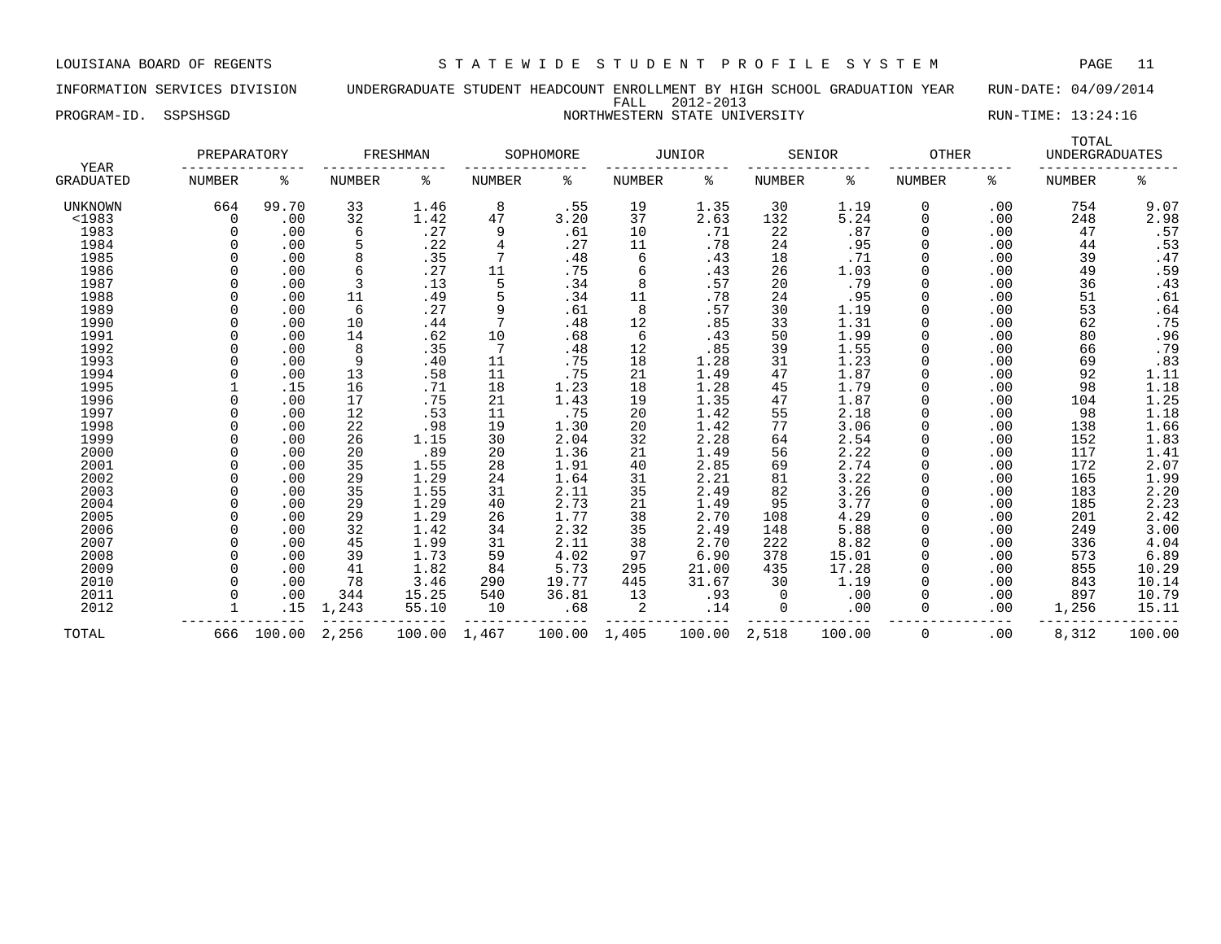LOUISIANA BOARD OF REGENTS — STATEWIDE STUDENT PROFILE SYSTEM

INFORMATION SERVICES DIVISION — UNDERGRADUATE STUDENT HEADCOUNT ENROLLMENT BY HIGH SCHOOL GRADUATION YEAR — RUN-DATE: 04/09/2014

FALL 2012-2013

PROGRAM-ID. SSPSHSGD — NORTHWESTERN STATE UNIVERSITY — RUN-TIME: 13:24:16

| YEAR | PREPARATORY | | FRESHMAN | | SOPHOMORE | | JUNIOR | | SENIOR | | OTHER | | TOTAL UNDERGRADUATES | |
|---|---|---|---|---|---|---|---|---|---|---|---|---|---|---|
| GRADUATED | NUMBER | % | NUMBER | % | NUMBER | % | NUMBER | % | NUMBER | % | NUMBER | % | NUMBER | % |
| UNKNOWN | 664 | 99.70 | 33 | 1.46 | 8 | .55 | 19 | 1.35 | 30 | 1.19 | 0 | .00 | 754 | 9.07 |
| <1983 | 0 | .00 | 32 | 1.42 | 47 | 3.20 | 37 | 2.63 | 132 | 5.24 | 0 | .00 | 248 | 2.98 |
| 1983 | 0 | .00 | 6 | .27 | 9 | .61 | 10 | .71 | 22 | .87 | 0 | .00 | 47 | .57 |
| 1984 | 0 | .00 | 5 | .22 | 4 | .27 | 11 | .78 | 24 | .95 | 0 | .00 | 44 | .53 |
| 1985 | 0 | .00 | 8 | .35 | 7 | .48 | 6 | .43 | 18 | .71 | 0 | .00 | 39 | .47 |
| 1986 | 0 | .00 | 6 | .27 | 11 | .75 | 6 | .43 | 26 | 1.03 | 0 | .00 | 49 | .59 |
| 1987 | 0 | .00 | 3 | .13 | 5 | .34 | 8 | .57 | 20 | .79 | 0 | .00 | 36 | .43 |
| 1988 | 0 | .00 | 11 | .49 | 5 | .34 | 11 | .78 | 24 | .95 | 0 | .00 | 51 | .61 |
| 1989 | 0 | .00 | 6 | .27 | 9 | .61 | 8 | .57 | 30 | 1.19 | 0 | .00 | 53 | .64 |
| 1990 | 0 | .00 | 10 | .44 | 7 | .48 | 12 | .85 | 33 | 1.31 | 0 | .00 | 62 | .75 |
| 1991 | 0 | .00 | 14 | .62 | 10 | .68 | 6 | .43 | 50 | 1.99 | 0 | .00 | 80 | .96 |
| 1992 | 0 | .00 | 8 | .35 | 7 | .48 | 12 | .85 | 39 | 1.55 | 0 | .00 | 66 | .79 |
| 1993 | 0 | .00 | 9 | .40 | 11 | .75 | 18 | 1.28 | 31 | 1.23 | 0 | .00 | 69 | .83 |
| 1994 | 0 | .00 | 13 | .58 | 11 | .75 | 21 | 1.49 | 47 | 1.87 | 0 | .00 | 92 | 1.11 |
| 1995 | 1 | .15 | 16 | .71 | 18 | 1.23 | 18 | 1.28 | 45 | 1.79 | 0 | .00 | 98 | 1.18 |
| 1996 | 0 | .00 | 17 | .75 | 21 | 1.43 | 19 | 1.35 | 47 | 1.87 | 0 | .00 | 104 | 1.25 |
| 1997 | 0 | .00 | 12 | .53 | 11 | .75 | 20 | 1.42 | 55 | 2.18 | 0 | .00 | 98 | 1.18 |
| 1998 | 0 | .00 | 22 | .98 | 19 | 1.30 | 20 | 1.42 | 77 | 3.06 | 0 | .00 | 138 | 1.66 |
| 1999 | 0 | .00 | 26 | 1.15 | 30 | 2.04 | 32 | 2.28 | 64 | 2.54 | 0 | .00 | 152 | 1.83 |
| 2000 | 0 | .00 | 20 | .89 | 20 | 1.36 | 21 | 1.49 | 56 | 2.22 | 0 | .00 | 117 | 1.41 |
| 2001 | 0 | .00 | 35 | 1.55 | 28 | 1.91 | 40 | 2.85 | 69 | 2.74 | 0 | .00 | 172 | 2.07 |
| 2002 | 0 | .00 | 29 | 1.29 | 24 | 1.64 | 31 | 2.21 | 81 | 3.22 | 0 | .00 | 165 | 1.99 |
| 2003 | 0 | .00 | 35 | 1.55 | 31 | 2.11 | 35 | 2.49 | 82 | 3.26 | 0 | .00 | 183 | 2.20 |
| 2004 | 0 | .00 | 29 | 1.29 | 40 | 2.73 | 21 | 1.49 | 95 | 3.77 | 0 | .00 | 185 | 2.23 |
| 2005 | 0 | .00 | 29 | 1.29 | 26 | 1.77 | 38 | 2.70 | 108 | 4.29 | 0 | .00 | 201 | 2.42 |
| 2006 | 0 | .00 | 32 | 1.42 | 34 | 2.32 | 35 | 2.49 | 148 | 5.88 | 0 | .00 | 249 | 3.00 |
| 2007 | 0 | .00 | 45 | 1.99 | 31 | 2.11 | 38 | 2.70 | 222 | 8.82 | 0 | .00 | 336 | 4.04 |
| 2008 | 0 | .00 | 39 | 1.73 | 59 | 4.02 | 97 | 6.90 | 378 | 15.01 | 0 | .00 | 573 | 6.89 |
| 2009 | 0 | .00 | 41 | 1.82 | 84 | 5.73 | 295 | 21.00 | 435 | 17.28 | 0 | .00 | 855 | 10.29 |
| 2010 | 0 | .00 | 78 | 3.46 | 290 | 19.77 | 445 | 31.67 | 30 | 1.19 | 0 | .00 | 843 | 10.14 |
| 2011 | 0 | .00 | 344 | 15.25 | 540 | 36.81 | 13 | .93 | 0 | .00 | 0 | .00 | 897 | 10.79 |
| 2012 | 1 | .15 | 1,243 | 55.10 | 10 | .68 | 2 | .14 | 0 | .00 | 0 | .00 | 1,256 | 15.11 |
| TOTAL | 666 | 100.00 | 2,256 | 100.00 | 1,467 | 100.00 | 1,405 | 100.00 | 2,518 | 100.00 | 0 | .00 | 8,312 | 100.00 |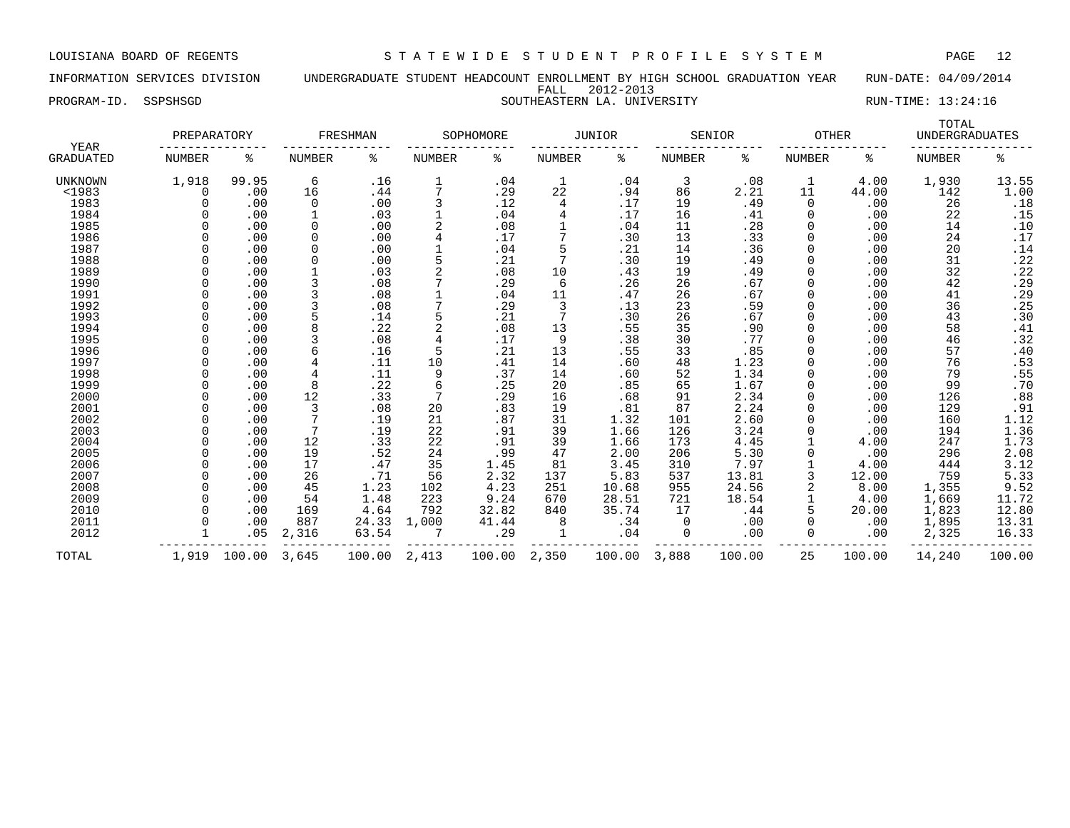LOUISIANA BOARD OF REGENTS — STATEWIDE STUDENT PROFILE SYSTEM

INFORMATION SERVICES DIVISION — UNDERGRADUATE STUDENT HEADCOUNT ENROLLMENT BY HIGH SCHOOL GRADUATION YEAR — RUN-DATE: 04/09/2014

FALL 2012-2013

PROGRAM-ID. SSPSHSGD — SOUTHEASTERN LA. UNIVERSITY — RUN-TIME: 13:24:16

| YEAR GRADUATED | PREPARATORY NUMBER | PREPARATORY % | FRESHMAN NUMBER | FRESHMAN % | SOPHOMORE NUMBER | SOPHOMORE % | JUNIOR NUMBER | JUNIOR % | SENIOR NUMBER | SENIOR % | OTHER NUMBER | OTHER % | TOTAL UNDERGRADUATES NUMBER | TOTAL UNDERGRADUATES % |
|---|---|---|---|---|---|---|---|---|---|---|---|---|---|---|
| UNKNOWN | 1,918 | 99.95 | 6 | .16 | 1 | .04 | 1 | .04 | 3 | .08 | 1 | 4.00 | 1,930 | 13.55 |
| <1983 | 0 | .00 | 16 | .44 | 7 | .29 | 22 | .94 | 86 | 2.21 | 11 | 44.00 | 142 | 1.00 |
| 1983 | 0 | .00 | 0 | .00 | 3 | .12 | 4 | .17 | 19 | .49 | 0 | .00 | 26 | .18 |
| 1984 | 0 | .00 | 1 | .03 | 1 | .04 | 4 | .17 | 16 | .41 | 0 | .00 | 22 | .15 |
| 1985 | 0 | .00 | 0 | .00 | 2 | .08 | 1 | .04 | 11 | .28 | 0 | .00 | 14 | .10 |
| 1986 | 0 | .00 | 0 | .00 | 4 | .17 | 7 | .30 | 13 | .33 | 0 | .00 | 24 | .17 |
| 1987 | 0 | .00 | 0 | .00 | 1 | .04 | 5 | .21 | 14 | .36 | 0 | .00 | 20 | .14 |
| 1988 | 0 | .00 | 0 | .00 | 5 | .21 | 7 | .30 | 19 | .49 | 0 | .00 | 31 | .22 |
| 1989 | 0 | .00 | 1 | .03 | 2 | .08 | 10 | .43 | 19 | .49 | 0 | .00 | 32 | .22 |
| 1990 | 0 | .00 | 3 | .08 | 7 | .29 | 6 | .26 | 26 | .67 | 0 | .00 | 42 | .29 |
| 1991 | 0 | .00 | 3 | .08 | 1 | .04 | 11 | .47 | 26 | .67 | 0 | .00 | 41 | .29 |
| 1992 | 0 | .00 | 3 | .08 | 7 | .29 | 3 | .13 | 23 | .59 | 0 | .00 | 36 | .25 |
| 1993 | 0 | .00 | 5 | .14 | 5 | .21 | 7 | .30 | 26 | .67 | 0 | .00 | 43 | .30 |
| 1994 | 0 | .00 | 8 | .22 | 2 | .08 | 13 | .55 | 35 | .90 | 0 | .00 | 58 | .41 |
| 1995 | 0 | .00 | 3 | .08 | 4 | .17 | 9 | .38 | 30 | .77 | 0 | .00 | 46 | .32 |
| 1996 | 0 | .00 | 6 | .16 | 5 | .21 | 13 | .55 | 33 | .85 | 0 | .00 | 57 | .40 |
| 1997 | 0 | .00 | 4 | .11 | 10 | .41 | 14 | .60 | 48 | 1.23 | 0 | .00 | 76 | .53 |
| 1998 | 0 | .00 | 4 | .11 | 9 | .37 | 14 | .60 | 52 | 1.34 | 0 | .00 | 79 | .55 |
| 1999 | 0 | .00 | 8 | .22 | 6 | .25 | 20 | .85 | 65 | 1.67 | 0 | .00 | 99 | .70 |
| 2000 | 0 | .00 | 12 | .33 | 7 | .29 | 16 | .68 | 91 | 2.34 | 0 | .00 | 126 | .88 |
| 2001 | 0 | .00 | 3 | .08 | 20 | .83 | 19 | .81 | 87 | 2.24 | 0 | .00 | 129 | .91 |
| 2002 | 0 | .00 | 7 | .19 | 21 | .87 | 31 | 1.32 | 101 | 2.60 | 0 | .00 | 160 | 1.12 |
| 2003 | 0 | .00 | 7 | .19 | 22 | .91 | 39 | 1.66 | 126 | 3.24 | 0 | .00 | 194 | 1.36 |
| 2004 | 0 | .00 | 12 | .33 | 22 | .91 | 39 | 1.66 | 173 | 4.45 | 1 | 4.00 | 247 | 1.73 |
| 2005 | 0 | .00 | 19 | .52 | 24 | .99 | 47 | 2.00 | 206 | 5.30 | 0 | .00 | 296 | 2.08 |
| 2006 | 0 | .00 | 17 | .47 | 35 | 1.45 | 81 | 3.45 | 310 | 7.97 | 1 | 4.00 | 444 | 3.12 |
| 2007 | 0 | .00 | 26 | .71 | 56 | 2.32 | 137 | 5.83 | 537 | 13.81 | 3 | 12.00 | 759 | 5.33 |
| 2008 | 0 | .00 | 45 | 1.23 | 102 | 4.23 | 251 | 10.68 | 955 | 24.56 | 2 | 8.00 | 1,355 | 9.52 |
| 2009 | 0 | .00 | 54 | 1.48 | 223 | 9.24 | 670 | 28.51 | 721 | 18.54 | 1 | 4.00 | 1,669 | 11.72 |
| 2010 | 0 | .00 | 169 | 4.64 | 792 | 32.82 | 840 | 35.74 | 17 | .44 | 5 | 20.00 | 1,823 | 12.80 |
| 2011 | 0 | .00 | 887 | 24.33 | 1,000 | 41.44 | 8 | .34 | 0 | .00 | 0 | .00 | 1,895 | 13.31 |
| 2012 | 1 | .05 | 2,316 | 63.54 | 7 | .29 | 1 | .04 | 0 | .00 | 0 | .00 | 2,325 | 16.33 |
| TOTAL | 1,919 | 100.00 | 3,645 | 100.00 | 2,413 | 100.00 | 2,350 | 100.00 | 3,888 | 100.00 | 25 | 100.00 | 14,240 | 100.00 |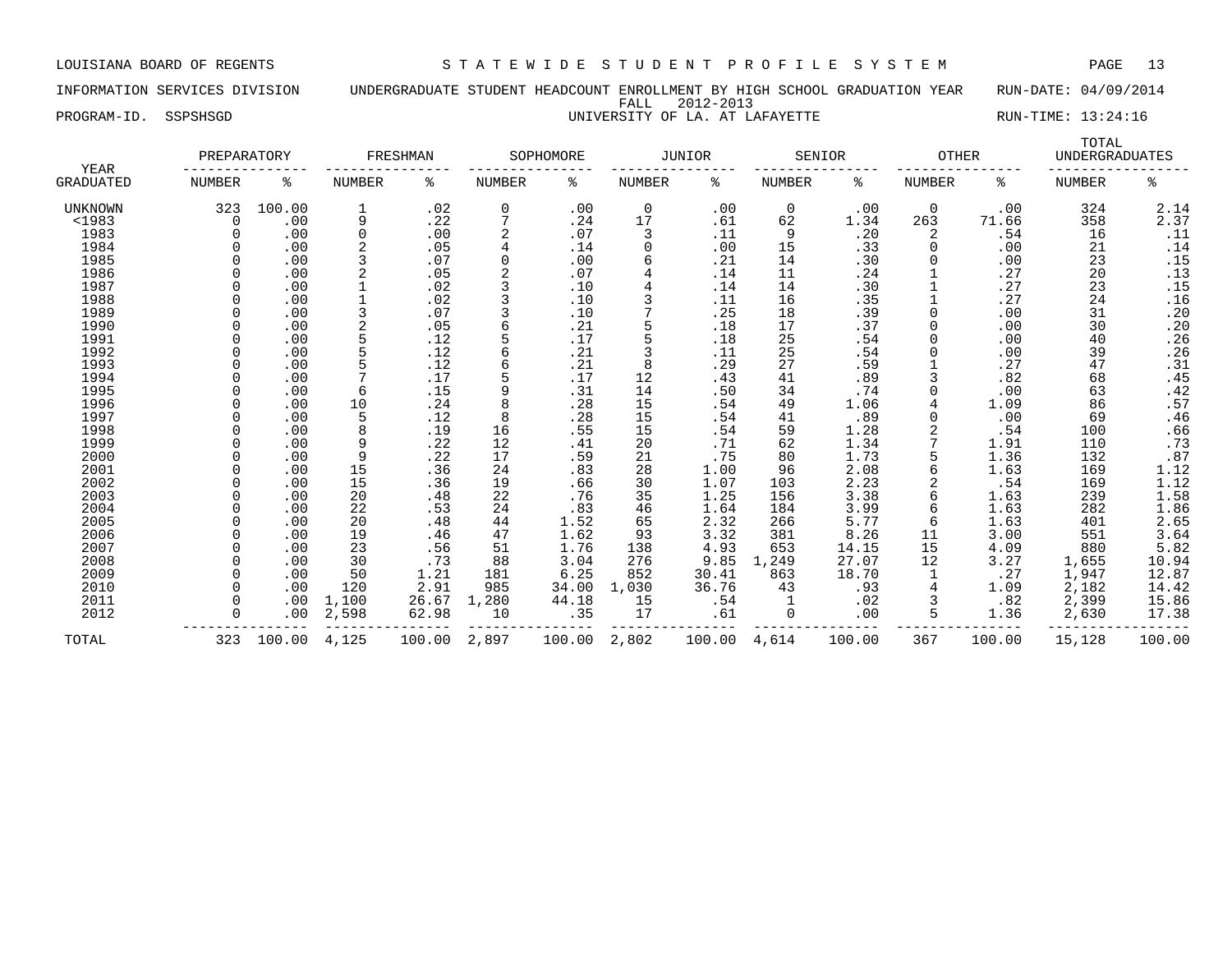LOUISIANA BOARD OF REGENTS — STATEWIDE STUDENT PROFILE SYSTEM

INFORMATION SERVICES DIVISION — UNDERGRADUATE STUDENT HEADCOUNT ENROLLMENT BY HIGH SCHOOL GRADUATION YEAR — RUN-DATE: 04/09/2014

FALL 2012-2013

PROGRAM-ID. SSPSHSGD — UNIVERSITY OF LA. AT LAFAYETTE — RUN-TIME: 13:24:16

| YEAR GRADUATED | PREPARATORY NUMBER | PREPARATORY % | FRESHMAN NUMBER | FRESHMAN % | SOPHOMORE NUMBER | SOPHOMORE % | JUNIOR NUMBER | JUNIOR % | SENIOR NUMBER | SENIOR % | OTHER NUMBER | OTHER % | TOTAL UNDERGRADUATES NUMBER | TOTAL UNDERGRADUATES % |
|---|---|---|---|---|---|---|---|---|---|---|---|---|---|---|
| UNKNOWN | 323 | 100.00 | 1 | .02 | 0 | .00 | 0 | .00 | 0 | .00 | 0 | .00 | 324 | 2.14 |
| <1983 | 0 | .00 | 9 | .22 | 7 | .24 | 17 | .61 | 62 | 1.34 | 263 | 71.66 | 358 | 2.37 |
| 1983 | 0 | .00 | 0 | .00 | 2 | .07 | 3 | .11 | 9 | .20 | 2 | .54 | 16 | .11 |
| 1984 | 0 | .00 | 2 | .05 | 4 | .14 | 0 | .00 | 15 | .33 | 0 | .00 | 21 | .14 |
| 1985 | 0 | .00 | 3 | .07 | 0 | .00 | 6 | .21 | 14 | .30 | 0 | .00 | 23 | .15 |
| 1986 | 0 | .00 | 2 | .05 | 2 | .07 | 4 | .14 | 11 | .24 | 1 | .27 | 20 | .13 |
| 1987 | 0 | .00 | 1 | .02 | 3 | .10 | 4 | .14 | 14 | .30 | 1 | .27 | 23 | .15 |
| 1988 | 0 | .00 | 1 | .02 | 3 | .10 | 3 | .11 | 16 | .35 | 1 | .27 | 24 | .16 |
| 1989 | 0 | .00 | 3 | .07 | 3 | .10 | 7 | .25 | 18 | .39 | 0 | .00 | 31 | .20 |
| 1990 | 0 | .00 | 2 | .05 | 6 | .21 | 5 | .18 | 17 | .37 | 0 | .00 | 30 | .20 |
| 1991 | 0 | .00 | 5 | .12 | 5 | .17 | 5 | .18 | 25 | .54 | 0 | .00 | 40 | .26 |
| 1992 | 0 | .00 | 5 | .12 | 6 | .21 | 3 | .11 | 25 | .54 | 0 | .00 | 39 | .26 |
| 1993 | 0 | .00 | 5 | .12 | 6 | .21 | 8 | .29 | 27 | .59 | 1 | .27 | 47 | .31 |
| 1994 | 0 | .00 | 7 | .17 | 5 | .17 | 12 | .43 | 41 | .89 | 3 | .82 | 68 | .45 |
| 1995 | 0 | .00 | 6 | .15 | 9 | .31 | 14 | .50 | 34 | .74 | 0 | .00 | 63 | .42 |
| 1996 | 0 | .00 | 10 | .24 | 8 | .28 | 15 | .54 | 49 | 1.06 | 4 | 1.09 | 86 | .57 |
| 1997 | 0 | .00 | 5 | .12 | 8 | .28 | 15 | .54 | 41 | .89 | 0 | .00 | 69 | .46 |
| 1998 | 0 | .00 | 8 | .19 | 16 | .55 | 15 | .54 | 59 | 1.28 | 2 | .54 | 100 | .66 |
| 1999 | 0 | .00 | 9 | .22 | 12 | .41 | 20 | .71 | 62 | 1.34 | 7 | 1.91 | 110 | .73 |
| 2000 | 0 | .00 | 9 | .22 | 17 | .59 | 21 | .75 | 80 | 1.73 | 5 | 1.36 | 132 | .87 |
| 2001 | 0 | .00 | 15 | .36 | 24 | .83 | 28 | 1.00 | 96 | 2.08 | 6 | 1.63 | 169 | 1.12 |
| 2002 | 0 | .00 | 15 | .36 | 19 | .66 | 30 | 1.07 | 103 | 2.23 | 2 | .54 | 169 | 1.12 |
| 2003 | 0 | .00 | 20 | .48 | 22 | .76 | 35 | 1.25 | 156 | 3.38 | 6 | 1.63 | 239 | 1.58 |
| 2004 | 0 | .00 | 22 | .53 | 24 | .83 | 46 | 1.64 | 184 | 3.99 | 6 | 1.63 | 282 | 1.86 |
| 2005 | 0 | .00 | 20 | .48 | 44 | 1.52 | 65 | 2.32 | 266 | 5.77 | 6 | 1.63 | 401 | 2.65 |
| 2006 | 0 | .00 | 19 | .46 | 47 | 1.62 | 93 | 3.32 | 381 | 8.26 | 11 | 3.00 | 551 | 3.64 |
| 2007 | 0 | .00 | 23 | .56 | 51 | 1.76 | 138 | 4.93 | 653 | 14.15 | 15 | 4.09 | 880 | 5.82 |
| 2008 | 0 | .00 | 30 | .73 | 88 | 3.04 | 276 | 9.85 | 1,249 | 27.07 | 12 | 3.27 | 1,655 | 10.94 |
| 2009 | 0 | .00 | 50 | 1.21 | 181 | 6.25 | 852 | 30.41 | 863 | 18.70 | 1 | .27 | 1,947 | 12.87 |
| 2010 | 0 | .00 | 120 | 2.91 | 985 | 34.00 | 1,030 | 36.76 | 43 | .93 | 4 | 1.09 | 2,182 | 14.42 |
| 2011 | 0 | .00 | 1,100 | 26.67 | 1,280 | 44.18 | 15 | .54 | 1 | .02 | 3 | .82 | 2,399 | 15.86 |
| 2012 | 0 | .00 | 2,598 | 62.98 | 10 | .35 | 17 | .61 | 0 | .00 | 5 | 1.36 | 2,630 | 17.38 |
| TOTAL | 323 | 100.00 | 4,125 | 100.00 | 2,897 | 100.00 | 2,802 | 100.00 | 4,614 | 100.00 | 367 | 100.00 | 15,128 | 100.00 |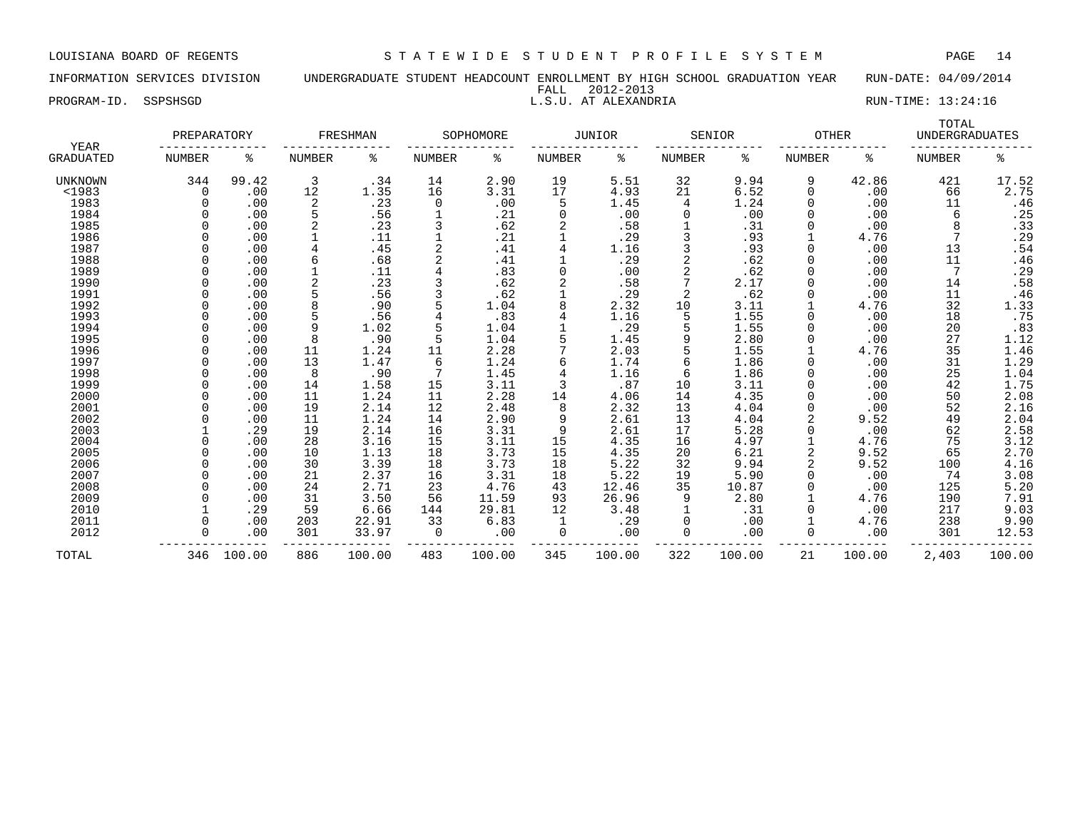LOUISIANA BOARD OF REGENTS — STATEWIDE STUDENT PROFILE SYSTEM

INFORMATION SERVICES DIVISION — UNDERGRADUATE STUDENT HEADCOUNT ENROLLMENT BY HIGH SCHOOL GRADUATION YEAR — RUN-DATE: 04/09/2014

FALL 2012-2013

PROGRAM-ID. SSPSHSGD — L.S.U. AT ALEXANDRIA — RUN-TIME: 13:24:16

| YEAR | PREPARATORY | | FRESHMAN | | SOPHOMORE | | JUNIOR | | SENIOR | | OTHER | | TOTAL UNDERGRADUATES | |
|---|---|---|---|---|---|---|---|---|---|---|---|---|---|---|
| GRADUATED | NUMBER | % | NUMBER | % | NUMBER | % | NUMBER | % | NUMBER | % | NUMBER | % | NUMBER | % |
| UNKNOWN | 344 | 99.42 | 3 | .34 | 14 | 2.90 | 19 | 5.51 | 32 | 9.94 | 9 | 42.86 | 421 | 17.52 |
| <1983 | 0 | .00 | 12 | 1.35 | 16 | 3.31 | 17 | 4.93 | 21 | 6.52 | 0 | .00 | 66 | 2.75 |
| 1983 | 0 | .00 | 2 | .23 | 0 | .00 | 5 | 1.45 | 4 | 1.24 | 0 | .00 | 11 | .46 |
| 1984 | 0 | .00 | 5 | .56 | 1 | .21 | 0 | .00 | 0 | .00 | 0 | .00 | 6 | .25 |
| 1985 | 0 | .00 | 2 | .23 | 3 | .62 | 2 | .58 | 1 | .31 | 0 | .00 | 8 | .33 |
| 1986 | 0 | .00 | 1 | .11 | 1 | .21 | 1 | .29 | 3 | .93 | 1 | 4.76 | 7 | .29 |
| 1987 | 0 | .00 | 4 | .45 | 2 | .41 | 4 | 1.16 | 3 | .93 | 0 | .00 | 13 | .54 |
| 1988 | 0 | .00 | 6 | .68 | 2 | .41 | 1 | .29 | 2 | .62 | 0 | .00 | 11 | .46 |
| 1989 | 0 | .00 | 1 | .11 | 4 | .83 | 0 | .00 | 2 | .62 | 0 | .00 | 7 | .29 |
| 1990 | 0 | .00 | 2 | .23 | 3 | .62 | 2 | .58 | 7 | 2.17 | 0 | .00 | 14 | .58 |
| 1991 | 0 | .00 | 5 | .56 | 3 | .62 | 1 | .29 | 2 | .62 | 0 | .00 | 11 | .46 |
| 1992 | 0 | .00 | 8 | .90 | 5 | 1.04 | 8 | 2.32 | 10 | 3.11 | 1 | 4.76 | 32 | 1.33 |
| 1993 | 0 | .00 | 5 | .56 | 4 | .83 | 4 | 1.16 | 5 | 1.55 | 0 | .00 | 18 | .75 |
| 1994 | 0 | .00 | 9 | 1.02 | 5 | 1.04 | 1 | .29 | 5 | 1.55 | 0 | .00 | 20 | .83 |
| 1995 | 0 | .00 | 8 | .90 | 5 | 1.04 | 5 | 1.45 | 9 | 2.80 | 0 | .00 | 27 | 1.12 |
| 1996 | 0 | .00 | 11 | 1.24 | 11 | 2.28 | 7 | 2.03 | 5 | 1.55 | 1 | 4.76 | 35 | 1.46 |
| 1997 | 0 | .00 | 13 | 1.47 | 6 | 1.24 | 6 | 1.74 | 6 | 1.86 | 0 | .00 | 31 | 1.29 |
| 1998 | 0 | .00 | 8 | .90 | 7 | 1.45 | 4 | 1.16 | 6 | 1.86 | 0 | .00 | 25 | 1.04 |
| 1999 | 0 | .00 | 14 | 1.58 | 15 | 3.11 | 3 | .87 | 10 | 3.11 | 0 | .00 | 42 | 1.75 |
| 2000 | 0 | .00 | 11 | 1.24 | 11 | 2.28 | 14 | 4.06 | 14 | 4.35 | 0 | .00 | 50 | 2.08 |
| 2001 | 0 | .00 | 19 | 2.14 | 12 | 2.48 | 8 | 2.32 | 13 | 4.04 | 0 | .00 | 52 | 2.16 |
| 2002 | 0 | .00 | 11 | 1.24 | 14 | 2.90 | 9 | 2.61 | 13 | 4.04 | 2 | 9.52 | 49 | 2.04 |
| 2003 | 1 | .29 | 19 | 2.14 | 16 | 3.31 | 9 | 2.61 | 17 | 5.28 | 0 | .00 | 62 | 2.58 |
| 2004 | 0 | .00 | 28 | 3.16 | 15 | 3.11 | 15 | 4.35 | 16 | 4.97 | 1 | 4.76 | 75 | 3.12 |
| 2005 | 0 | .00 | 10 | 1.13 | 18 | 3.73 | 15 | 4.35 | 20 | 6.21 | 2 | 9.52 | 65 | 2.70 |
| 2006 | 0 | .00 | 30 | 3.39 | 18 | 3.73 | 18 | 5.22 | 32 | 9.94 | 2 | 9.52 | 100 | 4.16 |
| 2007 | 0 | .00 | 21 | 2.37 | 16 | 3.31 | 18 | 5.22 | 19 | 5.90 | 0 | .00 | 74 | 3.08 |
| 2008 | 0 | .00 | 24 | 2.71 | 23 | 4.76 | 43 | 12.46 | 35 | 10.87 | 0 | .00 | 125 | 5.20 |
| 2009 | 0 | .00 | 31 | 3.50 | 56 | 11.59 | 93 | 26.96 | 9 | 2.80 | 1 | 4.76 | 190 | 7.91 |
| 2010 | 1 | .29 | 59 | 6.66 | 144 | 29.81 | 12 | 3.48 | 1 | .31 | 0 | .00 | 217 | 9.03 |
| 2011 | 0 | .00 | 203 | 22.91 | 33 | 6.83 | 1 | .29 | 0 | .00 | 1 | 4.76 | 238 | 9.90 |
| 2012 | 0 | .00 | 301 | 33.97 | 0 | .00 | 0 | .00 | 0 | .00 | 0 | .00 | 301 | 12.53 |
| TOTAL | 346 | 100.00 | 886 | 100.00 | 483 | 100.00 | 345 | 100.00 | 322 | 100.00 | 21 | 100.00 | 2,403 | 100.00 |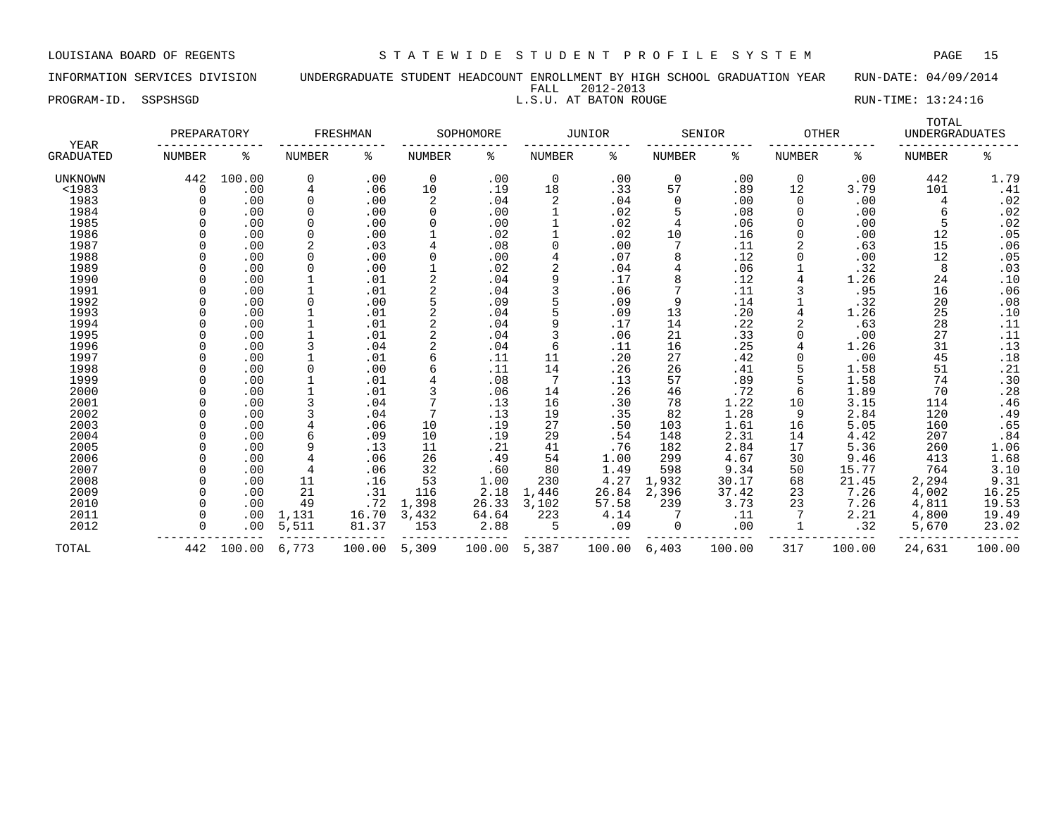LOUISIANA BOARD OF REGENTS — STATEWIDE STUDENT PROFILE SYSTEM

INFORMATION SERVICES DIVISION — UNDERGRADUATE STUDENT HEADCOUNT ENROLLMENT BY HIGH SCHOOL GRADUATION YEAR — RUN-DATE: 04/09/2014

FALL 2012-2013

PROGRAM-ID. SSPSHSGD — L.S.U. AT BATON ROUGE — RUN-TIME: 13:24:16

| YEAR | PREPARATORY | | FRESHMAN | | SOPHOMORE | | JUNIOR | | SENIOR | | OTHER | | TOTAL UNDERGRADUATES | |
|---|---|---|---|---|---|---|---|---|---|---|---|---|---|---|
| GRADUATED | NUMBER | % | NUMBER | % | NUMBER | % | NUMBER | % | NUMBER | % | NUMBER | % | NUMBER | % |
| UNKNOWN | 442 | 100.00 | 0 | .00 | 0 | .00 | 0 | .00 | 0 | .00 | 0 | .00 | 442 | 1.79 |
| <1983 | 0 | .00 | 4 | .06 | 10 | .19 | 18 | .33 | 57 | .89 | 12 | 3.79 | 101 | .41 |
| 1983 | 0 | .00 | 0 | .00 | 2 | .04 | 2 | .04 | 0 | .00 | 0 | .00 | 4 | .02 |
| 1984 | 0 | .00 | 0 | .00 | 0 | .00 | 1 | .02 | 5 | .08 | 0 | .00 | 6 | .02 |
| 1985 | 0 | .00 | 0 | .00 | 0 | .00 | 1 | .02 | 4 | .06 | 0 | .00 | 5 | .02 |
| 1986 | 0 | .00 | 0 | .00 | 1 | .02 | 1 | .02 | 10 | .16 | 0 | .00 | 12 | .05 |
| 1987 | 0 | .00 | 2 | .03 | 4 | .08 | 0 | .00 | 7 | .11 | 2 | .63 | 15 | .06 |
| 1988 | 0 | .00 | 0 | .00 | 0 | .00 | 4 | .07 | 8 | .12 | 0 | .00 | 12 | .05 |
| 1989 | 0 | .00 | 0 | .00 | 1 | .02 | 2 | .04 | 4 | .06 | 1 | .32 | 8 | .03 |
| 1990 | 0 | .00 | 1 | .01 | 2 | .04 | 9 | .17 | 8 | .12 | 4 | 1.26 | 24 | .10 |
| 1991 | 0 | .00 | 1 | .01 | 2 | .04 | 3 | .06 | 7 | .11 | 3 | .95 | 16 | .06 |
| 1992 | 0 | .00 | 0 | .00 | 5 | .09 | 5 | .09 | 9 | .14 | 1 | .32 | 20 | .08 |
| 1993 | 0 | .00 | 1 | .01 | 2 | .04 | 5 | .09 | 13 | .20 | 4 | 1.26 | 25 | .10 |
| 1994 | 0 | .00 | 1 | .01 | 2 | .04 | 9 | .17 | 14 | .22 | 2 | .63 | 28 | .11 |
| 1995 | 0 | .00 | 1 | .01 | 2 | .04 | 3 | .06 | 21 | .33 | 0 | .00 | 27 | .11 |
| 1996 | 0 | .00 | 3 | .04 | 2 | .04 | 6 | .11 | 16 | .25 | 4 | 1.26 | 31 | .13 |
| 1997 | 0 | .00 | 1 | .01 | 6 | .11 | 11 | .20 | 27 | .42 | 0 | .00 | 45 | .18 |
| 1998 | 0 | .00 | 0 | .00 | 6 | .11 | 14 | .26 | 26 | .41 | 5 | 1.58 | 51 | .21 |
| 1999 | 0 | .00 | 1 | .01 | 4 | .08 | 7 | .13 | 57 | .89 | 5 | 1.58 | 74 | .30 |
| 2000 | 0 | .00 | 1 | .01 | 3 | .06 | 14 | .26 | 46 | .72 | 6 | 1.89 | 70 | .28 |
| 2001 | 0 | .00 | 3 | .04 | 7 | .13 | 16 | .30 | 78 | 1.22 | 10 | 3.15 | 114 | .46 |
| 2002 | 0 | .00 | 3 | .04 | 7 | .13 | 19 | .35 | 82 | 1.28 | 9 | 2.84 | 120 | .49 |
| 2003 | 0 | .00 | 4 | .06 | 10 | .19 | 27 | .50 | 103 | 1.61 | 16 | 5.05 | 160 | .65 |
| 2004 | 0 | .00 | 6 | .09 | 10 | .19 | 29 | .54 | 148 | 2.31 | 14 | 4.42 | 207 | .84 |
| 2005 | 0 | .00 | 9 | .13 | 11 | .21 | 41 | .76 | 182 | 2.84 | 17 | 5.36 | 260 | 1.06 |
| 2006 | 0 | .00 | 4 | .06 | 26 | .49 | 54 | 1.00 | 299 | 4.67 | 30 | 9.46 | 413 | 1.68 |
| 2007 | 0 | .00 | 4 | .06 | 32 | .60 | 80 | 1.49 | 598 | 9.34 | 50 | 15.77 | 764 | 3.10 |
| 2008 | 0 | .00 | 11 | .16 | 53 | 1.00 | 230 | 4.27 | 1,932 | 30.17 | 68 | 21.45 | 2,294 | 9.31 |
| 2009 | 0 | .00 | 21 | .31 | 116 | 2.18 | 1,446 | 26.84 | 2,396 | 37.42 | 23 | 7.26 | 4,002 | 16.25 |
| 2010 | 0 | .00 | 49 | .72 | 1,398 | 26.33 | 3,102 | 57.58 | 239 | 3.73 | 23 | 7.26 | 4,811 | 19.53 |
| 2011 | 0 | .00 | 1,131 | 16.70 | 3,432 | 64.64 | 223 | 4.14 | 7 | .11 | 7 | 2.21 | 4,800 | 19.49 |
| 2012 | 0 | .00 | 5,511 | 81.37 | 153 | 2.88 | 5 | .09 | 0 | .00 | 1 | .32 | 5,670 | 23.02 |
| TOTAL | 442 | 100.00 | 6,773 | 100.00 | 5,309 | 100.00 | 5,387 | 100.00 | 6,403 | 100.00 | 317 | 100.00 | 24,631 | 100.00 |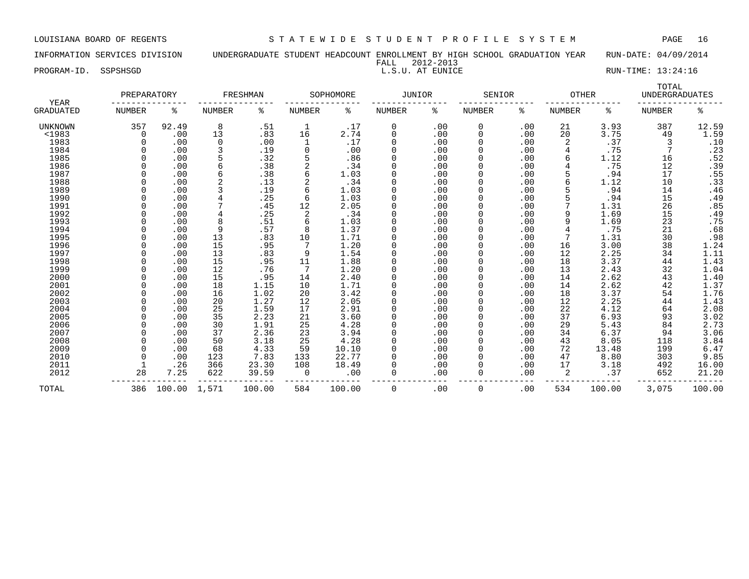LOUISIANA BOARD OF REGENTS — STATEWIDE STUDENT PROFILE SYSTEM

INFORMATION SERVICES DIVISION — UNDERGRADUATE STUDENT HEADCOUNT ENROLLMENT BY HIGH SCHOOL GRADUATION YEAR — RUN-DATE: 04/09/2014

FALL 2012-2013

PROGRAM-ID. SSPSHSGD — L.S.U. AT EUNICE — RUN-TIME: 13:24:16

| YEAR GRADUATED | PREPARATORY NUMBER | PREPARATORY % | FRESHMAN NUMBER | FRESHMAN % | SOPHOMORE NUMBER | SOPHOMORE % | JUNIOR NUMBER | JUNIOR % | SENIOR NUMBER | SENIOR % | OTHER NUMBER | OTHER % | TOTAL UNDERGRADUATES NUMBER | TOTAL UNDERGRADUATES % |
|---|---|---|---|---|---|---|---|---|---|---|---|---|---|---|
| UNKNOWN | 357 | 92.49 | 8 | .51 | 1 | .17 | 0 | .00 | 0 | .00 | 21 | 3.93 | 387 | 12.59 |
| <1983 | 0 | .00 | 13 | .83 | 16 | 2.74 | 0 | .00 | 0 | .00 | 20 | 3.75 | 49 | 1.59 |
| 1983 | 0 | .00 | 0 | .00 | 1 | .17 | 0 | .00 | 0 | .00 | 2 | .37 | 3 | .10 |
| 1984 | 0 | .00 | 3 | .19 | 0 | .00 | 0 | .00 | 0 | .00 | 4 | .75 | 7 | .23 |
| 1985 | 0 | .00 | 5 | .32 | 5 | .86 | 0 | .00 | 0 | .00 | 6 | 1.12 | 16 | .52 |
| 1986 | 0 | .00 | 6 | .38 | 2 | .34 | 0 | .00 | 0 | .00 | 4 | .75 | 12 | .39 |
| 1987 | 0 | .00 | 6 | .38 | 6 | 1.03 | 0 | .00 | 0 | .00 | 5 | .94 | 17 | .55 |
| 1988 | 0 | .00 | 2 | .13 | 2 | .34 | 0 | .00 | 0 | .00 | 6 | 1.12 | 10 | .33 |
| 1989 | 0 | .00 | 3 | .19 | 6 | 1.03 | 0 | .00 | 0 | .00 | 5 | .94 | 14 | .46 |
| 1990 | 0 | .00 | 4 | .25 | 6 | 1.03 | 0 | .00 | 0 | .00 | 5 | .94 | 15 | .49 |
| 1991 | 0 | .00 | 7 | .45 | 12 | 2.05 | 0 | .00 | 0 | .00 | 7 | 1.31 | 26 | .85 |
| 1992 | 0 | .00 | 4 | .25 | 2 | .34 | 0 | .00 | 0 | .00 | 9 | 1.69 | 15 | .49 |
| 1993 | 0 | .00 | 8 | .51 | 6 | 1.03 | 0 | .00 | 0 | .00 | 9 | 1.69 | 23 | .75 |
| 1994 | 0 | .00 | 9 | .57 | 8 | 1.37 | 0 | .00 | 0 | .00 | 4 | .75 | 21 | .68 |
| 1995 | 0 | .00 | 13 | .83 | 10 | 1.71 | 0 | .00 | 0 | .00 | 7 | 1.31 | 30 | .98 |
| 1996 | 0 | .00 | 15 | .95 | 7 | 1.20 | 0 | .00 | 0 | .00 | 16 | 3.00 | 38 | 1.24 |
| 1997 | 0 | .00 | 13 | .83 | 9 | 1.54 | 0 | .00 | 0 | .00 | 12 | 2.25 | 34 | 1.11 |
| 1998 | 0 | .00 | 15 | .95 | 11 | 1.88 | 0 | .00 | 0 | .00 | 18 | 3.37 | 44 | 1.43 |
| 1999 | 0 | .00 | 12 | .76 | 7 | 1.20 | 0 | .00 | 0 | .00 | 13 | 2.43 | 32 | 1.04 |
| 2000 | 0 | .00 | 15 | .95 | 14 | 2.40 | 0 | .00 | 0 | .00 | 14 | 2.62 | 43 | 1.40 |
| 2001 | 0 | .00 | 18 | 1.15 | 10 | 1.71 | 0 | .00 | 0 | .00 | 14 | 2.62 | 42 | 1.37 |
| 2002 | 0 | .00 | 16 | 1.02 | 20 | 3.42 | 0 | .00 | 0 | .00 | 18 | 3.37 | 54 | 1.76 |
| 2003 | 0 | .00 | 20 | 1.27 | 12 | 2.05 | 0 | .00 | 0 | .00 | 12 | 2.25 | 44 | 1.43 |
| 2004 | 0 | .00 | 25 | 1.59 | 17 | 2.91 | 0 | .00 | 0 | .00 | 22 | 4.12 | 64 | 2.08 |
| 2005 | 0 | .00 | 35 | 2.23 | 21 | 3.60 | 0 | .00 | 0 | .00 | 37 | 6.93 | 93 | 3.02 |
| 2006 | 0 | .00 | 30 | 1.91 | 25 | 4.28 | 0 | .00 | 0 | .00 | 29 | 5.43 | 84 | 2.73 |
| 2007 | 0 | .00 | 37 | 2.36 | 23 | 3.94 | 0 | .00 | 0 | .00 | 34 | 6.37 | 94 | 3.06 |
| 2008 | 0 | .00 | 50 | 3.18 | 25 | 4.28 | 0 | .00 | 0 | .00 | 43 | 8.05 | 118 | 3.84 |
| 2009 | 0 | .00 | 68 | 4.33 | 59 | 10.10 | 0 | .00 | 0 | .00 | 72 | 13.48 | 199 | 6.47 |
| 2010 | 0 | .00 | 123 | 7.83 | 133 | 22.77 | 0 | .00 | 0 | .00 | 47 | 8.80 | 303 | 9.85 |
| 2011 | 1 | .26 | 366 | 23.30 | 108 | 18.49 | 0 | .00 | 0 | .00 | 17 | 3.18 | 492 | 16.00 |
| 2012 | 28 | 7.25 | 622 | 39.59 | 0 | .00 | 0 | .00 | 0 | .00 | 2 | .37 | 652 | 21.20 |
| TOTAL | 386 | 100.00 | 1,571 | 100.00 | 584 | 100.00 | 0 | .00 | 0 | .00 | 534 | 100.00 | 3,075 | 100.00 |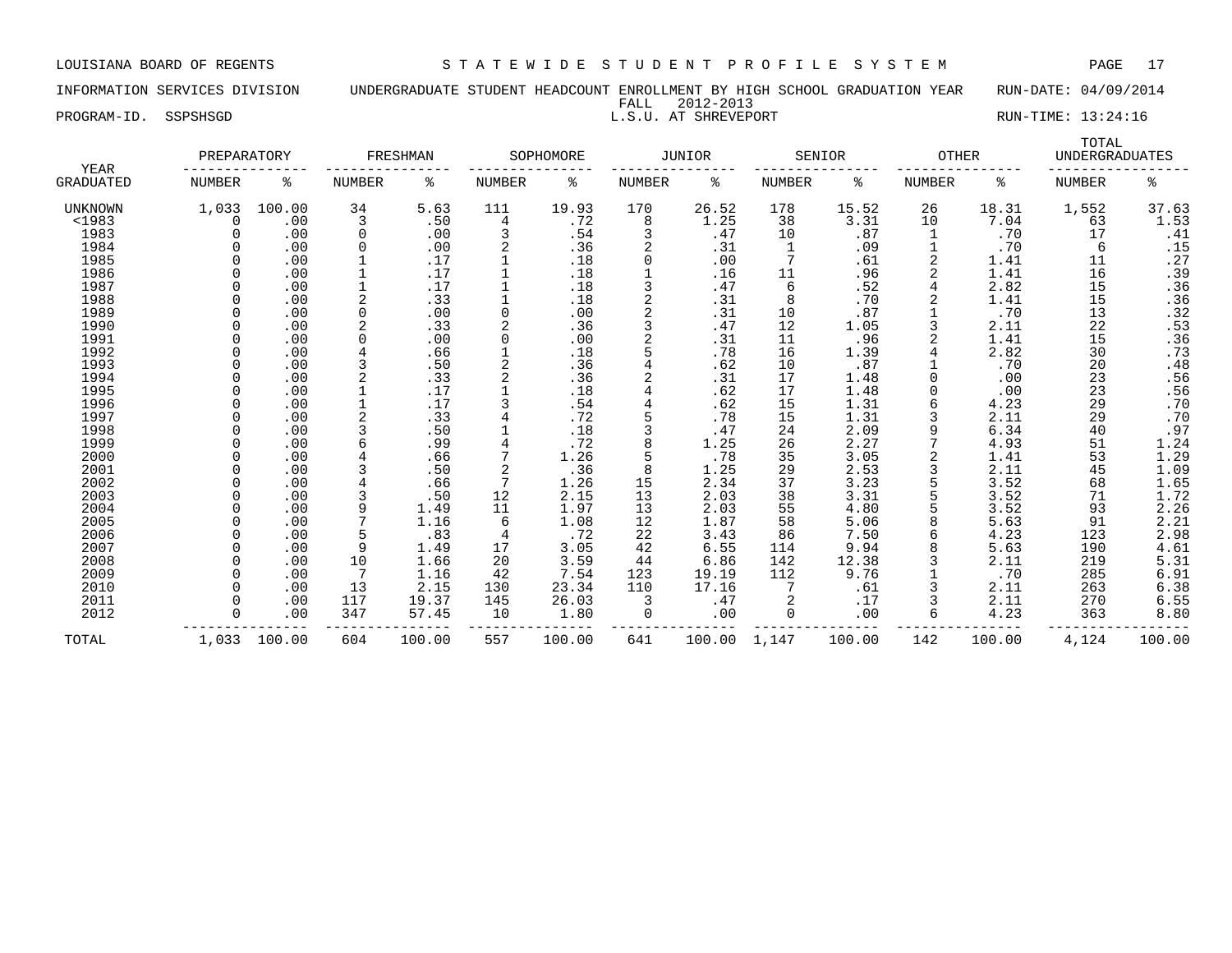LOUISIANA BOARD OF REGENTS — STATEWIDE STUDENT PROFILE SYSTEM

INFORMATION SERVICES DIVISION — UNDERGRADUATE STUDENT HEADCOUNT ENROLLMENT BY HIGH SCHOOL GRADUATION YEAR — RUN-DATE: 04/09/2014

FALL 2012-2013

PROGRAM-ID. SSPSHSGD — L.S.U. AT SHREVEPORT — RUN-TIME: 13:24:16

| YEAR | PREPARATORY | | FRESHMAN | | SOPHOMORE | | JUNIOR | | SENIOR | | OTHER | | TOTAL UNDERGRADUATES | |
|---|---|---|---|---|---|---|---|---|---|---|---|---|---|---|
| GRADUATED | NUMBER | % | NUMBER | % | NUMBER | % | NUMBER | % | NUMBER | % | NUMBER | % | NUMBER | % |
| UNKNOWN | 1,033 | 100.00 | 34 | 5.63 | 111 | 19.93 | 170 | 26.52 | 178 | 15.52 | 26 | 18.31 | 1,552 | 37.63 |
| <1983 | 0 | .00 | 3 | .50 | 4 | .72 | 8 | 1.25 | 38 | 3.31 | 10 | 7.04 | 63 | 1.53 |
| 1983 | 0 | .00 | 0 | .00 | 3 | .54 | 3 | .47 | 10 | .87 | 1 | .70 | 17 | .41 |
| 1984 | 0 | .00 | 0 | .00 | 2 | .36 | 2 | .31 | 1 | .09 | 1 | .70 | 6 | .15 |
| 1985 | 0 | .00 | 1 | .17 | 1 | .18 | 0 | .00 | 7 | .61 | 2 | 1.41 | 11 | .27 |
| 1986 | 0 | .00 | 1 | .17 | 1 | .18 | 1 | .16 | 11 | .96 | 2 | 1.41 | 16 | .39 |
| 1987 | 0 | .00 | 1 | .17 | 1 | .18 | 3 | .47 | 6 | .52 | 4 | 2.82 | 15 | .36 |
| 1988 | 0 | .00 | 2 | .33 | 1 | .18 | 2 | .31 | 8 | .70 | 2 | 1.41 | 15 | .36 |
| 1989 | 0 | .00 | 0 | .00 | 0 | .00 | 2 | .31 | 10 | .87 | 1 | .70 | 13 | .32 |
| 1990 | 0 | .00 | 2 | .33 | 2 | .36 | 3 | .47 | 12 | 1.05 | 3 | 2.11 | 22 | .53 |
| 1991 | 0 | .00 | 0 | .00 | 0 | .00 | 2 | .31 | 11 | .96 | 2 | 1.41 | 15 | .36 |
| 1992 | 0 | .00 | 4 | .66 | 1 | .18 | 5 | .78 | 16 | 1.39 | 4 | 2.82 | 30 | .73 |
| 1993 | 0 | .00 | 3 | .50 | 2 | .36 | 4 | .62 | 10 | .87 | 1 | .70 | 20 | .48 |
| 1994 | 0 | .00 | 2 | .33 | 2 | .36 | 2 | .31 | 17 | 1.48 | 0 | .00 | 23 | .56 |
| 1995 | 0 | .00 | 1 | .17 | 1 | .18 | 4 | .62 | 17 | 1.48 | 0 | .00 | 23 | .56 |
| 1996 | 0 | .00 | 1 | .17 | 3 | .54 | 4 | .62 | 15 | 1.31 | 6 | 4.23 | 29 | .70 |
| 1997 | 0 | .00 | 2 | .33 | 4 | .72 | 5 | .78 | 15 | 1.31 | 3 | 2.11 | 29 | .70 |
| 1998 | 0 | .00 | 3 | .50 | 1 | .18 | 3 | .47 | 24 | 2.09 | 9 | 6.34 | 40 | .97 |
| 1999 | 0 | .00 | 6 | .99 | 4 | .72 | 8 | 1.25 | 26 | 2.27 | 7 | 4.93 | 51 | 1.24 |
| 2000 | 0 | .00 | 4 | .66 | 7 | 1.26 | 5 | .78 | 35 | 3.05 | 2 | 1.41 | 53 | 1.29 |
| 2001 | 0 | .00 | 3 | .50 | 2 | .36 | 8 | 1.25 | 29 | 2.53 | 3 | 2.11 | 45 | 1.09 |
| 2002 | 0 | .00 | 4 | .66 | 7 | 1.26 | 15 | 2.34 | 37 | 3.23 | 5 | 3.52 | 68 | 1.65 |
| 2003 | 0 | .00 | 3 | .50 | 12 | 2.15 | 13 | 2.03 | 38 | 3.31 | 5 | 3.52 | 71 | 1.72 |
| 2004 | 0 | .00 | 9 | 1.49 | 11 | 1.97 | 13 | 2.03 | 55 | 4.80 | 5 | 3.52 | 93 | 2.26 |
| 2005 | 0 | .00 | 7 | 1.16 | 6 | 1.08 | 12 | 1.87 | 58 | 5.06 | 8 | 5.63 | 91 | 2.21 |
| 2006 | 0 | .00 | 5 | .83 | 4 | .72 | 22 | 3.43 | 86 | 7.50 | 6 | 4.23 | 123 | 2.98 |
| 2007 | 0 | .00 | 9 | 1.49 | 17 | 3.05 | 42 | 6.55 | 114 | 9.94 | 8 | 5.63 | 190 | 4.61 |
| 2008 | 0 | .00 | 10 | 1.66 | 20 | 3.59 | 44 | 6.86 | 142 | 12.38 | 3 | 2.11 | 219 | 5.31 |
| 2009 | 0 | .00 | 7 | 1.16 | 42 | 7.54 | 123 | 19.19 | 112 | 9.76 | 1 | .70 | 285 | 6.91 |
| 2010 | 0 | .00 | 13 | 2.15 | 130 | 23.34 | 110 | 17.16 | 7 | .61 | 3 | 2.11 | 263 | 6.38 |
| 2011 | 0 | .00 | 117 | 19.37 | 145 | 26.03 | 3 | .47 | 2 | .17 | 3 | 2.11 | 270 | 6.55 |
| 2012 | 0 | .00 | 347 | 57.45 | 10 | 1.80 | 0 | .00 | 0 | .00 | 6 | 4.23 | 363 | 8.80 |
| TOTAL | 1,033 | 100.00 | 604 | 100.00 | 557 | 100.00 | 641 | 100.00 | 1,147 | 100.00 | 142 | 100.00 | 4,124 | 100.00 |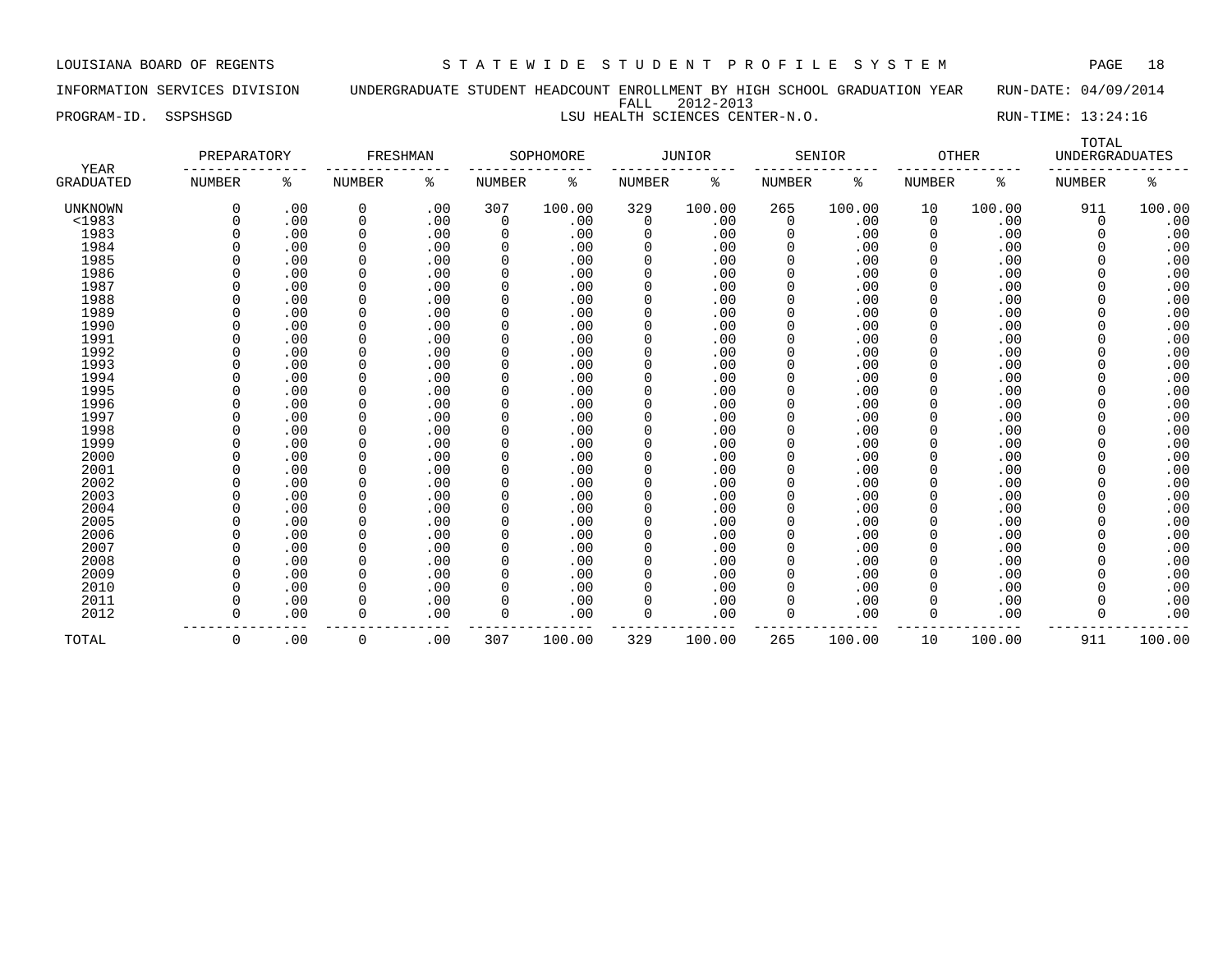LOUISIANA BOARD OF REGENTS — STATEWIDE STUDENT PROFILE SYSTEM

INFORMATION SERVICES DIVISION — UNDERGRADUATE STUDENT HEADCOUNT ENROLLMENT BY HIGH SCHOOL GRADUATION YEAR — RUN-DATE: 04/09/2014

FALL 2012-2013

PROGRAM-ID. SSPSHSGD — LSU HEALTH SCIENCES CENTER-N.O. — RUN-TIME: 13:24:16

| YEAR | PREPARATORY | | FRESHMAN | | SOPHOMORE | | JUNIOR | | SENIOR | | OTHER | | TOTAL UNDERGRADUATES | |
|---|---|---|---|---|---|---|---|---|---|---|---|---|---|---|
| GRADUATED | NUMBER | % | NUMBER | % | NUMBER | % | NUMBER | % | NUMBER | % | NUMBER | % | NUMBER | % |
| UNKNOWN | 0 | .00 | 0 | .00 | 307 | 100.00 | 329 | 100.00 | 265 | 100.00 | 10 | 100.00 | 911 | 100.00 |
| <1983 | 0 | .00 | 0 | .00 | 0 | .00 | 0 | .00 | 0 | .00 | 0 | .00 | 0 | .00 |
| 1983 | 0 | .00 | 0 | .00 | 0 | .00 | 0 | .00 | 0 | .00 | 0 | .00 | 0 | .00 |
| 1984 | 0 | .00 | 0 | .00 | 0 | .00 | 0 | .00 | 0 | .00 | 0 | .00 | 0 | .00 |
| 1985 | 0 | .00 | 0 | .00 | 0 | .00 | 0 | .00 | 0 | .00 | 0 | .00 | 0 | .00 |
| 1986 | 0 | .00 | 0 | .00 | 0 | .00 | 0 | .00 | 0 | .00 | 0 | .00 | 0 | .00 |
| 1987 | 0 | .00 | 0 | .00 | 0 | .00 | 0 | .00 | 0 | .00 | 0 | .00 | 0 | .00 |
| 1988 | 0 | .00 | 0 | .00 | 0 | .00 | 0 | .00 | 0 | .00 | 0 | .00 | 0 | .00 |
| 1989 | 0 | .00 | 0 | .00 | 0 | .00 | 0 | .00 | 0 | .00 | 0 | .00 | 0 | .00 |
| 1990 | 0 | .00 | 0 | .00 | 0 | .00 | 0 | .00 | 0 | .00 | 0 | .00 | 0 | .00 |
| 1991 | 0 | .00 | 0 | .00 | 0 | .00 | 0 | .00 | 0 | .00 | 0 | .00 | 0 | .00 |
| 1992 | 0 | .00 | 0 | .00 | 0 | .00 | 0 | .00 | 0 | .00 | 0 | .00 | 0 | .00 |
| 1993 | 0 | .00 | 0 | .00 | 0 | .00 | 0 | .00 | 0 | .00 | 0 | .00 | 0 | .00 |
| 1994 | 0 | .00 | 0 | .00 | 0 | .00 | 0 | .00 | 0 | .00 | 0 | .00 | 0 | .00 |
| 1995 | 0 | .00 | 0 | .00 | 0 | .00 | 0 | .00 | 0 | .00 | 0 | .00 | 0 | .00 |
| 1996 | 0 | .00 | 0 | .00 | 0 | .00 | 0 | .00 | 0 | .00 | 0 | .00 | 0 | .00 |
| 1997 | 0 | .00 | 0 | .00 | 0 | .00 | 0 | .00 | 0 | .00 | 0 | .00 | 0 | .00 |
| 1998 | 0 | .00 | 0 | .00 | 0 | .00 | 0 | .00 | 0 | .00 | 0 | .00 | 0 | .00 |
| 1999 | 0 | .00 | 0 | .00 | 0 | .00 | 0 | .00 | 0 | .00 | 0 | .00 | 0 | .00 |
| 2000 | 0 | .00 | 0 | .00 | 0 | .00 | 0 | .00 | 0 | .00 | 0 | .00 | 0 | .00 |
| 2001 | 0 | .00 | 0 | .00 | 0 | .00 | 0 | .00 | 0 | .00 | 0 | .00 | 0 | .00 |
| 2002 | 0 | .00 | 0 | .00 | 0 | .00 | 0 | .00 | 0 | .00 | 0 | .00 | 0 | .00 |
| 2003 | 0 | .00 | 0 | .00 | 0 | .00 | 0 | .00 | 0 | .00 | 0 | .00 | 0 | .00 |
| 2004 | 0 | .00 | 0 | .00 | 0 | .00 | 0 | .00 | 0 | .00 | 0 | .00 | 0 | .00 |
| 2005 | 0 | .00 | 0 | .00 | 0 | .00 | 0 | .00 | 0 | .00 | 0 | .00 | 0 | .00 |
| 2006 | 0 | .00 | 0 | .00 | 0 | .00 | 0 | .00 | 0 | .00 | 0 | .00 | 0 | .00 |
| 2007 | 0 | .00 | 0 | .00 | 0 | .00 | 0 | .00 | 0 | .00 | 0 | .00 | 0 | .00 |
| 2008 | 0 | .00 | 0 | .00 | 0 | .00 | 0 | .00 | 0 | .00 | 0 | .00 | 0 | .00 |
| 2009 | 0 | .00 | 0 | .00 | 0 | .00 | 0 | .00 | 0 | .00 | 0 | .00 | 0 | .00 |
| 2010 | 0 | .00 | 0 | .00 | 0 | .00 | 0 | .00 | 0 | .00 | 0 | .00 | 0 | .00 |
| 2011 | 0 | .00 | 0 | .00 | 0 | .00 | 0 | .00 | 0 | .00 | 0 | .00 | 0 | .00 |
| 2012 | 0 | .00 | 0 | .00 | 0 | .00 | 0 | .00 | 0 | .00 | 0 | .00 | 0 | .00 |
| TOTAL | 0 | .00 | 0 | .00 | 307 | 100.00 | 329 | 100.00 | 265 | 100.00 | 10 | 100.00 | 911 | 100.00 |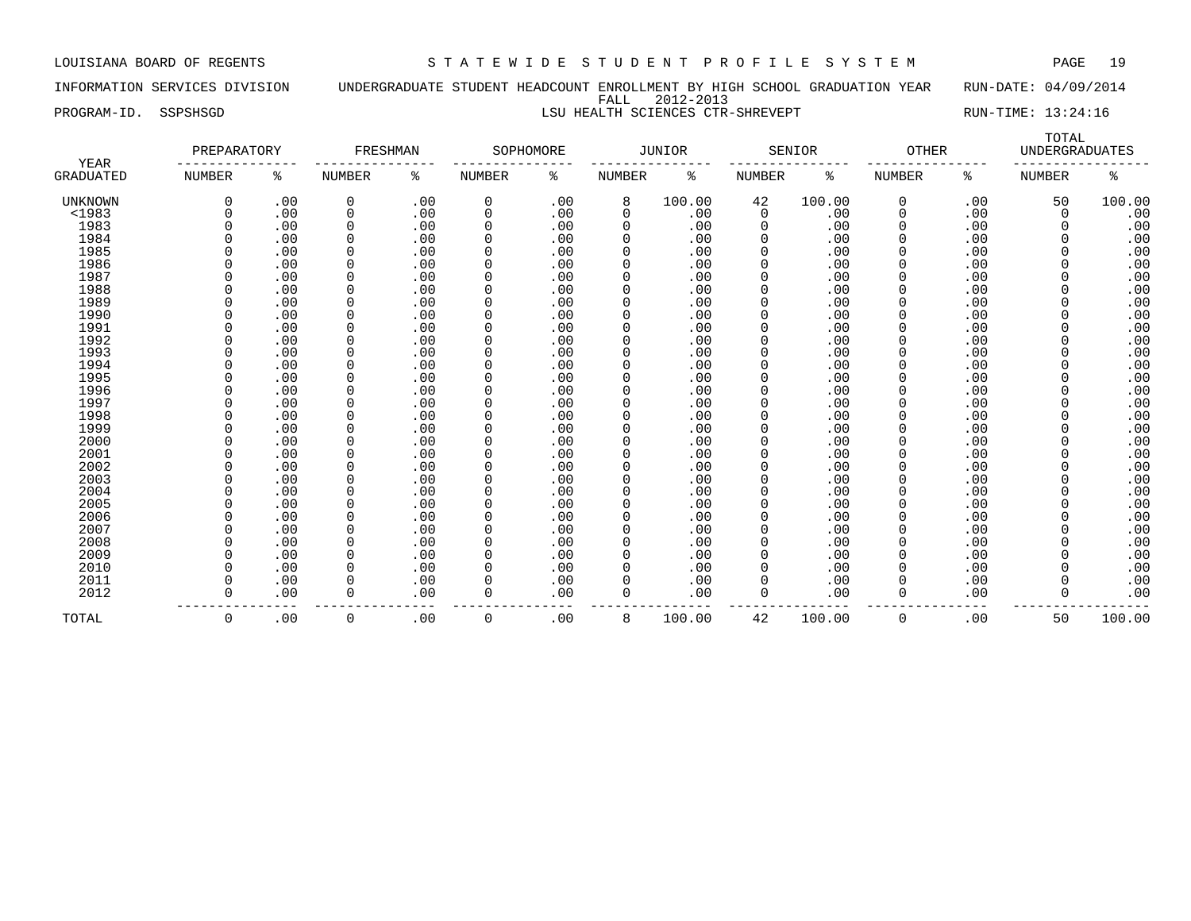LOUISIANA BOARD OF REGENTS — STATEWIDE STUDENT PROFILE SYSTEM

INFORMATION SERVICES DIVISION — UNDERGRADUATE STUDENT HEADCOUNT ENROLLMENT BY HIGH SCHOOL GRADUATION YEAR — RUN-DATE: 04/09/2014

FALL 2012-2013

PROGRAM-ID. SSPSHSGD — LSU HEALTH SCIENCES CTR-SHREVEPT — RUN-TIME: 13:24:16

| YEAR | PREPARATORY | | FRESHMAN | | SOPHOMORE | | JUNIOR | | SENIOR | | OTHER | | TOTAL UNDERGRADUATES | |
|---|---|---|---|---|---|---|---|---|---|---|---|---|---|---|
| GRADUATED | NUMBER | % | NUMBER | % | NUMBER | % | NUMBER | % | NUMBER | % | NUMBER | % | NUMBER | % |
| UNKNOWN | 0 | .00 | 0 | .00 | 0 | .00 | 8 | 100.00 | 42 | 100.00 | 0 | .00 | 50 | 100.00 |
| <1983 | 0 | .00 | 0 | .00 | 0 | .00 | 0 | .00 | 0 | .00 | 0 | .00 | 0 | .00 |
| 1983 | 0 | .00 | 0 | .00 | 0 | .00 | 0 | .00 | 0 | .00 | 0 | .00 | 0 | .00 |
| 1984 | 0 | .00 | 0 | .00 | 0 | .00 | 0 | .00 | 0 | .00 | 0 | .00 | 0 | .00 |
| 1985 | 0 | .00 | 0 | .00 | 0 | .00 | 0 | .00 | 0 | .00 | 0 | .00 | 0 | .00 |
| 1986 | 0 | .00 | 0 | .00 | 0 | .00 | 0 | .00 | 0 | .00 | 0 | .00 | 0 | .00 |
| 1987 | 0 | .00 | 0 | .00 | 0 | .00 | 0 | .00 | 0 | .00 | 0 | .00 | 0 | .00 |
| 1988 | 0 | .00 | 0 | .00 | 0 | .00 | 0 | .00 | 0 | .00 | 0 | .00 | 0 | .00 |
| 1989 | 0 | .00 | 0 | .00 | 0 | .00 | 0 | .00 | 0 | .00 | 0 | .00 | 0 | .00 |
| 1990 | 0 | .00 | 0 | .00 | 0 | .00 | 0 | .00 | 0 | .00 | 0 | .00 | 0 | .00 |
| 1991 | 0 | .00 | 0 | .00 | 0 | .00 | 0 | .00 | 0 | .00 | 0 | .00 | 0 | .00 |
| 1992 | 0 | .00 | 0 | .00 | 0 | .00 | 0 | .00 | 0 | .00 | 0 | .00 | 0 | .00 |
| 1993 | 0 | .00 | 0 | .00 | 0 | .00 | 0 | .00 | 0 | .00 | 0 | .00 | 0 | .00 |
| 1994 | 0 | .00 | 0 | .00 | 0 | .00 | 0 | .00 | 0 | .00 | 0 | .00 | 0 | .00 |
| 1995 | 0 | .00 | 0 | .00 | 0 | .00 | 0 | .00 | 0 | .00 | 0 | .00 | 0 | .00 |
| 1996 | 0 | .00 | 0 | .00 | 0 | .00 | 0 | .00 | 0 | .00 | 0 | .00 | 0 | .00 |
| 1997 | 0 | .00 | 0 | .00 | 0 | .00 | 0 | .00 | 0 | .00 | 0 | .00 | 0 | .00 |
| 1998 | 0 | .00 | 0 | .00 | 0 | .00 | 0 | .00 | 0 | .00 | 0 | .00 | 0 | .00 |
| 1999 | 0 | .00 | 0 | .00 | 0 | .00 | 0 | .00 | 0 | .00 | 0 | .00 | 0 | .00 |
| 2000 | 0 | .00 | 0 | .00 | 0 | .00 | 0 | .00 | 0 | .00 | 0 | .00 | 0 | .00 |
| 2001 | 0 | .00 | 0 | .00 | 0 | .00 | 0 | .00 | 0 | .00 | 0 | .00 | 0 | .00 |
| 2002 | 0 | .00 | 0 | .00 | 0 | .00 | 0 | .00 | 0 | .00 | 0 | .00 | 0 | .00 |
| 2003 | 0 | .00 | 0 | .00 | 0 | .00 | 0 | .00 | 0 | .00 | 0 | .00 | 0 | .00 |
| 2004 | 0 | .00 | 0 | .00 | 0 | .00 | 0 | .00 | 0 | .00 | 0 | .00 | 0 | .00 |
| 2005 | 0 | .00 | 0 | .00 | 0 | .00 | 0 | .00 | 0 | .00 | 0 | .00 | 0 | .00 |
| 2006 | 0 | .00 | 0 | .00 | 0 | .00 | 0 | .00 | 0 | .00 | 0 | .00 | 0 | .00 |
| 2007 | 0 | .00 | 0 | .00 | 0 | .00 | 0 | .00 | 0 | .00 | 0 | .00 | 0 | .00 |
| 2008 | 0 | .00 | 0 | .00 | 0 | .00 | 0 | .00 | 0 | .00 | 0 | .00 | 0 | .00 |
| 2009 | 0 | .00 | 0 | .00 | 0 | .00 | 0 | .00 | 0 | .00 | 0 | .00 | 0 | .00 |
| 2010 | 0 | .00 | 0 | .00 | 0 | .00 | 0 | .00 | 0 | .00 | 0 | .00 | 0 | .00 |
| 2011 | 0 | .00 | 0 | .00 | 0 | .00 | 0 | .00 | 0 | .00 | 0 | .00 | 0 | .00 |
| 2012 | 0 | .00 | 0 | .00 | 0 | .00 | 0 | .00 | 0 | .00 | 0 | .00 | 0 | .00 |
| TOTAL | 0 | .00 | 0 | .00 | 0 | .00 | 8 | 100.00 | 42 | 100.00 | 0 | .00 | 50 | 100.00 |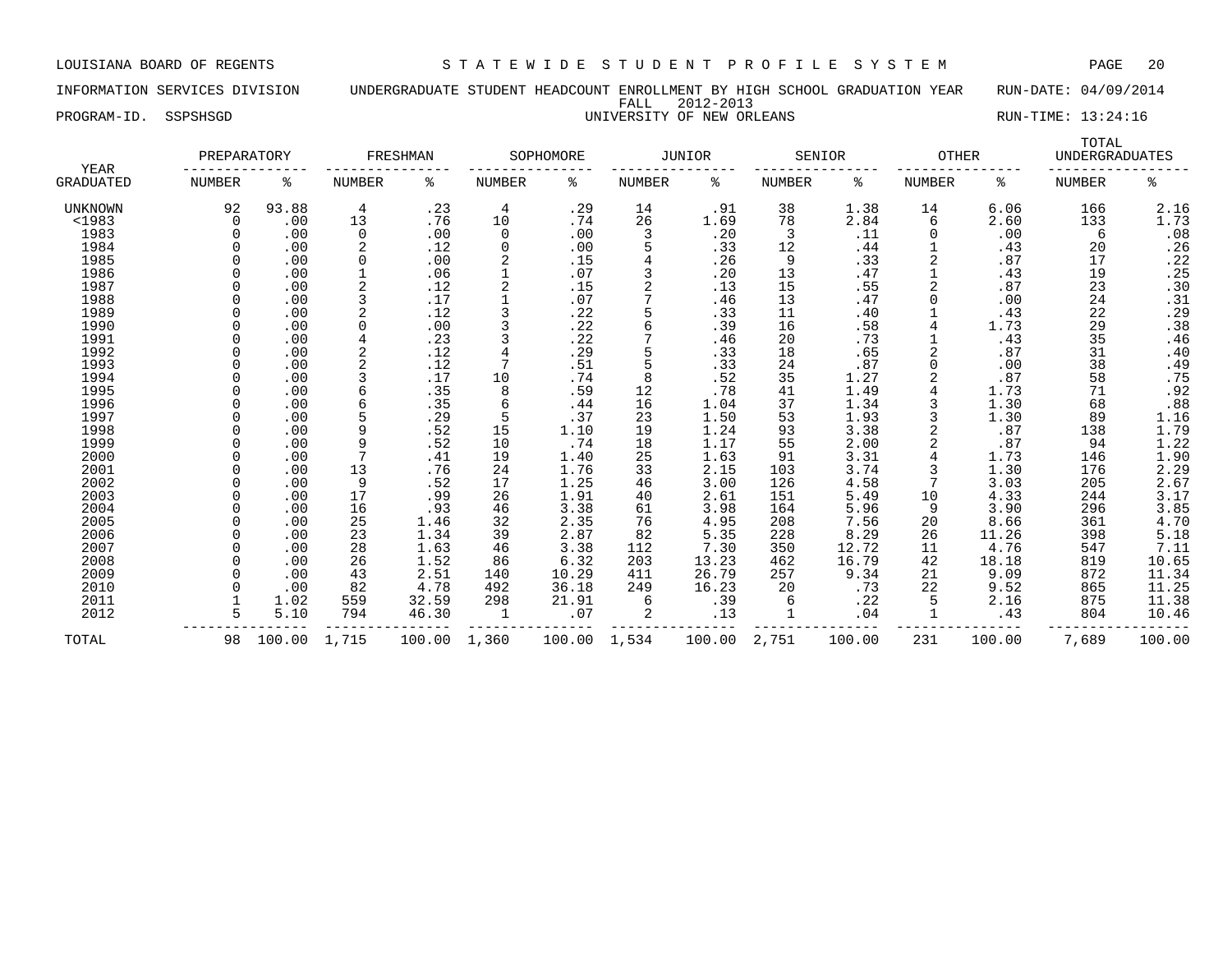LOUISIANA BOARD OF REGENTS — STATEWIDE STUDENT PROFILE SYSTEM

INFORMATION SERVICES DIVISION — UNDERGRADUATE STUDENT HEADCOUNT ENROLLMENT BY HIGH SCHOOL GRADUATION YEAR — RUN-DATE: 04/09/2014

FALL 2012-2013

PROGRAM-ID. SSPSHSGD — UNIVERSITY OF NEW ORLEANS — RUN-TIME: 13:24:16

| YEAR GRADUATED | PREPARATORY NUMBER | PREPARATORY % | FRESHMAN NUMBER | FRESHMAN % | SOPHOMORE NUMBER | SOPHOMORE % | JUNIOR NUMBER | JUNIOR % | SENIOR NUMBER | SENIOR % | OTHER NUMBER | OTHER % | TOTAL UNDERGRADUATES NUMBER | TOTAL UNDERGRADUATES % |
|---|---|---|---|---|---|---|---|---|---|---|---|---|---|---|
| UNKNOWN | 92 | 93.88 | 4 | .23 | 4 | .29 | 14 | .91 | 38 | 1.38 | 14 | 6.06 | 166 | 2.16 |
| <1983 | 0 | .00 | 13 | .76 | 10 | .74 | 26 | 1.69 | 78 | 2.84 | 6 | 2.60 | 133 | 1.73 |
| 1983 | 0 | .00 | 0 | .00 | 0 | .00 | 3 | .20 | 3 | .11 | 0 | .00 | 6 | .08 |
| 1984 | 0 | .00 | 2 | .12 | 0 | .00 | 5 | .33 | 12 | .44 | 1 | .43 | 20 | .26 |
| 1985 | 0 | .00 | 0 | .00 | 2 | .15 | 4 | .26 | 9 | .33 | 2 | .87 | 17 | .22 |
| 1986 | 0 | .00 | 1 | .06 | 1 | .07 | 3 | .20 | 13 | .47 | 1 | .43 | 19 | .25 |
| 1987 | 0 | .00 | 2 | .12 | 2 | .15 | 2 | .13 | 15 | .55 | 2 | .87 | 23 | .30 |
| 1988 | 0 | .00 | 3 | .17 | 1 | .07 | 7 | .46 | 13 | .47 | 0 | .00 | 24 | .31 |
| 1989 | 0 | .00 | 2 | .12 | 3 | .22 | 5 | .33 | 11 | .40 | 1 | .43 | 22 | .29 |
| 1990 | 0 | .00 | 0 | .00 | 3 | .22 | 6 | .39 | 16 | .58 | 4 | 1.73 | 29 | .38 |
| 1991 | 0 | .00 | 4 | .23 | 3 | .22 | 7 | .46 | 20 | .73 | 1 | .43 | 35 | .46 |
| 1992 | 0 | .00 | 2 | .12 | 4 | .29 | 5 | .33 | 18 | .65 | 2 | .87 | 31 | .40 |
| 1993 | 0 | .00 | 2 | .12 | 7 | .51 | 5 | .33 | 24 | .87 | 0 | .00 | 38 | .49 |
| 1994 | 0 | .00 | 3 | .17 | 10 | .74 | 8 | .52 | 35 | 1.27 | 2 | .87 | 58 | .75 |
| 1995 | 0 | .00 | 6 | .35 | 8 | .59 | 12 | .78 | 41 | 1.49 | 4 | 1.73 | 71 | .92 |
| 1996 | 0 | .00 | 6 | .35 | 6 | .44 | 16 | 1.04 | 37 | 1.34 | 3 | 1.30 | 68 | .88 |
| 1997 | 0 | .00 | 5 | .29 | 5 | .37 | 23 | 1.50 | 53 | 1.93 | 3 | 1.30 | 89 | 1.16 |
| 1998 | 0 | .00 | 9 | .52 | 15 | 1.10 | 19 | 1.24 | 93 | 3.38 | 2 | .87 | 138 | 1.79 |
| 1999 | 0 | .00 | 9 | .52 | 10 | .74 | 18 | 1.17 | 55 | 2.00 | 2 | .87 | 94 | 1.22 |
| 2000 | 0 | .00 | 7 | .41 | 19 | 1.40 | 25 | 1.63 | 91 | 3.31 | 4 | 1.73 | 146 | 1.90 |
| 2001 | 0 | .00 | 13 | .76 | 24 | 1.76 | 33 | 2.15 | 103 | 3.74 | 3 | 1.30 | 176 | 2.29 |
| 2002 | 0 | .00 | 9 | .52 | 17 | 1.25 | 46 | 3.00 | 126 | 4.58 | 7 | 3.03 | 205 | 2.67 |
| 2003 | 0 | .00 | 17 | .99 | 26 | 1.91 | 40 | 2.61 | 151 | 5.49 | 10 | 4.33 | 244 | 3.17 |
| 2004 | 0 | .00 | 16 | .93 | 46 | 3.38 | 61 | 3.98 | 164 | 5.96 | 9 | 3.90 | 296 | 3.85 |
| 2005 | 0 | .00 | 25 | 1.46 | 32 | 2.35 | 76 | 4.95 | 208 | 7.56 | 20 | 8.66 | 361 | 4.70 |
| 2006 | 0 | .00 | 23 | 1.34 | 39 | 2.87 | 82 | 5.35 | 228 | 8.29 | 26 | 11.26 | 398 | 5.18 |
| 2007 | 0 | .00 | 28 | 1.63 | 46 | 3.38 | 112 | 7.30 | 350 | 12.72 | 11 | 4.76 | 547 | 7.11 |
| 2008 | 0 | .00 | 26 | 1.52 | 86 | 6.32 | 203 | 13.23 | 462 | 16.79 | 42 | 18.18 | 819 | 10.65 |
| 2009 | 0 | .00 | 43 | 2.51 | 140 | 10.29 | 411 | 26.79 | 257 | 9.34 | 21 | 9.09 | 872 | 11.34 |
| 2010 | 0 | .00 | 82 | 4.78 | 492 | 36.18 | 249 | 16.23 | 20 | .73 | 22 | 9.52 | 865 | 11.25 |
| 2011 | 1 | 1.02 | 559 | 32.59 | 298 | 21.91 | 6 | .39 | 6 | .22 | 5 | 2.16 | 875 | 11.38 |
| 2012 | 5 | 5.10 | 794 | 46.30 | 1 | .07 | 2 | .13 | 1 | .04 | 1 | .43 | 804 | 10.46 |
| TOTAL | 98 | 100.00 | 1,715 | 100.00 | 1,360 | 100.00 | 1,534 | 100.00 | 2,751 | 100.00 | 231 | 100.00 | 7,689 | 100.00 |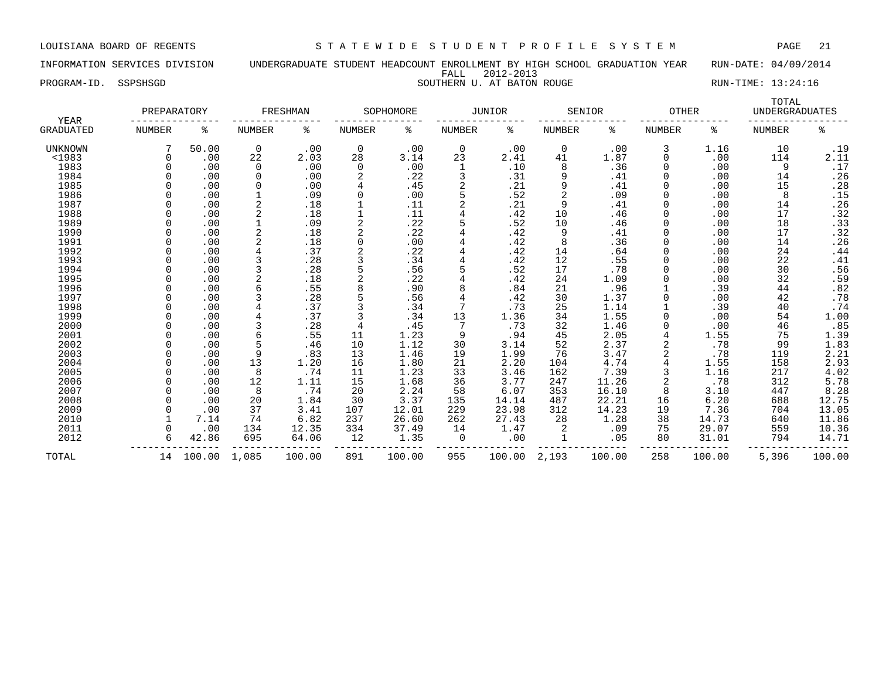LOUISIANA BOARD OF REGENTS — STATEWIDE STUDENT PROFILE SYSTEM

INFORMATION SERVICES DIVISION — UNDERGRADUATE STUDENT HEADCOUNT ENROLLMENT BY HIGH SCHOOL GRADUATION YEAR — RUN-DATE: 04/09/2014

FALL 2012-2013

PROGRAM-ID. SSPSHSGD — SOUTHERN U. AT BATON ROUGE — RUN-TIME: 13:24:16

| YEAR GRADUATED | PREPARATORY NUMBER | PREPARATORY % | FRESHMAN NUMBER | FRESHMAN % | SOPHOMORE NUMBER | SOPHOMORE % | JUNIOR NUMBER | JUNIOR % | SENIOR NUMBER | SENIOR % | OTHER NUMBER | OTHER % | TOTAL UNDERGRADUATES NUMBER | TOTAL UNDERGRADUATES % |
|---|---|---|---|---|---|---|---|---|---|---|---|---|---|---|
| UNKNOWN | 7 | 50.00 | 0 | .00 | 0 | .00 | 0 | .00 | 0 | .00 | 3 | 1.16 | 10 | .19 |
| <1983 | 0 | .00 | 22 | 2.03 | 28 | 3.14 | 23 | 2.41 | 41 | 1.87 | 0 | .00 | 114 | 2.11 |
| 1983 | 0 | .00 | 0 | .00 | 0 | .00 | 1 | .10 | 8 | .36 | 0 | .00 | 9 | .17 |
| 1984 | 0 | .00 | 0 | .00 | 2 | .22 | 3 | .31 | 9 | .41 | 0 | .00 | 14 | .26 |
| 1985 | 0 | .00 | 0 | .00 | 4 | .45 | 2 | .21 | 9 | .41 | 0 | .00 | 15 | .28 |
| 1986 | 0 | .00 | 1 | .09 | 0 | .00 | 5 | .52 | 2 | .09 | 0 | .00 | 8 | .15 |
| 1987 | 0 | .00 | 2 | .18 | 1 | .11 | 2 | .21 | 9 | .41 | 0 | .00 | 14 | .26 |
| 1988 | 0 | .00 | 2 | .18 | 1 | .11 | 4 | .42 | 10 | .46 | 0 | .00 | 17 | .32 |
| 1989 | 0 | .00 | 1 | .09 | 2 | .22 | 5 | .52 | 10 | .46 | 0 | .00 | 18 | .33 |
| 1990 | 0 | .00 | 2 | .18 | 2 | .22 | 4 | .42 | 9 | .41 | 0 | .00 | 17 | .32 |
| 1991 | 0 | .00 | 2 | .18 | 0 | .00 | 4 | .42 | 8 | .36 | 0 | .00 | 14 | .26 |
| 1992 | 0 | .00 | 4 | .37 | 2 | .22 | 4 | .42 | 14 | .64 | 0 | .00 | 24 | .44 |
| 1993 | 0 | .00 | 3 | .28 | 3 | .34 | 4 | .42 | 12 | .55 | 0 | .00 | 22 | .41 |
| 1994 | 0 | .00 | 3 | .28 | 5 | .56 | 5 | .52 | 17 | .78 | 0 | .00 | 30 | .56 |
| 1995 | 0 | .00 | 2 | .18 | 2 | .22 | 4 | .42 | 24 | 1.09 | 0 | .00 | 32 | .59 |
| 1996 | 0 | .00 | 6 | .55 | 8 | .90 | 8 | .84 | 21 | .96 | 1 | .39 | 44 | .82 |
| 1997 | 0 | .00 | 3 | .28 | 5 | .56 | 4 | .42 | 30 | 1.37 | 0 | .00 | 42 | .78 |
| 1998 | 0 | .00 | 4 | .37 | 3 | .34 | 7 | .73 | 25 | 1.14 | 1 | .39 | 40 | .74 |
| 1999 | 0 | .00 | 4 | .37 | 3 | .34 | 13 | 1.36 | 34 | 1.55 | 0 | .00 | 54 | 1.00 |
| 2000 | 0 | .00 | 3 | .28 | 4 | .45 | 7 | .73 | 32 | 1.46 | 0 | .00 | 46 | .85 |
| 2001 | 0 | .00 | 6 | .55 | 11 | 1.23 | 9 | .94 | 45 | 2.05 | 4 | 1.55 | 75 | 1.39 |
| 2002 | 0 | .00 | 5 | .46 | 10 | 1.12 | 30 | 3.14 | 52 | 2.37 | 2 | .78 | 99 | 1.83 |
| 2003 | 0 | .00 | 9 | .83 | 13 | 1.46 | 19 | 1.99 | 76 | 3.47 | 2 | .78 | 119 | 2.21 |
| 2004 | 0 | .00 | 13 | 1.20 | 16 | 1.80 | 21 | 2.20 | 104 | 4.74 | 4 | 1.55 | 158 | 2.93 |
| 2005 | 0 | .00 | 8 | .74 | 11 | 1.23 | 33 | 3.46 | 162 | 7.39 | 3 | 1.16 | 217 | 4.02 |
| 2006 | 0 | .00 | 12 | 1.11 | 15 | 1.68 | 36 | 3.77 | 247 | 11.26 | 2 | .78 | 312 | 5.78 |
| 2007 | 0 | .00 | 8 | .74 | 20 | 2.24 | 58 | 6.07 | 353 | 16.10 | 8 | 3.10 | 447 | 8.28 |
| 2008 | 0 | .00 | 20 | 1.84 | 30 | 3.37 | 135 | 14.14 | 487 | 22.21 | 16 | 6.20 | 688 | 12.75 |
| 2009 | 0 | .00 | 37 | 3.41 | 107 | 12.01 | 229 | 23.98 | 312 | 14.23 | 19 | 7.36 | 704 | 13.05 |
| 2010 | 1 | 7.14 | 74 | 6.82 | 237 | 26.60 | 262 | 27.43 | 28 | 1.28 | 38 | 14.73 | 640 | 11.86 |
| 2011 | 0 | .00 | 134 | 12.35 | 334 | 37.49 | 14 | 1.47 | 2 | .09 | 75 | 29.07 | 559 | 10.36 |
| 2012 | 6 | 42.86 | 695 | 64.06 | 12 | 1.35 | 0 | .00 | 1 | .05 | 80 | 31.01 | 794 | 14.71 |
| TOTAL | 14 | 100.00 | 1,085 | 100.00 | 891 | 100.00 | 955 | 100.00 | 2,193 | 100.00 | 258 | 100.00 | 5,396 | 100.00 |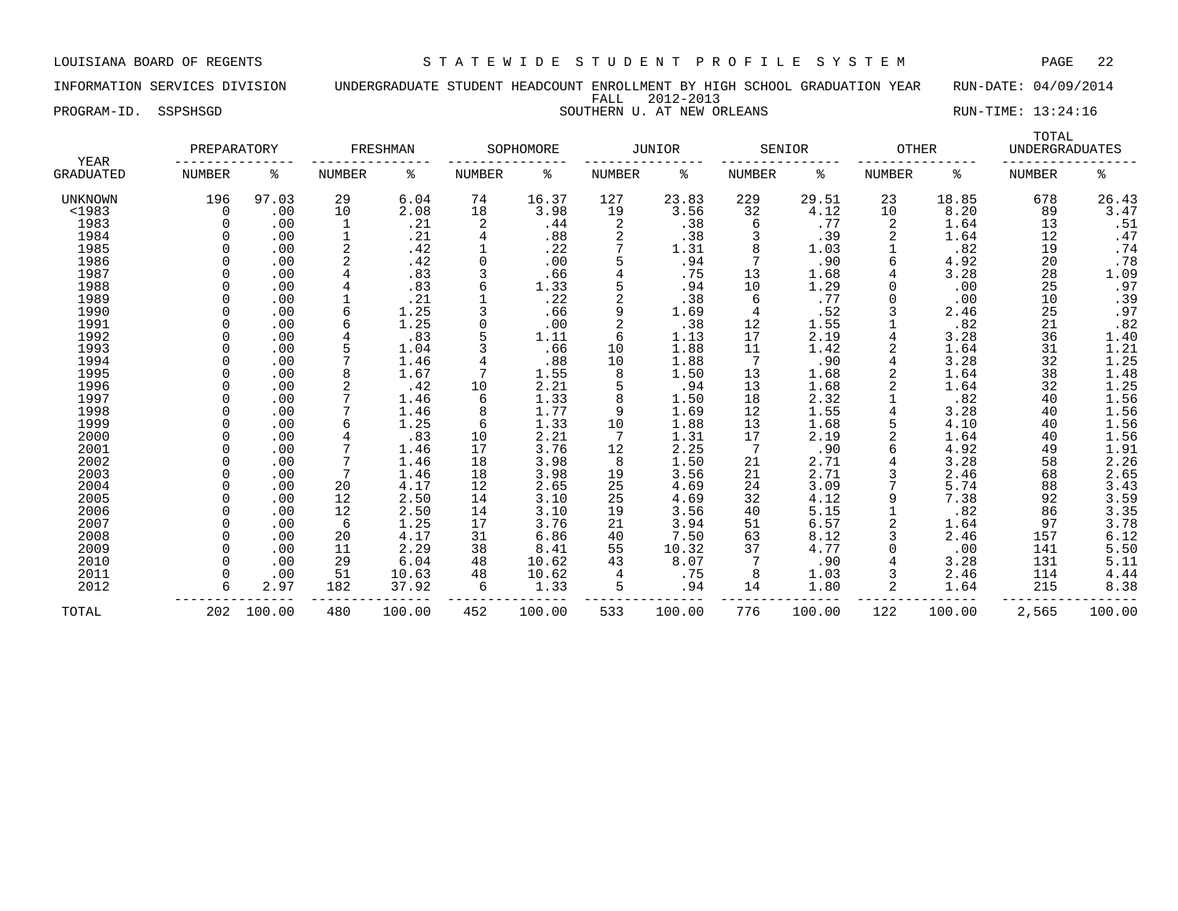LOUISIANA BOARD OF REGENTS — STATEWIDE STUDENT PROFILE SYSTEM

INFORMATION SERVICES DIVISION — UNDERGRADUATE STUDENT HEADCOUNT ENROLLMENT BY HIGH SCHOOL GRADUATION YEAR — RUN-DATE: 04/09/2014

FALL 2012-2013

PROGRAM-ID. SSPSHSGD — SOUTHERN U. AT NEW ORLEANS — RUN-TIME: 13:24:16

| YEAR GRADUATED | PREPARATORY NUMBER | PREPARATORY % | FRESHMAN NUMBER | FRESHMAN % | SOPHOMORE NUMBER | SOPHOMORE % | JUNIOR NUMBER | JUNIOR % | SENIOR NUMBER | SENIOR % | OTHER NUMBER | OTHER % | TOTAL UNDERGRADUATES NUMBER | TOTAL UNDERGRADUATES % |
|---|---|---|---|---|---|---|---|---|---|---|---|---|---|---|
| UNKNOWN | 196 | 97.03 | 29 | 6.04 | 74 | 16.37 | 127 | 23.83 | 229 | 29.51 | 23 | 18.85 | 678 | 26.43 |
| <1983 | 0 | .00 | 10 | 2.08 | 18 | 3.98 | 19 | 3.56 | 32 | 4.12 | 10 | 8.20 | 89 | 3.47 |
| 1983 | 0 | .00 | 1 | .21 | 2 | .44 | 2 | .38 | 6 | .77 | 2 | 1.64 | 13 | .51 |
| 1984 | 0 | .00 | 1 | .21 | 4 | .88 | 2 | .38 | 3 | .39 | 2 | 1.64 | 12 | .47 |
| 1985 | 0 | .00 | 2 | .42 | 1 | .22 | 7 | 1.31 | 8 | 1.03 | 1 | .82 | 19 | .74 |
| 1986 | 0 | .00 | 2 | .42 | 0 | .00 | 5 | .94 | 7 | .90 | 6 | 4.92 | 20 | .78 |
| 1987 | 0 | .00 | 4 | .83 | 3 | .66 | 4 | .75 | 13 | 1.68 | 4 | 3.28 | 28 | 1.09 |
| 1988 | 0 | .00 | 4 | .83 | 6 | 1.33 | 5 | .94 | 10 | 1.29 | 0 | .00 | 25 | .97 |
| 1989 | 0 | .00 | 1 | .21 | 1 | .22 | 2 | .38 | 6 | .77 | 0 | .00 | 10 | .39 |
| 1990 | 0 | .00 | 6 | 1.25 | 3 | .66 | 9 | 1.69 | 4 | .52 | 3 | 2.46 | 25 | .97 |
| 1991 | 0 | .00 | 6 | 1.25 | 0 | .00 | 2 | .38 | 12 | 1.55 | 1 | .82 | 21 | .82 |
| 1992 | 0 | .00 | 4 | .83 | 5 | 1.11 | 6 | 1.13 | 17 | 2.19 | 4 | 3.28 | 36 | 1.40 |
| 1993 | 0 | .00 | 5 | 1.04 | 3 | .66 | 10 | 1.88 | 11 | 1.42 | 2 | 1.64 | 31 | 1.21 |
| 1994 | 0 | .00 | 7 | 1.46 | 4 | .88 | 10 | 1.88 | 7 | .90 | 4 | 3.28 | 32 | 1.25 |
| 1995 | 0 | .00 | 8 | 1.67 | 7 | 1.55 | 8 | 1.50 | 13 | 1.68 | 2 | 1.64 | 38 | 1.48 |
| 1996 | 0 | .00 | 2 | .42 | 10 | 2.21 | 5 | .94 | 13 | 1.68 | 2 | 1.64 | 32 | 1.25 |
| 1997 | 0 | .00 | 7 | 1.46 | 6 | 1.33 | 8 | 1.50 | 18 | 2.32 | 1 | .82 | 40 | 1.56 |
| 1998 | 0 | .00 | 7 | 1.46 | 8 | 1.77 | 9 | 1.69 | 12 | 1.55 | 4 | 3.28 | 40 | 1.56 |
| 1999 | 0 | .00 | 6 | 1.25 | 6 | 1.33 | 10 | 1.88 | 13 | 1.68 | 5 | 4.10 | 40 | 1.56 |
| 2000 | 0 | .00 | 4 | .83 | 10 | 2.21 | 7 | 1.31 | 17 | 2.19 | 2 | 1.64 | 40 | 1.56 |
| 2001 | 0 | .00 | 7 | 1.46 | 17 | 3.76 | 12 | 2.25 | 7 | .90 | 6 | 4.92 | 49 | 1.91 |
| 2002 | 0 | .00 | 7 | 1.46 | 18 | 3.98 | 8 | 1.50 | 21 | 2.71 | 4 | 3.28 | 58 | 2.26 |
| 2003 | 0 | .00 | 7 | 1.46 | 18 | 3.98 | 19 | 3.56 | 21 | 2.71 | 3 | 2.46 | 68 | 2.65 |
| 2004 | 0 | .00 | 20 | 4.17 | 12 | 2.65 | 25 | 4.69 | 24 | 3.09 | 7 | 5.74 | 88 | 3.43 |
| 2005 | 0 | .00 | 12 | 2.50 | 14 | 3.10 | 25 | 4.69 | 32 | 4.12 | 9 | 7.38 | 92 | 3.59 |
| 2006 | 0 | .00 | 12 | 2.50 | 14 | 3.10 | 19 | 3.56 | 40 | 5.15 | 1 | .82 | 86 | 3.35 |
| 2007 | 0 | .00 | 6 | 1.25 | 17 | 3.76 | 21 | 3.94 | 51 | 6.57 | 2 | 1.64 | 97 | 3.78 |
| 2008 | 0 | .00 | 20 | 4.17 | 31 | 6.86 | 40 | 7.50 | 63 | 8.12 | 3 | 2.46 | 157 | 6.12 |
| 2009 | 0 | .00 | 11 | 2.29 | 38 | 8.41 | 55 | 10.32 | 37 | 4.77 | 0 | .00 | 141 | 5.50 |
| 2010 | 0 | .00 | 29 | 6.04 | 48 | 10.62 | 43 | 8.07 | 7 | .90 | 4 | 3.28 | 131 | 5.11 |
| 2011 | 0 | .00 | 51 | 10.63 | 48 | 10.62 | 4 | .75 | 8 | 1.03 | 3 | 2.46 | 114 | 4.44 |
| 2012 | 6 | 2.97 | 182 | 37.92 | 6 | 1.33 | 5 | .94 | 14 | 1.80 | 2 | 1.64 | 215 | 8.38 |
| TOTAL | 202 | 100.00 | 480 | 100.00 | 452 | 100.00 | 533 | 100.00 | 776 | 100.00 | 122 | 100.00 | 2,565 | 100.00 |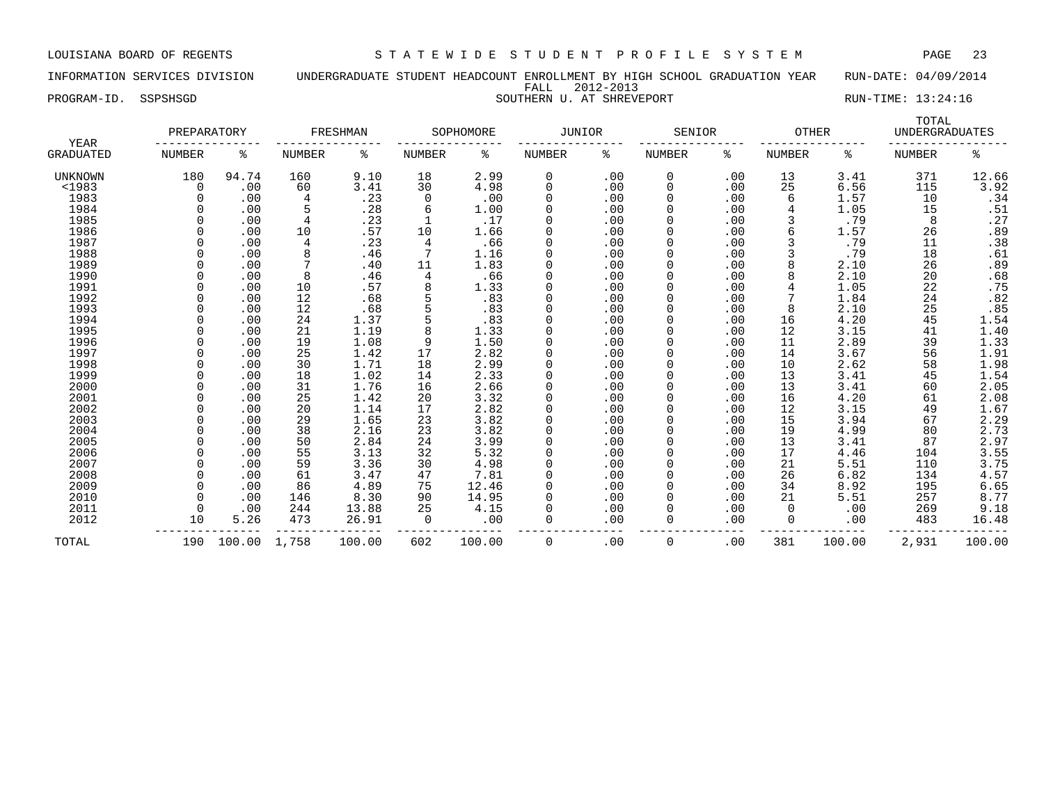LOUISIANA BOARD OF REGENTS — STATEWIDE STUDENT PROFILE SYSTEM

INFORMATION SERVICES DIVISION — UNDERGRADUATE STUDENT HEADCOUNT ENROLLMENT BY HIGH SCHOOL GRADUATION YEAR — RUN-DATE: 04/09/2014

FALL 2012-2013

PROGRAM-ID. SSPSHSGD — SOUTHERN U. AT SHREVEPORT — RUN-TIME: 13:24:16

| YEAR | PREPARATORY | | FRESHMAN | | SOPHOMORE | | JUNIOR | | SENIOR | | OTHER | | TOTAL UNDERGRADUATES | |
|---|---|---|---|---|---|---|---|---|---|---|---|---|---|---|
| GRADUATED | NUMBER | % | NUMBER | % | NUMBER | % | NUMBER | % | NUMBER | % | NUMBER | % | NUMBER | % |
| UNKNOWN | 180 | 94.74 | 160 | 9.10 | 18 | 2.99 | 0 | .00 | 0 | .00 | 13 | 3.41 | 371 | 12.66 |
| <1983 | 0 | .00 | 60 | 3.41 | 30 | 4.98 | 0 | .00 | 0 | .00 | 25 | 6.56 | 115 | 3.92 |
| 1983 | 0 | .00 | 4 | .23 | 0 | .00 | 0 | .00 | 0 | .00 | 6 | 1.57 | 10 | .34 |
| 1984 | 0 | .00 | 5 | .28 | 6 | 1.00 | 0 | .00 | 0 | .00 | 4 | 1.05 | 15 | .51 |
| 1985 | 0 | .00 | 4 | .23 | 1 | .17 | 0 | .00 | 0 | .00 | 3 | .79 | 8 | .27 |
| 1986 | 0 | .00 | 10 | .57 | 10 | 1.66 | 0 | .00 | 0 | .00 | 6 | 1.57 | 26 | .89 |
| 1987 | 0 | .00 | 4 | .23 | 4 | .66 | 0 | .00 | 0 | .00 | 3 | .79 | 11 | .38 |
| 1988 | 0 | .00 | 8 | .46 | 7 | 1.16 | 0 | .00 | 0 | .00 | 3 | .79 | 18 | .61 |
| 1989 | 0 | .00 | 7 | .40 | 11 | 1.83 | 0 | .00 | 0 | .00 | 8 | 2.10 | 26 | .89 |
| 1990 | 0 | .00 | 8 | .46 | 4 | .66 | 0 | .00 | 0 | .00 | 8 | 2.10 | 20 | .68 |
| 1991 | 0 | .00 | 10 | .57 | 8 | 1.33 | 0 | .00 | 0 | .00 | 4 | 1.05 | 22 | .75 |
| 1992 | 0 | .00 | 12 | .68 | 5 | .83 | 0 | .00 | 0 | .00 | 7 | 1.84 | 24 | .82 |
| 1993 | 0 | .00 | 12 | .68 | 5 | .83 | 0 | .00 | 0 | .00 | 8 | 2.10 | 25 | .85 |
| 1994 | 0 | .00 | 24 | 1.37 | 5 | .83 | 0 | .00 | 0 | .00 | 16 | 4.20 | 45 | 1.54 |
| 1995 | 0 | .00 | 21 | 1.19 | 8 | 1.33 | 0 | .00 | 0 | .00 | 12 | 3.15 | 41 | 1.40 |
| 1996 | 0 | .00 | 19 | 1.08 | 9 | 1.50 | 0 | .00 | 0 | .00 | 11 | 2.89 | 39 | 1.33 |
| 1997 | 0 | .00 | 25 | 1.42 | 17 | 2.82 | 0 | .00 | 0 | .00 | 14 | 3.67 | 56 | 1.91 |
| 1998 | 0 | .00 | 30 | 1.71 | 18 | 2.99 | 0 | .00 | 0 | .00 | 10 | 2.62 | 58 | 1.98 |
| 1999 | 0 | .00 | 18 | 1.02 | 14 | 2.33 | 0 | .00 | 0 | .00 | 13 | 3.41 | 45 | 1.54 |
| 2000 | 0 | .00 | 31 | 1.76 | 16 | 2.66 | 0 | .00 | 0 | .00 | 13 | 3.41 | 60 | 2.05 |
| 2001 | 0 | .00 | 25 | 1.42 | 20 | 3.32 | 0 | .00 | 0 | .00 | 16 | 4.20 | 61 | 2.08 |
| 2002 | 0 | .00 | 20 | 1.14 | 17 | 2.82 | 0 | .00 | 0 | .00 | 12 | 3.15 | 49 | 1.67 |
| 2003 | 0 | .00 | 29 | 1.65 | 23 | 3.82 | 0 | .00 | 0 | .00 | 15 | 3.94 | 67 | 2.29 |
| 2004 | 0 | .00 | 38 | 2.16 | 23 | 3.82 | 0 | .00 | 0 | .00 | 19 | 4.99 | 80 | 2.73 |
| 2005 | 0 | .00 | 50 | 2.84 | 24 | 3.99 | 0 | .00 | 0 | .00 | 13 | 3.41 | 87 | 2.97 |
| 2006 | 0 | .00 | 55 | 3.13 | 32 | 5.32 | 0 | .00 | 0 | .00 | 17 | 4.46 | 104 | 3.55 |
| 2007 | 0 | .00 | 59 | 3.36 | 30 | 4.98 | 0 | .00 | 0 | .00 | 21 | 5.51 | 110 | 3.75 |
| 2008 | 0 | .00 | 61 | 3.47 | 47 | 7.81 | 0 | .00 | 0 | .00 | 26 | 6.82 | 134 | 4.57 |
| 2009 | 0 | .00 | 86 | 4.89 | 75 | 12.46 | 0 | .00 | 0 | .00 | 34 | 8.92 | 195 | 6.65 |
| 2010 | 0 | .00 | 146 | 8.30 | 90 | 14.95 | 0 | .00 | 0 | .00 | 21 | 5.51 | 257 | 8.77 |
| 2011 | 0 | .00 | 244 | 13.88 | 25 | 4.15 | 0 | .00 | 0 | .00 | 0 | .00 | 269 | 9.18 |
| 2012 | 10 | 5.26 | 473 | 26.91 | 0 | .00 | 0 | .00 | 0 | .00 | 0 | .00 | 483 | 16.48 |
| TOTAL | 190 | 100.00 | 1,758 | 100.00 | 602 | 100.00 | 0 | .00 | 0 | .00 | 381 | 100.00 | 2,931 | 100.00 |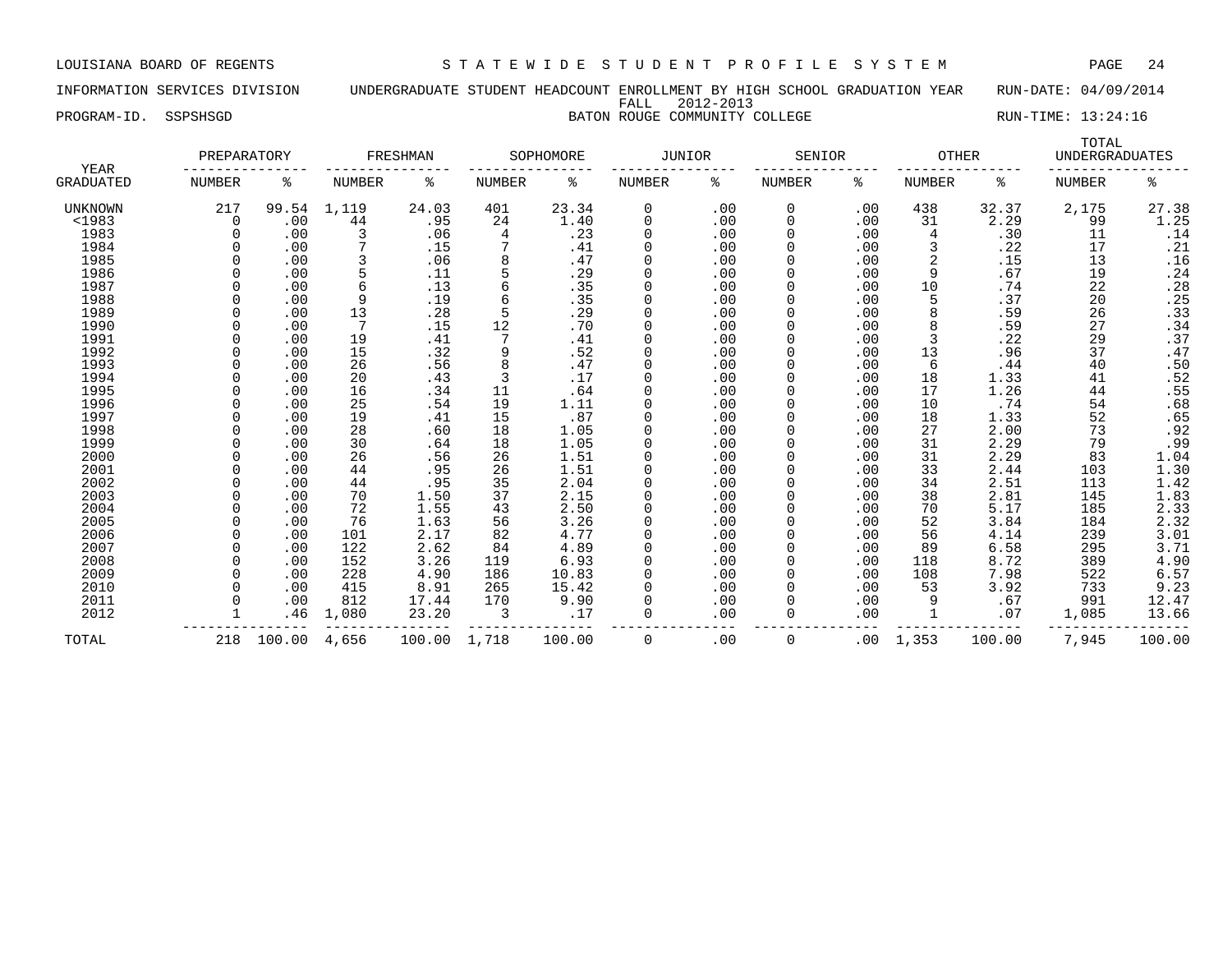LOUISIANA BOARD OF REGENTS — STATEWIDE STUDENT PROFILE SYSTEM

INFORMATION SERVICES DIVISION — UNDERGRADUATE STUDENT HEADCOUNT ENROLLMENT BY HIGH SCHOOL GRADUATION YEAR — RUN-DATE: 04/09/2014

FALL 2012-2013

PROGRAM-ID. SSPSHSGD — BATON ROUGE COMMUNITY COLLEGE — RUN-TIME: 13:24:16

| YEAR | PREPARATORY | | FRESHMAN | | SOPHOMORE | | JUNIOR | | SENIOR | | OTHER | | TOTAL UNDERGRADUATES | |
|---|---|---|---|---|---|---|---|---|---|---|---|---|---|---|
| GRADUATED | NUMBER | % | NUMBER | % | NUMBER | % | NUMBER | % | NUMBER | % | NUMBER | % | NUMBER | % |
| UNKNOWN | 217 | 99.54 | 1,119 | 24.03 | 401 | 23.34 | 0 | .00 | 0 | .00 | 438 | 32.37 | 2,175 | 27.38 |
| <1983 | 0 | .00 | 44 | .95 | 24 | 1.40 | 0 | .00 | 0 | .00 | 31 | 2.29 | 99 | 1.25 |
| 1983 | 0 | .00 | 3 | .06 | 4 | .23 | 0 | .00 | 0 | .00 | 4 | .30 | 11 | .14 |
| 1984 | 0 | .00 | 7 | .15 | 7 | .41 | 0 | .00 | 0 | .00 | 3 | .22 | 17 | .21 |
| 1985 | 0 | .00 | 3 | .06 | 8 | .47 | 0 | .00 | 0 | .00 | 2 | .15 | 13 | .16 |
| 1986 | 0 | .00 | 5 | .11 | 5 | .29 | 0 | .00 | 0 | .00 | 9 | .67 | 19 | .24 |
| 1987 | 0 | .00 | 6 | .13 | 6 | .35 | 0 | .00 | 0 | .00 | 10 | .74 | 22 | .28 |
| 1988 | 0 | .00 | 9 | .19 | 6 | .35 | 0 | .00 | 0 | .00 | 5 | .37 | 20 | .25 |
| 1989 | 0 | .00 | 13 | .28 | 5 | .29 | 0 | .00 | 0 | .00 | 8 | .59 | 26 | .33 |
| 1990 | 0 | .00 | 7 | .15 | 12 | .70 | 0 | .00 | 0 | .00 | 8 | .59 | 27 | .34 |
| 1991 | 0 | .00 | 19 | .41 | 7 | .41 | 0 | .00 | 0 | .00 | 3 | .22 | 29 | .37 |
| 1992 | 0 | .00 | 15 | .32 | 9 | .52 | 0 | .00 | 0 | .00 | 13 | .96 | 37 | .47 |
| 1993 | 0 | .00 | 26 | .56 | 8 | .47 | 0 | .00 | 0 | .00 | 6 | .44 | 40 | .50 |
| 1994 | 0 | .00 | 20 | .43 | 3 | .17 | 0 | .00 | 0 | .00 | 18 | 1.33 | 41 | .52 |
| 1995 | 0 | .00 | 16 | .34 | 11 | .64 | 0 | .00 | 0 | .00 | 17 | 1.26 | 44 | .55 |
| 1996 | 0 | .00 | 25 | .54 | 19 | 1.11 | 0 | .00 | 0 | .00 | 10 | .74 | 54 | .68 |
| 1997 | 0 | .00 | 19 | .41 | 15 | .87 | 0 | .00 | 0 | .00 | 18 | 1.33 | 52 | .65 |
| 1998 | 0 | .00 | 28 | .60 | 18 | 1.05 | 0 | .00 | 0 | .00 | 27 | 2.00 | 73 | .92 |
| 1999 | 0 | .00 | 30 | .64 | 18 | 1.05 | 0 | .00 | 0 | .00 | 31 | 2.29 | 79 | .99 |
| 2000 | 0 | .00 | 26 | .56 | 26 | 1.51 | 0 | .00 | 0 | .00 | 31 | 2.29 | 83 | 1.04 |
| 2001 | 0 | .00 | 44 | .95 | 26 | 1.51 | 0 | .00 | 0 | .00 | 33 | 2.44 | 103 | 1.30 |
| 2002 | 0 | .00 | 44 | .95 | 35 | 2.04 | 0 | .00 | 0 | .00 | 34 | 2.51 | 113 | 1.42 |
| 2003 | 0 | .00 | 70 | 1.50 | 37 | 2.15 | 0 | .00 | 0 | .00 | 38 | 2.81 | 145 | 1.83 |
| 2004 | 0 | .00 | 72 | 1.55 | 43 | 2.50 | 0 | .00 | 0 | .00 | 70 | 5.17 | 185 | 2.33 |
| 2005 | 0 | .00 | 76 | 1.63 | 56 | 3.26 | 0 | .00 | 0 | .00 | 52 | 3.84 | 184 | 2.32 |
| 2006 | 0 | .00 | 101 | 2.17 | 82 | 4.77 | 0 | .00 | 0 | .00 | 56 | 4.14 | 239 | 3.01 |
| 2007 | 0 | .00 | 122 | 2.62 | 84 | 4.89 | 0 | .00 | 0 | .00 | 89 | 6.58 | 295 | 3.71 |
| 2008 | 0 | .00 | 152 | 3.26 | 119 | 6.93 | 0 | .00 | 0 | .00 | 118 | 8.72 | 389 | 4.90 |
| 2009 | 0 | .00 | 228 | 4.90 | 186 | 10.83 | 0 | .00 | 0 | .00 | 108 | 7.98 | 522 | 6.57 |
| 2010 | 0 | .00 | 415 | 8.91 | 265 | 15.42 | 0 | .00 | 0 | .00 | 53 | 3.92 | 733 | 9.23 |
| 2011 | 0 | .00 | 812 | 17.44 | 170 | 9.90 | 0 | .00 | 0 | .00 | 9 | .67 | 991 | 12.47 |
| 2012 | 1 | .46 | 1,080 | 23.20 | 3 | .17 | 0 | .00 | 0 | .00 | 1 | .07 | 1,085 | 13.66 |
| TOTAL | 218 | 100.00 | 4,656 | 100.00 | 1,718 | 100.00 | 0 | .00 | 0 | .00 | 1,353 | 100.00 | 7,945 | 100.00 |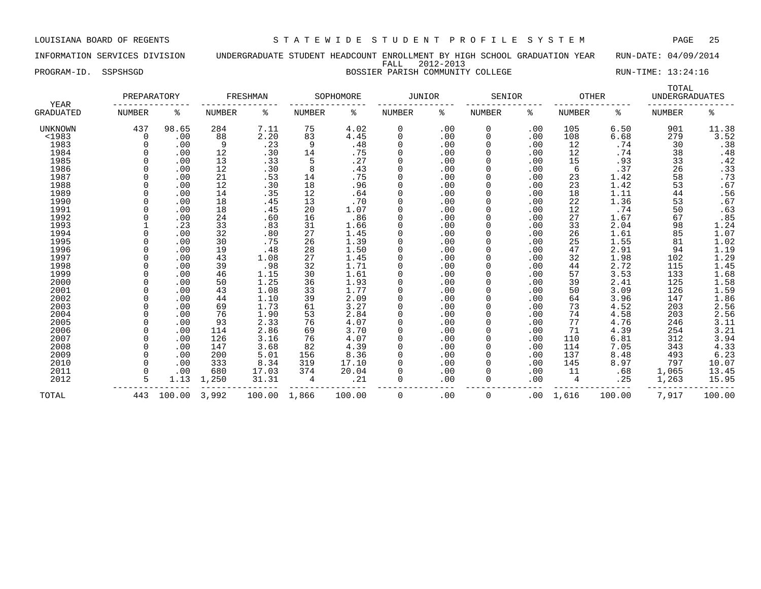LOUISIANA BOARD OF REGENTS — STATEWIDE STUDENT PROFILE SYSTEM

INFORMATION SERVICES DIVISION — UNDERGRADUATE STUDENT HEADCOUNT ENROLLMENT BY HIGH SCHOOL GRADUATION YEAR — RUN-DATE: 04/09/2014

FALL 2012-2013

PROGRAM-ID. SSPSHSGD — BOSSIER PARISH COMMUNITY COLLEGE — RUN-TIME: 13:24:16

| YEAR GRADUATED | PREPARATORY NUMBER | PREPARATORY % | FRESHMAN NUMBER | FRESHMAN % | SOPHOMORE NUMBER | SOPHOMORE % | JUNIOR NUMBER | JUNIOR % | SENIOR NUMBER | SENIOR % | OTHER NUMBER | OTHER % | TOTAL UNDERGRADUATES NUMBER | TOTAL UNDERGRADUATES % |
|---|---|---|---|---|---|---|---|---|---|---|---|---|---|---|
| UNKNOWN | 437 | 98.65 | 284 | 7.11 | 75 | 4.02 | 0 | .00 | 0 | .00 | 105 | 6.50 | 901 | 11.38 |
| <1983 | 0 | .00 | 88 | 2.20 | 83 | 4.45 | 0 | .00 | 0 | .00 | 108 | 6.68 | 279 | 3.52 |
| 1983 | 0 | .00 | 9 | .23 | 9 | .48 | 0 | .00 | 0 | .00 | 12 | .74 | 30 | .38 |
| 1984 | 0 | .00 | 12 | .30 | 14 | .75 | 0 | .00 | 0 | .00 | 12 | .74 | 38 | .48 |
| 1985 | 0 | .00 | 13 | .33 | 5 | .27 | 0 | .00 | 0 | .00 | 15 | .93 | 33 | .42 |
| 1986 | 0 | .00 | 12 | .30 | 8 | .43 | 0 | .00 | 0 | .00 | 6 | .37 | 26 | .33 |
| 1987 | 0 | .00 | 21 | .53 | 14 | .75 | 0 | .00 | 0 | .00 | 23 | 1.42 | 58 | .73 |
| 1988 | 0 | .00 | 12 | .30 | 18 | .96 | 0 | .00 | 0 | .00 | 23 | 1.42 | 53 | .67 |
| 1989 | 0 | .00 | 14 | .35 | 12 | .64 | 0 | .00 | 0 | .00 | 18 | 1.11 | 44 | .56 |
| 1990 | 0 | .00 | 18 | .45 | 13 | .70 | 0 | .00 | 0 | .00 | 22 | 1.36 | 53 | .67 |
| 1991 | 0 | .00 | 18 | .45 | 20 | 1.07 | 0 | .00 | 0 | .00 | 12 | .74 | 50 | .63 |
| 1992 | 0 | .00 | 24 | .60 | 16 | .86 | 0 | .00 | 0 | .00 | 27 | 1.67 | 67 | .85 |
| 1993 | 1 | .23 | 33 | .83 | 31 | 1.66 | 0 | .00 | 0 | .00 | 33 | 2.04 | 98 | 1.24 |
| 1994 | 0 | .00 | 32 | .80 | 27 | 1.45 | 0 | .00 | 0 | .00 | 26 | 1.61 | 85 | 1.07 |
| 1995 | 0 | .00 | 30 | .75 | 26 | 1.39 | 0 | .00 | 0 | .00 | 25 | 1.55 | 81 | 1.02 |
| 1996 | 0 | .00 | 19 | .48 | 28 | 1.50 | 0 | .00 | 0 | .00 | 47 | 2.91 | 94 | 1.19 |
| 1997 | 0 | .00 | 43 | 1.08 | 27 | 1.45 | 0 | .00 | 0 | .00 | 32 | 1.98 | 102 | 1.29 |
| 1998 | 0 | .00 | 39 | .98 | 32 | 1.71 | 0 | .00 | 0 | .00 | 44 | 2.72 | 115 | 1.45 |
| 1999 | 0 | .00 | 46 | 1.15 | 30 | 1.61 | 0 | .00 | 0 | .00 | 57 | 3.53 | 133 | 1.68 |
| 2000 | 0 | .00 | 50 | 1.25 | 36 | 1.93 | 0 | .00 | 0 | .00 | 39 | 2.41 | 125 | 1.58 |
| 2001 | 0 | .00 | 43 | 1.08 | 33 | 1.77 | 0 | .00 | 0 | .00 | 50 | 3.09 | 126 | 1.59 |
| 2002 | 0 | .00 | 44 | 1.10 | 39 | 2.09 | 0 | .00 | 0 | .00 | 64 | 3.96 | 147 | 1.86 |
| 2003 | 0 | .00 | 69 | 1.73 | 61 | 3.27 | 0 | .00 | 0 | .00 | 73 | 4.52 | 203 | 2.56 |
| 2004 | 0 | .00 | 76 | 1.90 | 53 | 2.84 | 0 | .00 | 0 | .00 | 74 | 4.58 | 203 | 2.56 |
| 2005 | 0 | .00 | 93 | 2.33 | 76 | 4.07 | 0 | .00 | 0 | .00 | 77 | 4.76 | 246 | 3.11 |
| 2006 | 0 | .00 | 114 | 2.86 | 69 | 3.70 | 0 | .00 | 0 | .00 | 71 | 4.39 | 254 | 3.21 |
| 2007 | 0 | .00 | 126 | 3.16 | 76 | 4.07 | 0 | .00 | 0 | .00 | 110 | 6.81 | 312 | 3.94 |
| 2008 | 0 | .00 | 147 | 3.68 | 82 | 4.39 | 0 | .00 | 0 | .00 | 114 | 7.05 | 343 | 4.33 |
| 2009 | 0 | .00 | 200 | 5.01 | 156 | 8.36 | 0 | .00 | 0 | .00 | 137 | 8.48 | 493 | 6.23 |
| 2010 | 0 | .00 | 333 | 8.34 | 319 | 17.10 | 0 | .00 | 0 | .00 | 145 | 8.97 | 797 | 10.07 |
| 2011 | 0 | .00 | 680 | 17.03 | 374 | 20.04 | 0 | .00 | 0 | .00 | 11 | .68 | 1,065 | 13.45 |
| 2012 | 5 | 1.13 | 1,250 | 31.31 | 4 | .21 | 0 | .00 | 0 | .00 | 4 | .25 | 1,263 | 15.95 |
| TOTAL | 443 | 100.00 | 3,992 | 100.00 | 1,866 | 100.00 | 0 | .00 | 0 | .00 | 1,616 | 100.00 | 7,917 | 100.00 |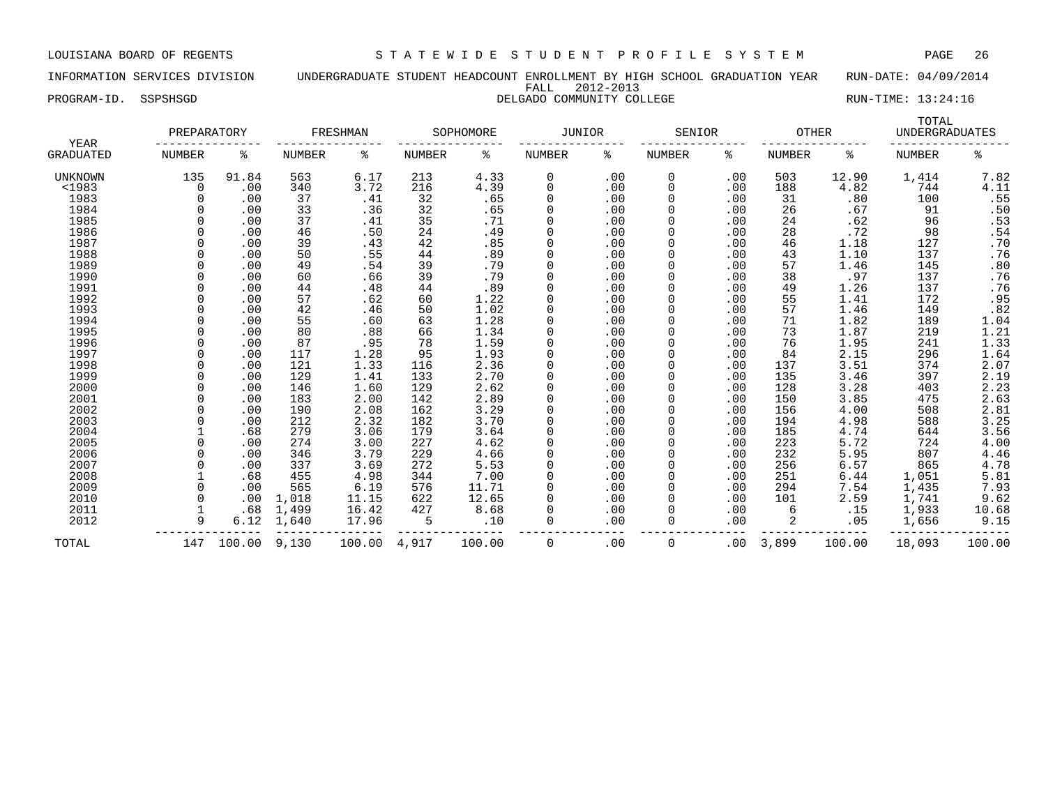LOUISIANA BOARD OF REGENTS — STATEWIDE STUDENT PROFILE SYSTEM

INFORMATION SERVICES DIVISION — UNDERGRADUATE STUDENT HEADCOUNT ENROLLMENT BY HIGH SCHOOL GRADUATION YEAR — RUN-DATE: 04/09/2014

FALL 2012-2013

PROGRAM-ID. SSPSHSGD — DELGADO COMMUNITY COLLEGE — RUN-TIME: 13:24:16

| YEAR | PREPARATORY | | FRESHMAN | | SOPHOMORE | | JUNIOR | | SENIOR | | OTHER | | TOTAL UNDERGRADUATES | |
|---|---|---|---|---|---|---|---|---|---|---|---|---|---|---|
| GRADUATED | NUMBER | % | NUMBER | % | NUMBER | % | NUMBER | % | NUMBER | % | NUMBER | % | NUMBER | % |
| UNKNOWN | 135 | 91.84 | 563 | 6.17 | 213 | 4.33 | 0 | .00 | 0 | .00 | 503 | 12.90 | 1,414 | 7.82 |
| <1983 | 0 | .00 | 340 | 3.72 | 216 | 4.39 | 0 | .00 | 0 | .00 | 188 | 4.82 | 744 | 4.11 |
| 1983 | 0 | .00 | 37 | .41 | 32 | .65 | 0 | .00 | 0 | .00 | 31 | .80 | 100 | .55 |
| 1984 | 0 | .00 | 33 | .36 | 32 | .65 | 0 | .00 | 0 | .00 | 26 | .67 | 91 | .50 |
| 1985 | 0 | .00 | 37 | .41 | 35 | .71 | 0 | .00 | 0 | .00 | 24 | .62 | 96 | .53 |
| 1986 | 0 | .00 | 46 | .50 | 24 | .49 | 0 | .00 | 0 | .00 | 28 | .72 | 98 | .54 |
| 1987 | 0 | .00 | 39 | .43 | 42 | .85 | 0 | .00 | 0 | .00 | 46 | 1.18 | 127 | .70 |
| 1988 | 0 | .00 | 50 | .55 | 44 | .89 | 0 | .00 | 0 | .00 | 43 | 1.10 | 137 | .76 |
| 1989 | 0 | .00 | 49 | .54 | 39 | .79 | 0 | .00 | 0 | .00 | 57 | 1.46 | 145 | .80 |
| 1990 | 0 | .00 | 60 | .66 | 39 | .79 | 0 | .00 | 0 | .00 | 38 | .97 | 137 | .76 |
| 1991 | 0 | .00 | 44 | .48 | 44 | .89 | 0 | .00 | 0 | .00 | 49 | 1.26 | 137 | .76 |
| 1992 | 0 | .00 | 57 | .62 | 60 | 1.22 | 0 | .00 | 0 | .00 | 55 | 1.41 | 172 | .95 |
| 1993 | 0 | .00 | 42 | .46 | 50 | 1.02 | 0 | .00 | 0 | .00 | 57 | 1.46 | 149 | .82 |
| 1994 | 0 | .00 | 55 | .60 | 63 | 1.28 | 0 | .00 | 0 | .00 | 71 | 1.82 | 189 | 1.04 |
| 1995 | 0 | .00 | 80 | .88 | 66 | 1.34 | 0 | .00 | 0 | .00 | 73 | 1.87 | 219 | 1.21 |
| 1996 | 0 | .00 | 87 | .95 | 78 | 1.59 | 0 | .00 | 0 | .00 | 76 | 1.95 | 241 | 1.33 |
| 1997 | 0 | .00 | 117 | 1.28 | 95 | 1.93 | 0 | .00 | 0 | .00 | 84 | 2.15 | 296 | 1.64 |
| 1998 | 0 | .00 | 121 | 1.33 | 116 | 2.36 | 0 | .00 | 0 | .00 | 137 | 3.51 | 374 | 2.07 |
| 1999 | 0 | .00 | 129 | 1.41 | 133 | 2.70 | 0 | .00 | 0 | .00 | 135 | 3.46 | 397 | 2.19 |
| 2000 | 0 | .00 | 146 | 1.60 | 129 | 2.62 | 0 | .00 | 0 | .00 | 128 | 3.28 | 403 | 2.23 |
| 2001 | 0 | .00 | 183 | 2.00 | 142 | 2.89 | 0 | .00 | 0 | .00 | 150 | 3.85 | 475 | 2.63 |
| 2002 | 0 | .00 | 190 | 2.08 | 162 | 3.29 | 0 | .00 | 0 | .00 | 156 | 4.00 | 508 | 2.81 |
| 2003 | 0 | .00 | 212 | 2.32 | 182 | 3.70 | 0 | .00 | 0 | .00 | 194 | 4.98 | 588 | 3.25 |
| 2004 | 1 | .68 | 279 | 3.06 | 179 | 3.64 | 0 | .00 | 0 | .00 | 185 | 4.74 | 644 | 3.56 |
| 2005 | 0 | .00 | 274 | 3.00 | 227 | 4.62 | 0 | .00 | 0 | .00 | 223 | 5.72 | 724 | 4.00 |
| 2006 | 0 | .00 | 346 | 3.79 | 229 | 4.66 | 0 | .00 | 0 | .00 | 232 | 5.95 | 807 | 4.46 |
| 2007 | 0 | .00 | 337 | 3.69 | 272 | 5.53 | 0 | .00 | 0 | .00 | 256 | 6.57 | 865 | 4.78 |
| 2008 | 1 | .68 | 455 | 4.98 | 344 | 7.00 | 0 | .00 | 0 | .00 | 251 | 6.44 | 1,051 | 5.81 |
| 2009 | 0 | .00 | 565 | 6.19 | 576 | 11.71 | 0 | .00 | 0 | .00 | 294 | 7.54 | 1,435 | 7.93 |
| 2010 | 0 | .00 | 1,018 | 11.15 | 622 | 12.65 | 0 | .00 | 0 | .00 | 101 | 2.59 | 1,741 | 9.62 |
| 2011 | 1 | .68 | 1,499 | 16.42 | 427 | 8.68 | 0 | .00 | 0 | .00 | 6 | .15 | 1,933 | 10.68 |
| 2012 | 9 | 6.12 | 1,640 | 17.96 | 5 | .10 | 0 | .00 | 0 | .00 | 2 | .05 | 1,656 | 9.15 |
| TOTAL | 147 | 100.00 | 9,130 | 100.00 | 4,917 | 100.00 | 0 | .00 | 0 | .00 | 3,899 | 100.00 | 18,093 | 100.00 |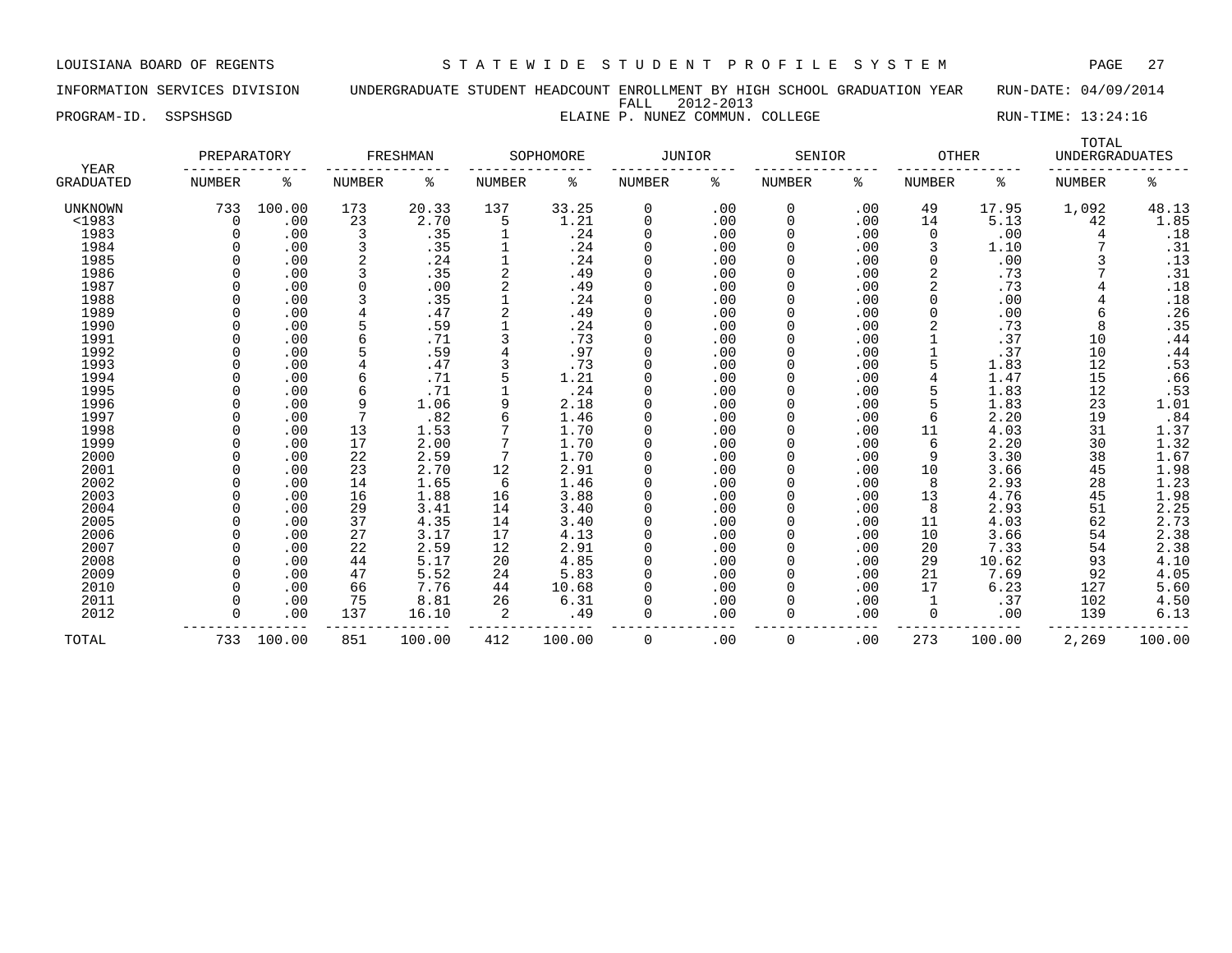LOUISIANA BOARD OF REGENTS — STATEWIDE STUDENT PROFILE SYSTEM

INFORMATION SERVICES DIVISION — UNDERGRADUATE STUDENT HEADCOUNT ENROLLMENT BY HIGH SCHOOL GRADUATION YEAR — RUN-DATE: 04/09/2014

FALL 2012-2013

PROGRAM-ID. SSPSHSGD — ELAINE P. NUNEZ COMMUN. COLLEGE — RUN-TIME: 13:24:16

| YEAR GRADUATED | PREPARATORY NUMBER | PREPARATORY % | FRESHMAN NUMBER | FRESHMAN % | SOPHOMORE NUMBER | SOPHOMORE % | JUNIOR NUMBER | JUNIOR % | SENIOR NUMBER | SENIOR % | OTHER NUMBER | OTHER % | TOTAL UNDERGRADUATES NUMBER | TOTAL UNDERGRADUATES % |
|---|---|---|---|---|---|---|---|---|---|---|---|---|---|---|
| UNKNOWN | 733 | 100.00 | 173 | 20.33 | 137 | 33.25 | 0 | .00 | 0 | .00 | 49 | 17.95 | 1,092 | 48.13 |
| <1983 | 0 | .00 | 23 | 2.70 | 5 | 1.21 | 0 | .00 | 0 | .00 | 14 | 5.13 | 42 | 1.85 |
| 1983 | 0 | .00 | 3 | .35 | 1 | .24 | 0 | .00 | 0 | .00 | 0 | .00 | 4 | .18 |
| 1984 | 0 | .00 | 3 | .35 | 1 | .24 | 0 | .00 | 0 | .00 | 3 | 1.10 | 7 | .31 |
| 1985 | 0 | .00 | 2 | .24 | 1 | .24 | 0 | .00 | 0 | .00 | 0 | .00 | 3 | .13 |
| 1986 | 0 | .00 | 3 | .35 | 2 | .49 | 0 | .00 | 0 | .00 | 2 | .73 | 7 | .31 |
| 1987 | 0 | .00 | 0 | .00 | 2 | .49 | 0 | .00 | 0 | .00 | 2 | .73 | 4 | .18 |
| 1988 | 0 | .00 | 3 | .35 | 1 | .24 | 0 | .00 | 0 | .00 | 0 | .00 | 4 | .18 |
| 1989 | 0 | .00 | 4 | .47 | 2 | .49 | 0 | .00 | 0 | .00 | 0 | .00 | 6 | .26 |
| 1990 | 0 | .00 | 5 | .59 | 1 | .24 | 0 | .00 | 0 | .00 | 2 | .73 | 8 | .35 |
| 1991 | 0 | .00 | 6 | .71 | 3 | .73 | 0 | .00 | 0 | .00 | 1 | .37 | 10 | .44 |
| 1992 | 0 | .00 | 5 | .59 | 4 | .97 | 0 | .00 | 0 | .00 | 1 | .37 | 10 | .44 |
| 1993 | 0 | .00 | 4 | .47 | 3 | .73 | 0 | .00 | 0 | .00 | 5 | 1.83 | 12 | .53 |
| 1994 | 0 | .00 | 6 | .71 | 5 | 1.21 | 0 | .00 | 0 | .00 | 4 | 1.47 | 15 | .66 |
| 1995 | 0 | .00 | 6 | .71 | 1 | .24 | 0 | .00 | 0 | .00 | 5 | 1.83 | 12 | .53 |
| 1996 | 0 | .00 | 9 | 1.06 | 9 | 2.18 | 0 | .00 | 0 | .00 | 5 | 1.83 | 23 | 1.01 |
| 1997 | 0 | .00 | 7 | .82 | 6 | 1.46 | 0 | .00 | 0 | .00 | 6 | 2.20 | 19 | .84 |
| 1998 | 0 | .00 | 13 | 1.53 | 7 | 1.70 | 0 | .00 | 0 | .00 | 11 | 4.03 | 31 | 1.37 |
| 1999 | 0 | .00 | 17 | 2.00 | 7 | 1.70 | 0 | .00 | 0 | .00 | 6 | 2.20 | 30 | 1.32 |
| 2000 | 0 | .00 | 22 | 2.59 | 7 | 1.70 | 0 | .00 | 0 | .00 | 9 | 3.30 | 38 | 1.67 |
| 2001 | 0 | .00 | 23 | 2.70 | 12 | 2.91 | 0 | .00 | 0 | .00 | 10 | 3.66 | 45 | 1.98 |
| 2002 | 0 | .00 | 14 | 1.65 | 6 | 1.46 | 0 | .00 | 0 | .00 | 8 | 2.93 | 28 | 1.23 |
| 2003 | 0 | .00 | 16 | 1.88 | 16 | 3.88 | 0 | .00 | 0 | .00 | 13 | 4.76 | 45 | 1.98 |
| 2004 | 0 | .00 | 29 | 3.41 | 14 | 3.40 | 0 | .00 | 0 | .00 | 8 | 2.93 | 51 | 2.25 |
| 2005 | 0 | .00 | 37 | 4.35 | 14 | 3.40 | 0 | .00 | 0 | .00 | 11 | 4.03 | 62 | 2.73 |
| 2006 | 0 | .00 | 27 | 3.17 | 17 | 4.13 | 0 | .00 | 0 | .00 | 10 | 3.66 | 54 | 2.38 |
| 2007 | 0 | .00 | 22 | 2.59 | 12 | 2.91 | 0 | .00 | 0 | .00 | 20 | 7.33 | 54 | 2.38 |
| 2008 | 0 | .00 | 44 | 5.17 | 20 | 4.85 | 0 | .00 | 0 | .00 | 29 | 10.62 | 93 | 4.10 |
| 2009 | 0 | .00 | 47 | 5.52 | 24 | 5.83 | 0 | .00 | 0 | .00 | 21 | 7.69 | 92 | 4.05 |
| 2010 | 0 | .00 | 66 | 7.76 | 44 | 10.68 | 0 | .00 | 0 | .00 | 17 | 6.23 | 127 | 5.60 |
| 2011 | 0 | .00 | 75 | 8.81 | 26 | 6.31 | 0 | .00 | 0 | .00 | 1 | .37 | 102 | 4.50 |
| 2012 | 0 | .00 | 137 | 16.10 | 2 | .49 | 0 | .00 | 0 | .00 | 0 | .00 | 139 | 6.13 |
| TOTAL | 733 | 100.00 | 851 | 100.00 | 412 | 100.00 | 0 | .00 | 0 | .00 | 273 | 100.00 | 2,269 | 100.00 |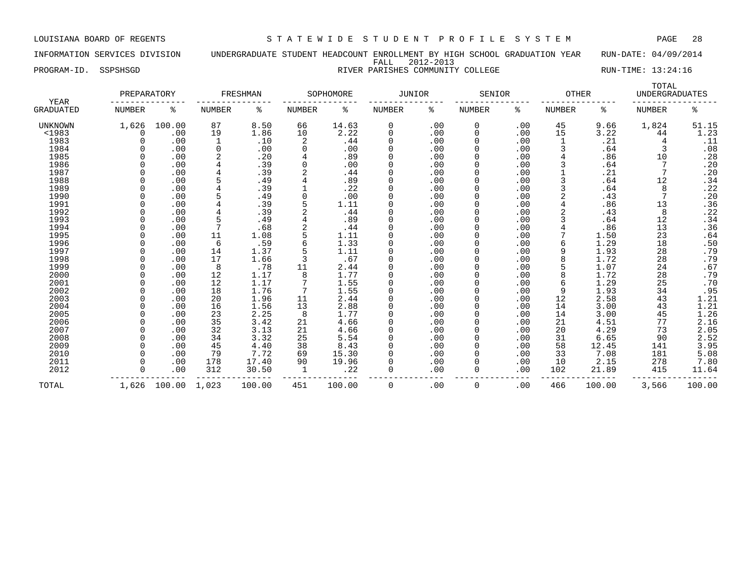LOUISIANA BOARD OF REGENTS — STATEWIDE STUDENT PROFILE SYSTEM

INFORMATION SERVICES DIVISION — UNDERGRADUATE STUDENT HEADCOUNT ENROLLMENT BY HIGH SCHOOL GRADUATION YEAR — RUN-DATE: 04/09/2014

FALL 2012-2013

PROGRAM-ID. SSPSHSGD — RIVER PARISHES COMMUNITY COLLEGE — RUN-TIME: 13:24:16

| YEAR | PREPARATORY | | FRESHMAN | | SOPHOMORE | | JUNIOR | | SENIOR | | OTHER | | TOTAL UNDERGRADUATES | |
|---|---|---|---|---|---|---|---|---|---|---|---|---|---|---|
| GRADUATED | NUMBER | % | NUMBER | % | NUMBER | % | NUMBER | % | NUMBER | % | NUMBER | % | NUMBER | % |
| UNKNOWN | 1,626 | 100.00 | 87 | 8.50 | 66 | 14.63 | 0 | .00 | 0 | .00 | 45 | 9.66 | 1,824 | 51.15 |
| <1983 | 0 | .00 | 19 | 1.86 | 10 | 2.22 | 0 | .00 | 0 | .00 | 15 | 3.22 | 44 | 1.23 |
| 1983 | 0 | .00 | 1 | .10 | 2 | .44 | 0 | .00 | 0 | .00 | 1 | .21 | 4 | .11 |
| 1984 | 0 | .00 | 0 | .00 | 0 | .00 | 0 | .00 | 0 | .00 | 3 | .64 | 3 | .08 |
| 1985 | 0 | .00 | 2 | .20 | 4 | .89 | 0 | .00 | 0 | .00 | 4 | .86 | 10 | .28 |
| 1986 | 0 | .00 | 4 | .39 | 0 | .00 | 0 | .00 | 0 | .00 | 3 | .64 | 7 | .20 |
| 1987 | 0 | .00 | 4 | .39 | 2 | .44 | 0 | .00 | 0 | .00 | 1 | .21 | 7 | .20 |
| 1988 | 0 | .00 | 5 | .49 | 4 | .89 | 0 | .00 | 0 | .00 | 3 | .64 | 12 | .34 |
| 1989 | 0 | .00 | 4 | .39 | 1 | .22 | 0 | .00 | 0 | .00 | 3 | .64 | 8 | .22 |
| 1990 | 0 | .00 | 5 | .49 | 0 | .00 | 0 | .00 | 0 | .00 | 2 | .43 | 7 | .20 |
| 1991 | 0 | .00 | 4 | .39 | 5 | 1.11 | 0 | .00 | 0 | .00 | 4 | .86 | 13 | .36 |
| 1992 | 0 | .00 | 4 | .39 | 2 | .44 | 0 | .00 | 0 | .00 | 2 | .43 | 8 | .22 |
| 1993 | 0 | .00 | 5 | .49 | 4 | .89 | 0 | .00 | 0 | .00 | 3 | .64 | 12 | .34 |
| 1994 | 0 | .00 | 7 | .68 | 2 | .44 | 0 | .00 | 0 | .00 | 4 | .86 | 13 | .36 |
| 1995 | 0 | .00 | 11 | 1.08 | 5 | 1.11 | 0 | .00 | 0 | .00 | 7 | 1.50 | 23 | .64 |
| 1996 | 0 | .00 | 6 | .59 | 6 | 1.33 | 0 | .00 | 0 | .00 | 6 | 1.29 | 18 | .50 |
| 1997 | 0 | .00 | 14 | 1.37 | 5 | 1.11 | 0 | .00 | 0 | .00 | 9 | 1.93 | 28 | .79 |
| 1998 | 0 | .00 | 17 | 1.66 | 3 | .67 | 0 | .00 | 0 | .00 | 8 | 1.72 | 28 | .79 |
| 1999 | 0 | .00 | 8 | .78 | 11 | 2.44 | 0 | .00 | 0 | .00 | 5 | 1.07 | 24 | .67 |
| 2000 | 0 | .00 | 12 | 1.17 | 8 | 1.77 | 0 | .00 | 0 | .00 | 8 | 1.72 | 28 | .79 |
| 2001 | 0 | .00 | 12 | 1.17 | 7 | 1.55 | 0 | .00 | 0 | .00 | 6 | 1.29 | 25 | .70 |
| 2002 | 0 | .00 | 18 | 1.76 | 7 | 1.55 | 0 | .00 | 0 | .00 | 9 | 1.93 | 34 | .95 |
| 2003 | 0 | .00 | 20 | 1.96 | 11 | 2.44 | 0 | .00 | 0 | .00 | 12 | 2.58 | 43 | 1.21 |
| 2004 | 0 | .00 | 16 | 1.56 | 13 | 2.88 | 0 | .00 | 0 | .00 | 14 | 3.00 | 43 | 1.21 |
| 2005 | 0 | .00 | 23 | 2.25 | 8 | 1.77 | 0 | .00 | 0 | .00 | 14 | 3.00 | 45 | 1.26 |
| 2006 | 0 | .00 | 35 | 3.42 | 21 | 4.66 | 0 | .00 | 0 | .00 | 21 | 4.51 | 77 | 2.16 |
| 2007 | 0 | .00 | 32 | 3.13 | 21 | 4.66 | 0 | .00 | 0 | .00 | 20 | 4.29 | 73 | 2.05 |
| 2008 | 0 | .00 | 34 | 3.32 | 25 | 5.54 | 0 | .00 | 0 | .00 | 31 | 6.65 | 90 | 2.52 |
| 2009 | 0 | .00 | 45 | 4.40 | 38 | 8.43 | 0 | .00 | 0 | .00 | 58 | 12.45 | 141 | 3.95 |
| 2010 | 0 | .00 | 79 | 7.72 | 69 | 15.30 | 0 | .00 | 0 | .00 | 33 | 7.08 | 181 | 5.08 |
| 2011 | 0 | .00 | 178 | 17.40 | 90 | 19.96 | 0 | .00 | 0 | .00 | 10 | 2.15 | 278 | 7.80 |
| 2012 | 0 | .00 | 312 | 30.50 | 1 | .22 | 0 | .00 | 0 | .00 | 102 | 21.89 | 415 | 11.64 |
| TOTAL | 1,626 | 100.00 | 1,023 | 100.00 | 451 | 100.00 | 0 | .00 | 0 | .00 | 466 | 100.00 | 3,566 | 100.00 |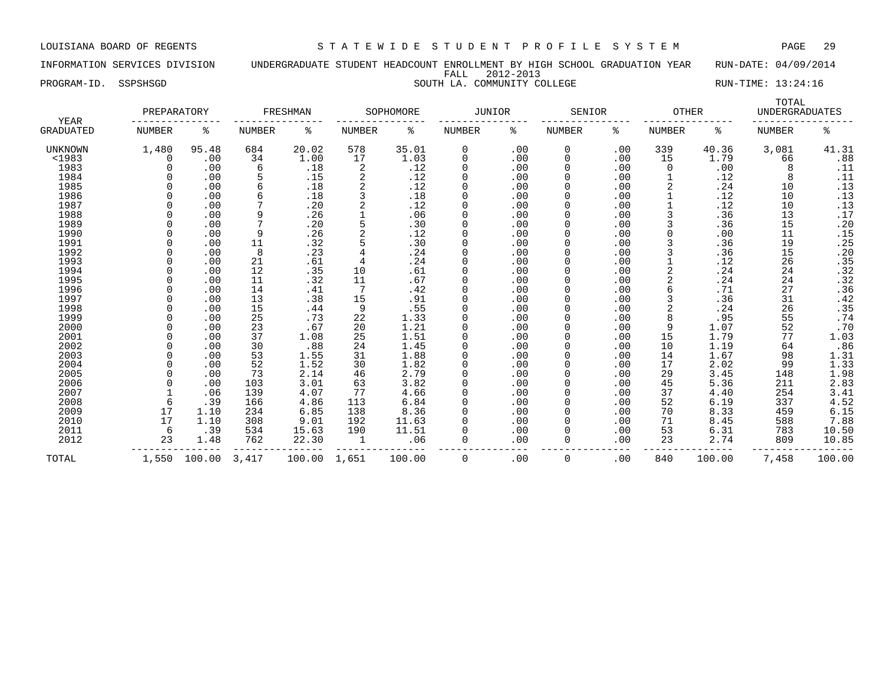LOUISIANA BOARD OF REGENTS — STATEWIDE STUDENT PROFILE SYSTEM

INFORMATION SERVICES DIVISION — UNDERGRADUATE STUDENT HEADCOUNT ENROLLMENT BY HIGH SCHOOL GRADUATION YEAR — RUN-DATE: 04/09/2014

FALL 2012-2013

PROGRAM-ID. SSPSHSGD — SOUTH LA. COMMUNITY COLLEGE — RUN-TIME: 13:24:16

| YEAR | PREPARATORY | | FRESHMAN | | SOPHOMORE | | JUNIOR | | SENIOR | | OTHER | | TOTAL UNDERGRADUATES | |
|---|---|---|---|---|---|---|---|---|---|---|---|---|---|---|
| GRADUATED | NUMBER | % | NUMBER | % | NUMBER | % | NUMBER | % | NUMBER | % | NUMBER | % | NUMBER | % |
| UNKNOWN | 1,480 | 95.48 | 684 | 20.02 | 578 | 35.01 | 0 | .00 | 0 | .00 | 339 | 40.36 | 3,081 | 41.31 |
| <1983 | 0 | .00 | 34 | 1.00 | 17 | 1.03 | 0 | .00 | 0 | .00 | 15 | 1.79 | 66 | .88 |
| 1983 | 0 | .00 | 6 | .18 | 2 | .12 | 0 | .00 | 0 | .00 | 0 | .00 | 8 | .11 |
| 1984 | 0 | .00 | 5 | .15 | 2 | .12 | 0 | .00 | 0 | .00 | 1 | .12 | 8 | .11 |
| 1985 | 0 | .00 | 6 | .18 | 2 | .12 | 0 | .00 | 0 | .00 | 2 | .24 | 10 | .13 |
| 1986 | 0 | .00 | 6 | .18 | 3 | .18 | 0 | .00 | 0 | .00 | 1 | .12 | 10 | .13 |
| 1987 | 0 | .00 | 7 | .20 | 2 | .12 | 0 | .00 | 0 | .00 | 1 | .12 | 10 | .13 |
| 1988 | 0 | .00 | 9 | .26 | 1 | .06 | 0 | .00 | 0 | .00 | 3 | .36 | 13 | .17 |
| 1989 | 0 | .00 | 7 | .20 | 5 | .30 | 0 | .00 | 0 | .00 | 3 | .36 | 15 | .20 |
| 1990 | 0 | .00 | 9 | .26 | 2 | .12 | 0 | .00 | 0 | .00 | 0 | .00 | 11 | .15 |
| 1991 | 0 | .00 | 11 | .32 | 5 | .30 | 0 | .00 | 0 | .00 | 3 | .36 | 19 | .25 |
| 1992 | 0 | .00 | 8 | .23 | 4 | .24 | 0 | .00 | 0 | .00 | 3 | .36 | 15 | .20 |
| 1993 | 0 | .00 | 21 | .61 | 4 | .24 | 0 | .00 | 0 | .00 | 1 | .12 | 26 | .35 |
| 1994 | 0 | .00 | 12 | .35 | 10 | .61 | 0 | .00 | 0 | .00 | 2 | .24 | 24 | .32 |
| 1995 | 0 | .00 | 11 | .32 | 11 | .67 | 0 | .00 | 0 | .00 | 2 | .24 | 24 | .32 |
| 1996 | 0 | .00 | 14 | .41 | 7 | .42 | 0 | .00 | 0 | .00 | 6 | .71 | 27 | .36 |
| 1997 | 0 | .00 | 13 | .38 | 15 | .91 | 0 | .00 | 0 | .00 | 3 | .36 | 31 | .42 |
| 1998 | 0 | .00 | 15 | .44 | 9 | .55 | 0 | .00 | 0 | .00 | 2 | .24 | 26 | .35 |
| 1999 | 0 | .00 | 25 | .73 | 22 | 1.33 | 0 | .00 | 0 | .00 | 8 | .95 | 55 | .74 |
| 2000 | 0 | .00 | 23 | .67 | 20 | 1.21 | 0 | .00 | 0 | .00 | 9 | 1.07 | 52 | .70 |
| 2001 | 0 | .00 | 37 | 1.08 | 25 | 1.51 | 0 | .00 | 0 | .00 | 15 | 1.79 | 77 | 1.03 |
| 2002 | 0 | .00 | 30 | .88 | 24 | 1.45 | 0 | .00 | 0 | .00 | 10 | 1.19 | 64 | .86 |
| 2003 | 0 | .00 | 53 | 1.55 | 31 | 1.88 | 0 | .00 | 0 | .00 | 14 | 1.67 | 98 | 1.31 |
| 2004 | 0 | .00 | 52 | 1.52 | 30 | 1.82 | 0 | .00 | 0 | .00 | 17 | 2.02 | 99 | 1.33 |
| 2005 | 0 | .00 | 73 | 2.14 | 46 | 2.79 | 0 | .00 | 0 | .00 | 29 | 3.45 | 148 | 1.98 |
| 2006 | 0 | .00 | 103 | 3.01 | 63 | 3.82 | 0 | .00 | 0 | .00 | 45 | 5.36 | 211 | 2.83 |
| 2007 | 1 | .06 | 139 | 4.07 | 77 | 4.66 | 0 | .00 | 0 | .00 | 37 | 4.40 | 254 | 3.41 |
| 2008 | 6 | .39 | 166 | 4.86 | 113 | 6.84 | 0 | .00 | 0 | .00 | 52 | 6.19 | 337 | 4.52 |
| 2009 | 17 | 1.10 | 234 | 6.85 | 138 | 8.36 | 0 | .00 | 0 | .00 | 70 | 8.33 | 459 | 6.15 |
| 2010 | 17 | 1.10 | 308 | 9.01 | 192 | 11.63 | 0 | .00 | 0 | .00 | 71 | 8.45 | 588 | 7.88 |
| 2011 | 6 | .39 | 534 | 15.63 | 190 | 11.51 | 0 | .00 | 0 | .00 | 53 | 6.31 | 783 | 10.50 |
| 2012 | 23 | 1.48 | 762 | 22.30 | 1 | .06 | 0 | .00 | 0 | .00 | 23 | 2.74 | 809 | 10.85 |
| TOTAL | 1,550 | 100.00 | 3,417 | 100.00 | 1,651 | 100.00 | 0 | .00 | 0 | .00 | 840 | 100.00 | 7,458 | 100.00 |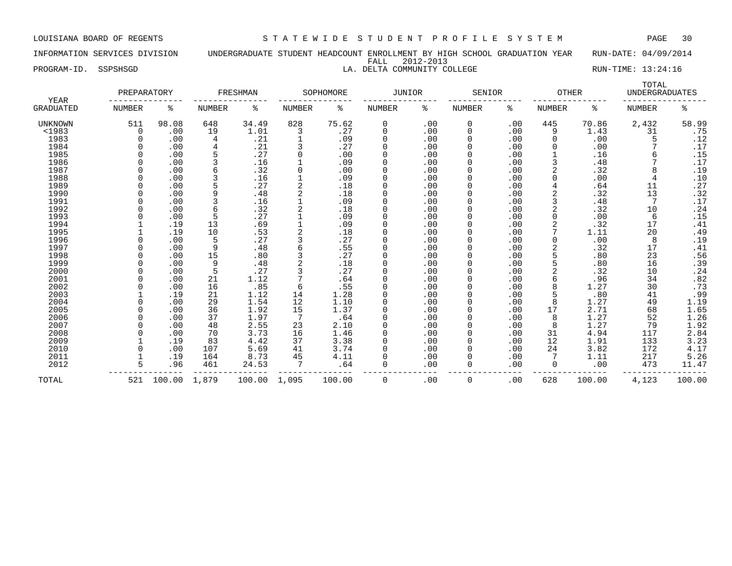LOUISIANA BOARD OF REGENTS — STATEWIDE STUDENT PROFILE SYSTEM

INFORMATION SERVICES DIVISION — UNDERGRADUATE STUDENT HEADCOUNT ENROLLMENT BY HIGH SCHOOL GRADUATION YEAR — RUN-DATE: 04/09/2014

FALL 2012-2013

PROGRAM-ID. SSPSHSGD — LA. DELTA COMMUNITY COLLEGE — RUN-TIME: 13:24:16

| YEAR | PREPARATORY | | FRESHMAN | | SOPHOMORE | | JUNIOR | | SENIOR | | OTHER | | TOTAL UNDERGRADUATES | |
|---|---|---|---|---|---|---|---|---|---|---|---|---|---|---|
| GRADUATED | NUMBER | % | NUMBER | % | NUMBER | % | NUMBER | % | NUMBER | % | NUMBER | % | NUMBER | % |
| UNKNOWN | 511 | 98.08 | 648 | 34.49 | 828 | 75.62 | 0 | .00 | 0 | .00 | 445 | 70.86 | 2,432 | 58.99 |
| <1983 | 0 | .00 | 19 | 1.01 | 3 | .27 | 0 | .00 | 0 | .00 | 9 | 1.43 | 31 | .75 |
| 1983 | 0 | .00 | 4 | .21 | 1 | .09 | 0 | .00 | 0 | .00 | 0 | .00 | 5 | .12 |
| 1984 | 0 | .00 | 4 | .21 | 3 | .27 | 0 | .00 | 0 | .00 | 0 | .00 | 7 | .17 |
| 1985 | 0 | .00 | 5 | .27 | 0 | .00 | 0 | .00 | 0 | .00 | 1 | .16 | 6 | .15 |
| 1986 | 0 | .00 | 3 | .16 | 1 | .09 | 0 | .00 | 0 | .00 | 3 | .48 | 7 | .17 |
| 1987 | 0 | .00 | 6 | .32 | 0 | .00 | 0 | .00 | 0 | .00 | 2 | .32 | 8 | .19 |
| 1988 | 0 | .00 | 3 | .16 | 1 | .09 | 0 | .00 | 0 | .00 | 0 | .00 | 4 | .10 |
| 1989 | 0 | .00 | 5 | .27 | 2 | .18 | 0 | .00 | 0 | .00 | 4 | .64 | 11 | .27 |
| 1990 | 0 | .00 | 9 | .48 | 2 | .18 | 0 | .00 | 0 | .00 | 2 | .32 | 13 | .32 |
| 1991 | 0 | .00 | 3 | .16 | 1 | .09 | 0 | .00 | 0 | .00 | 3 | .48 | 7 | .17 |
| 1992 | 0 | .00 | 6 | .32 | 2 | .18 | 0 | .00 | 0 | .00 | 2 | .32 | 10 | .24 |
| 1993 | 0 | .00 | 5 | .27 | 1 | .09 | 0 | .00 | 0 | .00 | 0 | .00 | 6 | .15 |
| 1994 | 1 | .19 | 13 | .69 | 1 | .09 | 0 | .00 | 0 | .00 | 2 | .32 | 17 | .41 |
| 1995 | 1 | .19 | 10 | .53 | 2 | .18 | 0 | .00 | 0 | .00 | 7 | 1.11 | 20 | .49 |
| 1996 | 0 | .00 | 5 | .27 | 3 | .27 | 0 | .00 | 0 | .00 | 0 | .00 | 8 | .19 |
| 1997 | 0 | .00 | 9 | .48 | 6 | .55 | 0 | .00 | 0 | .00 | 2 | .32 | 17 | .41 |
| 1998 | 0 | .00 | 15 | .80 | 3 | .27 | 0 | .00 | 0 | .00 | 5 | .80 | 23 | .56 |
| 1999 | 0 | .00 | 9 | .48 | 2 | .18 | 0 | .00 | 0 | .00 | 5 | .80 | 16 | .39 |
| 2000 | 0 | .00 | 5 | .27 | 3 | .27 | 0 | .00 | 0 | .00 | 2 | .32 | 10 | .24 |
| 2001 | 0 | .00 | 21 | 1.12 | 7 | .64 | 0 | .00 | 0 | .00 | 6 | .96 | 34 | .82 |
| 2002 | 0 | .00 | 16 | .85 | 6 | .55 | 0 | .00 | 0 | .00 | 8 | 1.27 | 30 | .73 |
| 2003 | 1 | .19 | 21 | 1.12 | 14 | 1.28 | 0 | .00 | 0 | .00 | 5 | .80 | 41 | .99 |
| 2004 | 0 | .00 | 29 | 1.54 | 12 | 1.10 | 0 | .00 | 0 | .00 | 8 | 1.27 | 49 | 1.19 |
| 2005 | 0 | .00 | 36 | 1.92 | 15 | 1.37 | 0 | .00 | 0 | .00 | 17 | 2.71 | 68 | 1.65 |
| 2006 | 0 | .00 | 37 | 1.97 | 7 | .64 | 0 | .00 | 0 | .00 | 8 | 1.27 | 52 | 1.26 |
| 2007 | 0 | .00 | 48 | 2.55 | 23 | 2.10 | 0 | .00 | 0 | .00 | 8 | 1.27 | 79 | 1.92 |
| 2008 | 0 | .00 | 70 | 3.73 | 16 | 1.46 | 0 | .00 | 0 | .00 | 31 | 4.94 | 117 | 2.84 |
| 2009 | 1 | .19 | 83 | 4.42 | 37 | 3.38 | 0 | .00 | 0 | .00 | 12 | 1.91 | 133 | 3.23 |
| 2010 | 0 | .00 | 107 | 5.69 | 41 | 3.74 | 0 | .00 | 0 | .00 | 24 | 3.82 | 172 | 4.17 |
| 2011 | 1 | .19 | 164 | 8.73 | 45 | 4.11 | 0 | .00 | 0 | .00 | 7 | 1.11 | 217 | 5.26 |
| 2012 | 5 | .96 | 461 | 24.53 | 7 | .64 | 0 | .00 | 0 | .00 | 0 | .00 | 473 | 11.47 |
| TOTAL | 521 | 100.00 | 1,879 | 100.00 | 1,095 | 100.00 | 0 | .00 | 0 | .00 | 628 | 100.00 | 4,123 | 100.00 |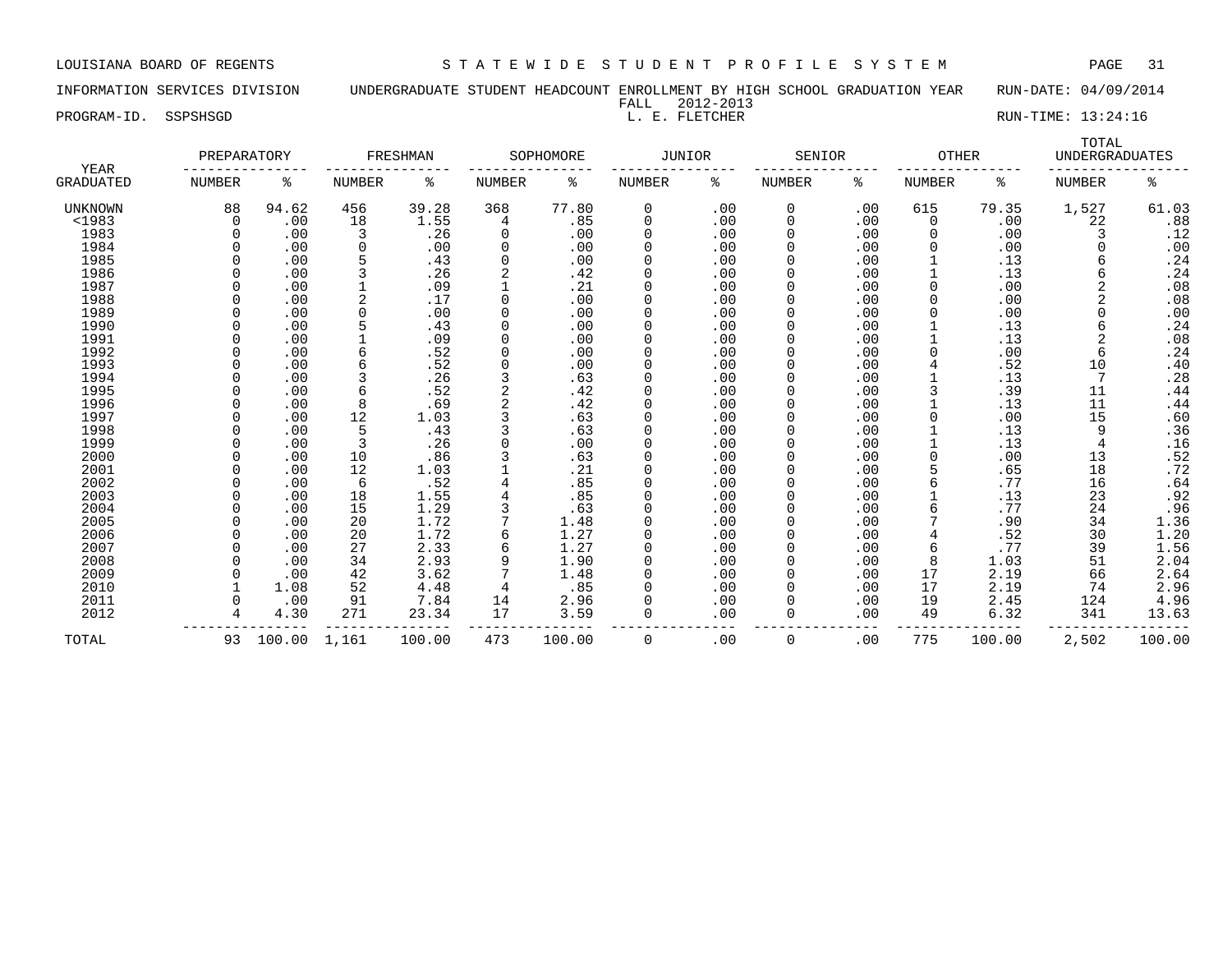LOUISIANA BOARD OF REGENTS — STATEWIDE STUDENT PROFILE SYSTEM

INFORMATION SERVICES DIVISION — UNDERGRADUATE STUDENT HEADCOUNT ENROLLMENT BY HIGH SCHOOL GRADUATION YEAR — RUN-DATE: 04/09/2014

FALL 2012-2013

PROGRAM-ID. SSPSHSGD — L. E. FLETCHER — RUN-TIME: 13:24:16

| YEAR GRADUATED | PREPARATORY | | FRESHMAN | | SOPHOMORE | | JUNIOR | | SENIOR | | OTHER | | TOTAL UNDERGRADUATES | |
|---|---|---|---|---|---|---|---|---|---|---|---|---|---|---|
| | NUMBER | % | NUMBER | % | NUMBER | % | NUMBER | % | NUMBER | % | NUMBER | % | NUMBER | % |
| UNKNOWN | 88 | 94.62 | 456 | 39.28 | 368 | 77.80 | 0 | .00 | 0 | .00 | 615 | 79.35 | 1,527 | 61.03 |
| <1983 | 0 | .00 | 18 | 1.55 | 4 | .85 | 0 | .00 | 0 | .00 | 0 | .00 | 22 | .88 |
| 1983 | 0 | .00 | 3 | .26 | 0 | .00 | 0 | .00 | 0 | .00 | 0 | .00 | 3 | .12 |
| 1984 | 0 | .00 | 0 | .00 | 0 | .00 | 0 | .00 | 0 | .00 | 0 | .00 | 0 | .00 |
| 1985 | 0 | .00 | 5 | .43 | 0 | .00 | 0 | .00 | 0 | .00 | 1 | .13 | 6 | .24 |
| 1986 | 0 | .00 | 3 | .26 | 2 | .42 | 0 | .00 | 0 | .00 | 1 | .13 | 6 | .24 |
| 1987 | 0 | .00 | 1 | .09 | 1 | .21 | 0 | .00 | 0 | .00 | 0 | .00 | 2 | .08 |
| 1988 | 0 | .00 | 2 | .17 | 0 | .00 | 0 | .00 | 0 | .00 | 0 | .00 | 2 | .08 |
| 1989 | 0 | .00 | 0 | .00 | 0 | .00 | 0 | .00 | 0 | .00 | 0 | .00 | 0 | .00 |
| 1990 | 0 | .00 | 5 | .43 | 0 | .00 | 0 | .00 | 0 | .00 | 1 | .13 | 6 | .24 |
| 1991 | 0 | .00 | 1 | .09 | 0 | .00 | 0 | .00 | 0 | .00 | 1 | .13 | 2 | .08 |
| 1992 | 0 | .00 | 6 | .52 | 0 | .00 | 0 | .00 | 0 | .00 | 0 | .00 | 6 | .24 |
| 1993 | 0 | .00 | 6 | .52 | 0 | .00 | 0 | .00 | 0 | .00 | 4 | .52 | 10 | .40 |
| 1994 | 0 | .00 | 3 | .26 | 3 | .63 | 0 | .00 | 0 | .00 | 1 | .13 | 7 | .28 |
| 1995 | 0 | .00 | 6 | .52 | 2 | .42 | 0 | .00 | 0 | .00 | 3 | .39 | 11 | .44 |
| 1996 | 0 | .00 | 8 | .69 | 2 | .42 | 0 | .00 | 0 | .00 | 1 | .13 | 11 | .44 |
| 1997 | 0 | .00 | 12 | 1.03 | 3 | .63 | 0 | .00 | 0 | .00 | 0 | .00 | 15 | .60 |
| 1998 | 0 | .00 | 5 | .43 | 3 | .63 | 0 | .00 | 0 | .00 | 1 | .13 | 9 | .36 |
| 1999 | 0 | .00 | 3 | .26 | 0 | .00 | 0 | .00 | 0 | .00 | 1 | .13 | 4 | .16 |
| 2000 | 0 | .00 | 10 | .86 | 3 | .63 | 0 | .00 | 0 | .00 | 0 | .00 | 13 | .52 |
| 2001 | 0 | .00 | 12 | 1.03 | 1 | .21 | 0 | .00 | 0 | .00 | 5 | .65 | 18 | .72 |
| 2002 | 0 | .00 | 6 | .52 | 4 | .85 | 0 | .00 | 0 | .00 | 6 | .77 | 16 | .64 |
| 2003 | 0 | .00 | 18 | 1.55 | 4 | .85 | 0 | .00 | 0 | .00 | 1 | .13 | 23 | .92 |
| 2004 | 0 | .00 | 15 | 1.29 | 3 | .63 | 0 | .00 | 0 | .00 | 6 | .77 | 24 | .96 |
| 2005 | 0 | .00 | 20 | 1.72 | 7 | 1.48 | 0 | .00 | 0 | .00 | 7 | .90 | 34 | 1.36 |
| 2006 | 0 | .00 | 20 | 1.72 | 6 | 1.27 | 0 | .00 | 0 | .00 | 4 | .52 | 30 | 1.20 |
| 2007 | 0 | .00 | 27 | 2.33 | 6 | 1.27 | 0 | .00 | 0 | .00 | 6 | .77 | 39 | 1.56 |
| 2008 | 0 | .00 | 34 | 2.93 | 9 | 1.90 | 0 | .00 | 0 | .00 | 8 | 1.03 | 51 | 2.04 |
| 2009 | 0 | .00 | 42 | 3.62 | 7 | 1.48 | 0 | .00 | 0 | .00 | 17 | 2.19 | 66 | 2.64 |
| 2010 | 1 | 1.08 | 52 | 4.48 | 4 | .85 | 0 | .00 | 0 | .00 | 17 | 2.19 | 74 | 2.96 |
| 2011 | 0 | .00 | 91 | 7.84 | 14 | 2.96 | 0 | .00 | 0 | .00 | 19 | 2.45 | 124 | 4.96 |
| 2012 | 4 | 4.30 | 271 | 23.34 | 17 | 3.59 | 0 | .00 | 0 | .00 | 49 | 6.32 | 341 | 13.63 |
| TOTAL | 93 | 100.00 | 1,161 | 100.00 | 473 | 100.00 | 0 | .00 | 0 | .00 | 775 | 100.00 | 2,502 | 100.00 |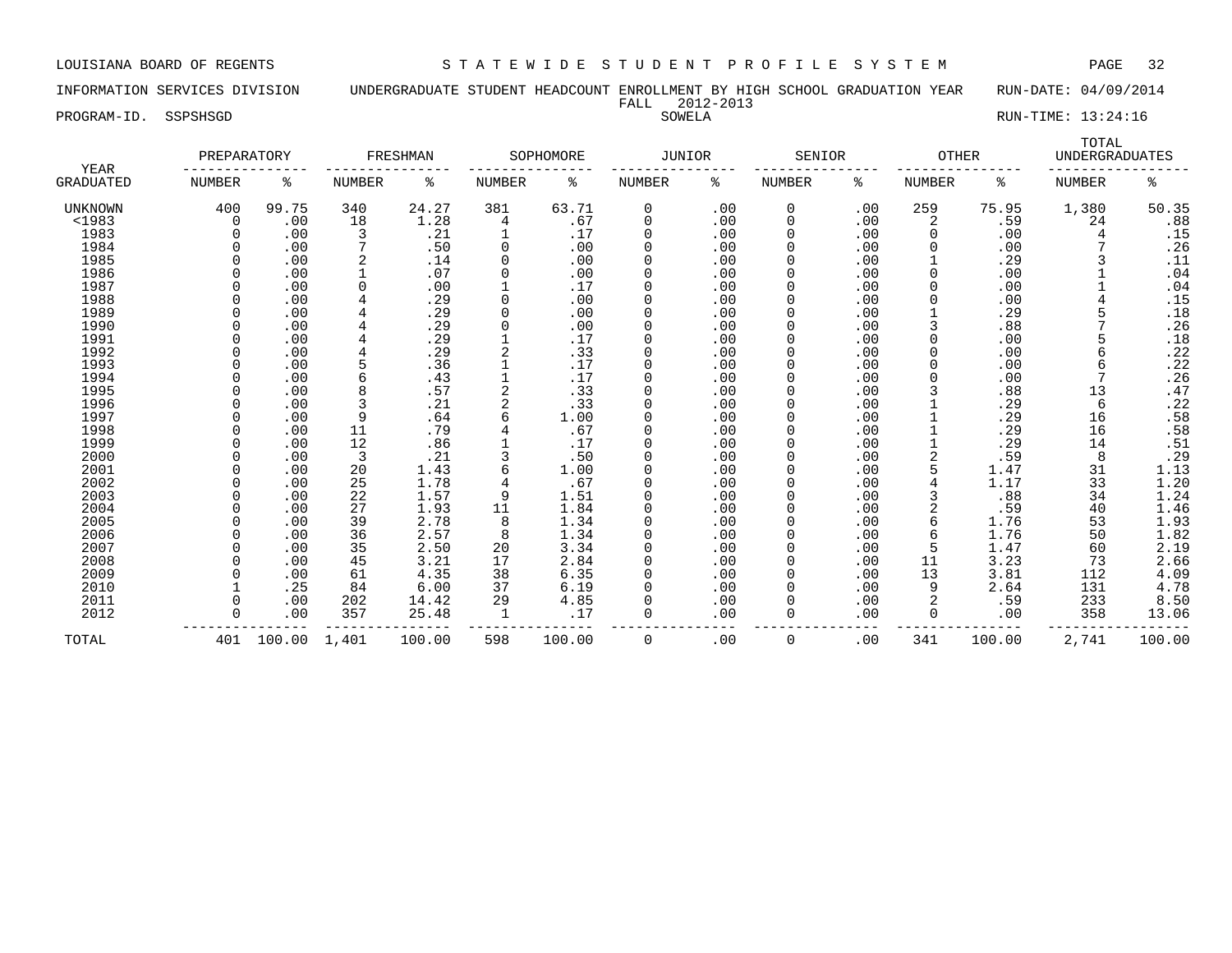LOUISIANA BOARD OF REGENTS — STATEWIDE STUDENT PROFILE SYSTEM

INFORMATION SERVICES DIVISION — UNDERGRADUATE STUDENT HEADCOUNT ENROLLMENT BY HIGH SCHOOL GRADUATION YEAR — RUN-DATE: 04/09/2014

FALL 2012-2013

PROGRAM-ID. SSPSHSGD — SOWELA — RUN-TIME: 13:24:16

| YEAR | PREPARATORY | | FRESHMAN | | SOPHOMORE | | JUNIOR | | SENIOR | | OTHER | | TOTAL UNDERGRADUATES | |
|---|---|---|---|---|---|---|---|---|---|---|---|---|---|---|
| GRADUATED | NUMBER | % | NUMBER | % | NUMBER | % | NUMBER | % | NUMBER | % | NUMBER | % | NUMBER | % |
| UNKNOWN | 400 | 99.75 | 340 | 24.27 | 381 | 63.71 | 0 | .00 | 0 | .00 | 259 | 75.95 | 1,380 | 50.35 |
| <1983 | 0 | .00 | 18 | 1.28 | 4 | .67 | 0 | .00 | 0 | .00 | 2 | .59 | 24 | .88 |
| 1983 | 0 | .00 | 3 | .21 | 1 | .17 | 0 | .00 | 0 | .00 | 0 | .00 | 4 | .15 |
| 1984 | 0 | .00 | 7 | .50 | 0 | .00 | 0 | .00 | 0 | .00 | 0 | .00 | 7 | .26 |
| 1985 | 0 | .00 | 2 | .14 | 0 | .00 | 0 | .00 | 0 | .00 | 1 | .29 | 3 | .11 |
| 1986 | 0 | .00 | 1 | .07 | 0 | .00 | 0 | .00 | 0 | .00 | 0 | .00 | 1 | .04 |
| 1987 | 0 | .00 | 0 | .00 | 1 | .17 | 0 | .00 | 0 | .00 | 0 | .00 | 1 | .04 |
| 1988 | 0 | .00 | 4 | .29 | 0 | .00 | 0 | .00 | 0 | .00 | 0 | .00 | 4 | .15 |
| 1989 | 0 | .00 | 4 | .29 | 0 | .00 | 0 | .00 | 0 | .00 | 1 | .29 | 5 | .18 |
| 1990 | 0 | .00 | 4 | .29 | 0 | .00 | 0 | .00 | 0 | .00 | 3 | .88 | 7 | .26 |
| 1991 | 0 | .00 | 4 | .29 | 1 | .17 | 0 | .00 | 0 | .00 | 0 | .00 | 5 | .18 |
| 1992 | 0 | .00 | 4 | .29 | 2 | .33 | 0 | .00 | 0 | .00 | 0 | .00 | 6 | .22 |
| 1993 | 0 | .00 | 5 | .36 | 1 | .17 | 0 | .00 | 0 | .00 | 0 | .00 | 6 | .22 |
| 1994 | 0 | .00 | 6 | .43 | 1 | .17 | 0 | .00 | 0 | .00 | 0 | .00 | 7 | .26 |
| 1995 | 0 | .00 | 8 | .57 | 2 | .33 | 0 | .00 | 0 | .00 | 3 | .88 | 13 | .47 |
| 1996 | 0 | .00 | 3 | .21 | 2 | .33 | 0 | .00 | 0 | .00 | 1 | .29 | 6 | .22 |
| 1997 | 0 | .00 | 9 | .64 | 6 | 1.00 | 0 | .00 | 0 | .00 | 1 | .29 | 16 | .58 |
| 1998 | 0 | .00 | 11 | .79 | 4 | .67 | 0 | .00 | 0 | .00 | 1 | .29 | 16 | .58 |
| 1999 | 0 | .00 | 12 | .86 | 1 | .17 | 0 | .00 | 0 | .00 | 1 | .29 | 14 | .51 |
| 2000 | 0 | .00 | 3 | .21 | 3 | .50 | 0 | .00 | 0 | .00 | 2 | .59 | 8 | .29 |
| 2001 | 0 | .00 | 20 | 1.43 | 6 | 1.00 | 0 | .00 | 0 | .00 | 5 | 1.47 | 31 | 1.13 |
| 2002 | 0 | .00 | 25 | 1.78 | 4 | .67 | 0 | .00 | 0 | .00 | 4 | 1.17 | 33 | 1.20 |
| 2003 | 0 | .00 | 22 | 1.57 | 9 | 1.51 | 0 | .00 | 0 | .00 | 3 | .88 | 34 | 1.24 |
| 2004 | 0 | .00 | 27 | 1.93 | 11 | 1.84 | 0 | .00 | 0 | .00 | 2 | .59 | 40 | 1.46 |
| 2005 | 0 | .00 | 39 | 2.78 | 8 | 1.34 | 0 | .00 | 0 | .00 | 6 | 1.76 | 53 | 1.93 |
| 2006 | 0 | .00 | 36 | 2.57 | 8 | 1.34 | 0 | .00 | 0 | .00 | 6 | 1.76 | 50 | 1.82 |
| 2007 | 0 | .00 | 35 | 2.50 | 20 | 3.34 | 0 | .00 | 0 | .00 | 5 | 1.47 | 60 | 2.19 |
| 2008 | 0 | .00 | 45 | 3.21 | 17 | 2.84 | 0 | .00 | 0 | .00 | 11 | 3.23 | 73 | 2.66 |
| 2009 | 0 | .00 | 61 | 4.35 | 38 | 6.35 | 0 | .00 | 0 | .00 | 13 | 3.81 | 112 | 4.09 |
| 2010 | 1 | .25 | 84 | 6.00 | 37 | 6.19 | 0 | .00 | 0 | .00 | 9 | 2.64 | 131 | 4.78 |
| 2011 | 0 | .00 | 202 | 14.42 | 29 | 4.85 | 0 | .00 | 0 | .00 | 2 | .59 | 233 | 8.50 |
| 2012 | 0 | .00 | 357 | 25.48 | 1 | .17 | 0 | .00 | 0 | .00 | 0 | .00 | 358 | 13.06 |
| TOTAL | 401 | 100.00 | 1,401 | 100.00 | 598 | 100.00 | 0 | .00 | 0 | .00 | 341 | 100.00 | 2,741 | 100.00 |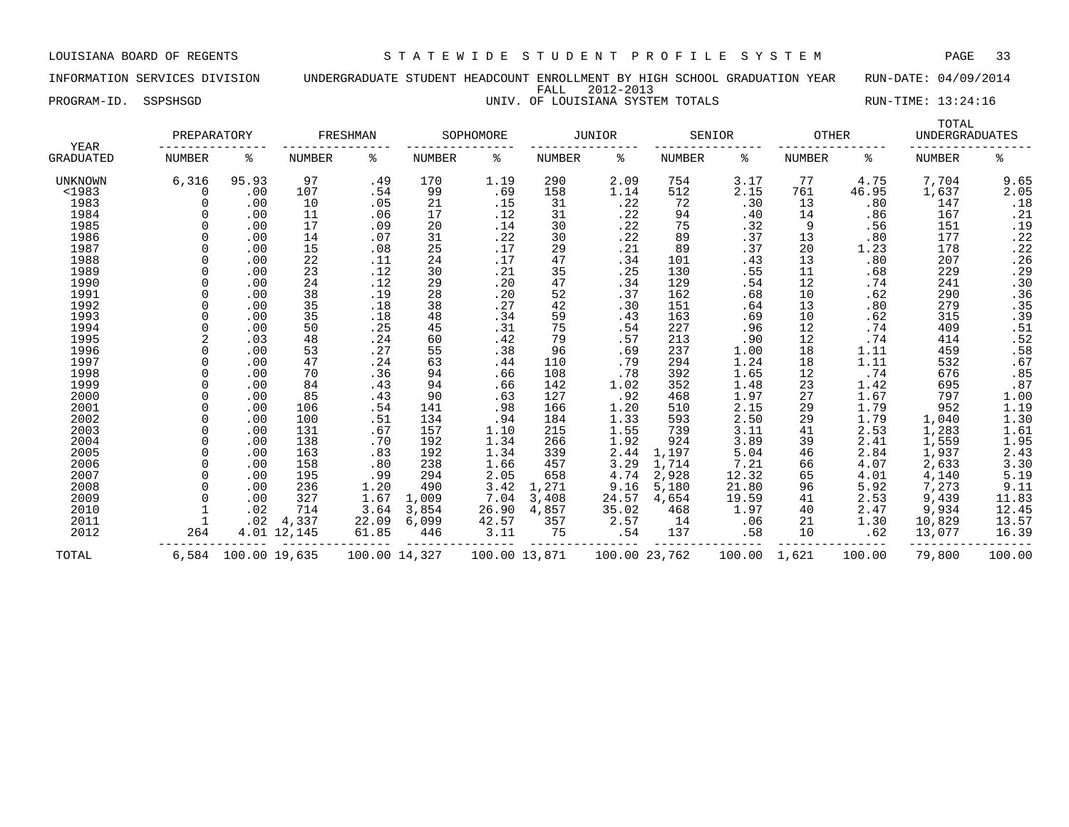LOUISIANA BOARD OF REGENTS — STATEWIDE STUDENT PROFILE SYSTEM

INFORMATION SERVICES DIVISION — UNDERGRADUATE STUDENT HEADCOUNT ENROLLMENT BY HIGH SCHOOL GRADUATION YEAR — RUN-DATE: 04/09/2014

FALL 2012-2013

PROGRAM-ID. SSPSHSGD — UNIV. OF LOUISIANA SYSTEM TOTALS — RUN-TIME: 13:24:16

| YEAR | PREPARATORY | | FRESHMAN | | SOPHOMORE | | JUNIOR | | SENIOR | | OTHER | | TOTAL UNDERGRADUATES | |
|---|---|---|---|---|---|---|---|---|---|---|---|---|---|---|
| GRADUATED | NUMBER | % | NUMBER | % | NUMBER | % | NUMBER | % | NUMBER | % | NUMBER | % | NUMBER | % |
| UNKNOWN | 6,316 | 95.93 | 97 | .49 | 170 | 1.19 | 290 | 2.09 | 754 | 3.17 | 77 | 4.75 | 7,704 | 9.65 |
| <1983 | 0 | .00 | 107 | .54 | 99 | .69 | 158 | 1.14 | 512 | 2.15 | 761 | 46.95 | 1,637 | 2.05 |
| 1983 | 0 | .00 | 10 | .05 | 21 | .15 | 31 | .22 | 72 | .30 | 13 | .80 | 147 | .18 |
| 1984 | 0 | .00 | 11 | .06 | 17 | .12 | 31 | .22 | 94 | .40 | 14 | .86 | 167 | .21 |
| 1985 | 0 | .00 | 17 | .09 | 20 | .14 | 30 | .22 | 75 | .32 | 9 | .56 | 151 | .19 |
| 1986 | 0 | .00 | 14 | .07 | 31 | .22 | 30 | .22 | 89 | .37 | 13 | .80 | 177 | .22 |
| 1987 | 0 | .00 | 15 | .08 | 25 | .17 | 29 | .21 | 89 | .37 | 20 | 1.23 | 178 | .22 |
| 1988 | 0 | .00 | 22 | .11 | 24 | .17 | 47 | .34 | 101 | .43 | 13 | .80 | 207 | .26 |
| 1989 | 0 | .00 | 23 | .12 | 30 | .21 | 35 | .25 | 130 | .55 | 11 | .68 | 229 | .29 |
| 1990 | 0 | .00 | 24 | .12 | 29 | .20 | 47 | .34 | 129 | .54 | 12 | .74 | 241 | .30 |
| 1991 | 0 | .00 | 38 | .19 | 28 | .20 | 52 | .37 | 162 | .68 | 10 | .62 | 290 | .36 |
| 1992 | 0 | .00 | 35 | .18 | 38 | .27 | 42 | .30 | 151 | .64 | 13 | .80 | 279 | .35 |
| 1993 | 0 | .00 | 35 | .18 | 48 | .34 | 59 | .43 | 163 | .69 | 10 | .62 | 315 | .39 |
| 1994 | 0 | .00 | 50 | .25 | 45 | .31 | 75 | .54 | 227 | .96 | 12 | .74 | 409 | .51 |
| 1995 | 2 | .03 | 48 | .24 | 60 | .42 | 79 | .57 | 213 | .90 | 12 | .74 | 414 | .52 |
| 1996 | 0 | .00 | 53 | .27 | 55 | .38 | 96 | .69 | 237 | 1.00 | 18 | 1.11 | 459 | .58 |
| 1997 | 0 | .00 | 47 | .24 | 63 | .44 | 110 | .79 | 294 | 1.24 | 18 | 1.11 | 532 | .67 |
| 1998 | 0 | .00 | 70 | .36 | 94 | .66 | 108 | .78 | 392 | 1.65 | 12 | .74 | 676 | .85 |
| 1999 | 0 | .00 | 84 | .43 | 94 | .66 | 142 | 1.02 | 352 | 1.48 | 23 | 1.42 | 695 | .87 |
| 2000 | 0 | .00 | 85 | .43 | 90 | .63 | 127 | .92 | 468 | 1.97 | 27 | 1.67 | 797 | 1.00 |
| 2001 | 0 | .00 | 106 | .54 | 141 | .98 | 166 | 1.20 | 510 | 2.15 | 29 | 1.79 | 952 | 1.19 |
| 2002 | 0 | .00 | 100 | .51 | 134 | .94 | 184 | 1.33 | 593 | 2.50 | 29 | 1.79 | 1,040 | 1.30 |
| 2003 | 0 | .00 | 131 | .67 | 157 | 1.10 | 215 | 1.55 | 739 | 3.11 | 41 | 2.53 | 1,283 | 1.61 |
| 2004 | 0 | .00 | 138 | .70 | 192 | 1.34 | 266 | 1.92 | 924 | 3.89 | 39 | 2.41 | 1,559 | 1.95 |
| 2005 | 0 | .00 | 163 | .83 | 192 | 1.34 | 339 | 2.44 | 1,197 | 5.04 | 46 | 2.84 | 1,937 | 2.43 |
| 2006 | 0 | .00 | 158 | .80 | 238 | 1.66 | 457 | 3.29 | 1,714 | 7.21 | 66 | 4.07 | 2,633 | 3.30 |
| 2007 | 0 | .00 | 195 | .99 | 294 | 2.05 | 658 | 4.74 | 2,928 | 12.32 | 65 | 4.01 | 4,140 | 5.19 |
| 2008 | 0 | .00 | 236 | 1.20 | 490 | 3.42 | 1,271 | 9.16 | 5,180 | 21.80 | 96 | 5.92 | 7,273 | 9.11 |
| 2009 | 0 | .00 | 327 | 1.67 | 1,009 | 7.04 | 3,408 | 24.57 | 4,654 | 19.59 | 41 | 2.53 | 9,439 | 11.83 |
| 2010 | 1 | .02 | 714 | 3.64 | 3,854 | 26.90 | 4,857 | 35.02 | 468 | 1.97 | 40 | 2.47 | 9,934 | 12.45 |
| 2011 | 1 | .02 | 4,337 | 22.09 | 6,099 | 42.57 | 357 | 2.57 | 14 | .06 | 21 | 1.30 | 10,829 | 13.57 |
| 2012 | 264 | 4.01 | 12,145 | 61.85 | 446 | 3.11 | 75 | .54 | 137 | .58 | 10 | .62 | 13,077 | 16.39 |
| TOTAL | 6,584 | 100.00 | 19,635 | 100.00 | 14,327 | 100.00 | 13,871 | 100.00 | 23,762 | 100.00 | 1,621 | 100.00 | 79,800 | 100.00 |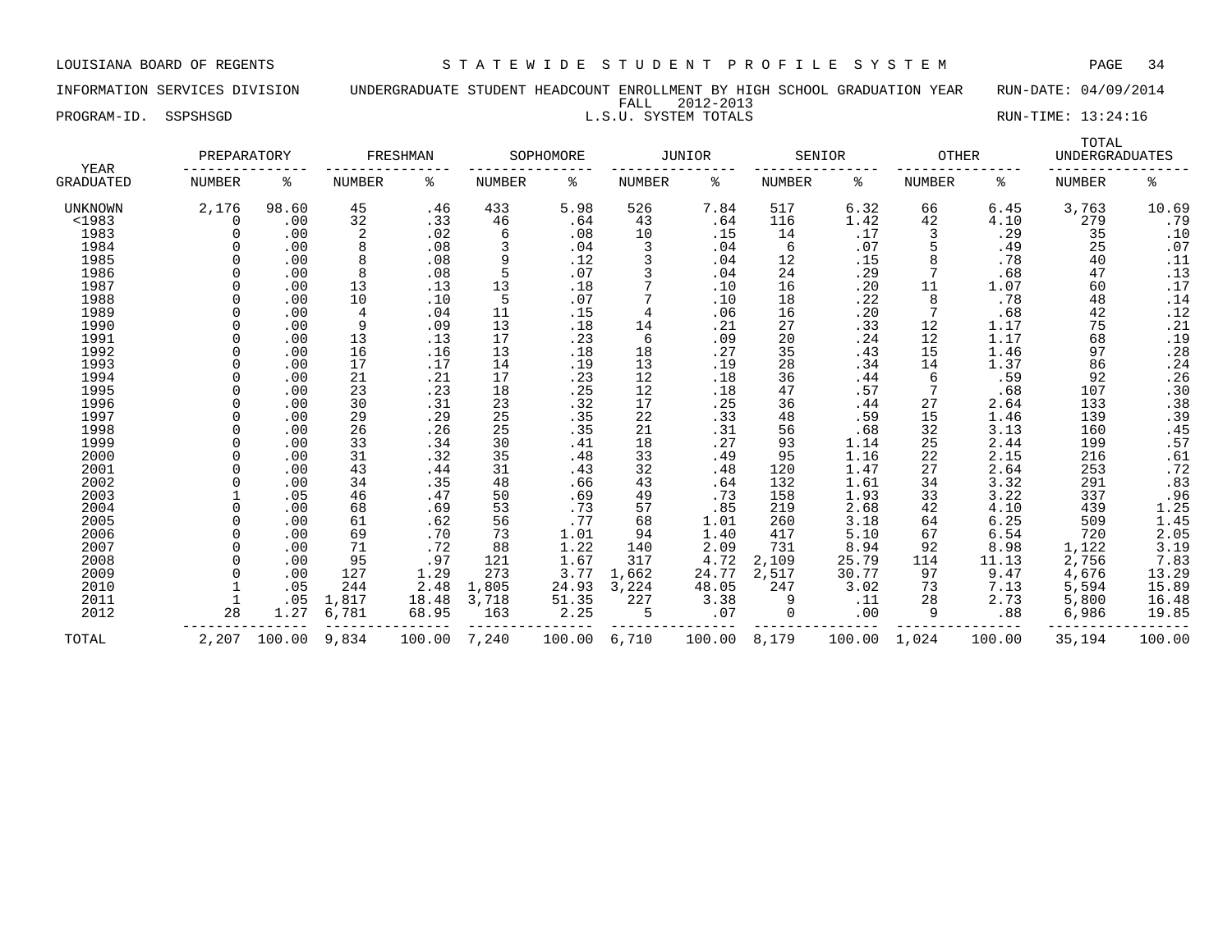LOUISIANA BOARD OF REGENTS — STATEWIDE STUDENT PROFILE SYSTEM

INFORMATION SERVICES DIVISION — UNDERGRADUATE STUDENT HEADCOUNT ENROLLMENT BY HIGH SCHOOL GRADUATION YEAR — RUN-DATE: 04/09/2014

FALL 2012-2013

PROGRAM-ID. SSPSHSGD — L.S.U. SYSTEM TOTALS — RUN-TIME: 13:24:16

| YEAR | PREPARATORY | | FRESHMAN | | SOPHOMORE | | JUNIOR | | SENIOR | | OTHER | | TOTAL UNDERGRADUATES | |
|---|---|---|---|---|---|---|---|---|---|---|---|---|---|---|
| GRADUATED | NUMBER | % | NUMBER | % | NUMBER | % | NUMBER | % | NUMBER | % | NUMBER | % | NUMBER | % |
| UNKNOWN | 2,176 | 98.60 | 45 | .46 | 433 | 5.98 | 526 | 7.84 | 517 | 6.32 | 66 | 6.45 | 3,763 | 10.69 |
| <1983 | 0 | .00 | 32 | .33 | 46 | .64 | 43 | .64 | 116 | 1.42 | 42 | 4.10 | 279 | .79 |
| 1983 | 0 | .00 | 2 | .02 | 6 | .08 | 10 | .15 | 14 | .17 | 3 | .29 | 35 | .10 |
| 1984 | 0 | .00 | 8 | .08 | 3 | .04 | 3 | .04 | 6 | .07 | 5 | .49 | 25 | .07 |
| 1985 | 0 | .00 | 8 | .08 | 9 | .12 | 3 | .04 | 12 | .15 | 8 | .78 | 40 | .11 |
| 1986 | 0 | .00 | 8 | .08 | 5 | .07 | 3 | .04 | 24 | .29 | 7 | .68 | 47 | .13 |
| 1987 | 0 | .00 | 13 | .13 | 13 | .18 | 7 | .10 | 16 | .20 | 11 | 1.07 | 60 | .17 |
| 1988 | 0 | .00 | 10 | .10 | 5 | .07 | 7 | .10 | 18 | .22 | 8 | .78 | 48 | .14 |
| 1989 | 0 | .00 | 4 | .04 | 11 | .15 | 4 | .06 | 16 | .20 | 7 | .68 | 42 | .12 |
| 1990 | 0 | .00 | 9 | .09 | 13 | .18 | 14 | .21 | 27 | .33 | 12 | 1.17 | 75 | .21 |
| 1991 | 0 | .00 | 13 | .13 | 17 | .23 | 6 | .09 | 20 | .24 | 12 | 1.17 | 68 | .19 |
| 1992 | 0 | .00 | 16 | .16 | 13 | .18 | 18 | .27 | 35 | .43 | 15 | 1.46 | 97 | .28 |
| 1993 | 0 | .00 | 17 | .17 | 14 | .19 | 13 | .19 | 28 | .34 | 14 | 1.37 | 86 | .24 |
| 1994 | 0 | .00 | 21 | .21 | 17 | .23 | 12 | .18 | 36 | .44 | 6 | .59 | 92 | .26 |
| 1995 | 0 | .00 | 23 | .23 | 18 | .25 | 12 | .18 | 47 | .57 | 7 | .68 | 107 | .30 |
| 1996 | 0 | .00 | 30 | .31 | 23 | .32 | 17 | .25 | 36 | .44 | 27 | 2.64 | 133 | .38 |
| 1997 | 0 | .00 | 29 | .29 | 25 | .35 | 22 | .33 | 48 | .59 | 15 | 1.46 | 139 | .39 |
| 1998 | 0 | .00 | 26 | .26 | 25 | .35 | 21 | .31 | 56 | .68 | 32 | 3.13 | 160 | .45 |
| 1999 | 0 | .00 | 33 | .34 | 30 | .41 | 18 | .27 | 93 | 1.14 | 25 | 2.44 | 199 | .57 |
| 2000 | 0 | .00 | 31 | .32 | 35 | .48 | 33 | .49 | 95 | 1.16 | 22 | 2.15 | 216 | .61 |
| 2001 | 0 | .00 | 43 | .44 | 31 | .43 | 32 | .48 | 120 | 1.47 | 27 | 2.64 | 253 | .72 |
| 2002 | 0 | .00 | 34 | .35 | 48 | .66 | 43 | .64 | 132 | 1.61 | 34 | 3.32 | 291 | .83 |
| 2003 | 1 | .05 | 46 | .47 | 50 | .69 | 49 | .73 | 158 | 1.93 | 33 | 3.22 | 337 | .96 |
| 2004 | 0 | .00 | 68 | .69 | 53 | .73 | 57 | .85 | 219 | 2.68 | 42 | 4.10 | 439 | 1.25 |
| 2005 | 0 | .00 | 61 | .62 | 56 | .77 | 68 | 1.01 | 260 | 3.18 | 64 | 6.25 | 509 | 1.45 |
| 2006 | 0 | .00 | 69 | .70 | 73 | 1.01 | 94 | 1.40 | 417 | 5.10 | 67 | 6.54 | 720 | 2.05 |
| 2007 | 0 | .00 | 71 | .72 | 88 | 1.22 | 140 | 2.09 | 731 | 8.94 | 92 | 8.98 | 1,122 | 3.19 |
| 2008 | 0 | .00 | 95 | .97 | 121 | 1.67 | 317 | 4.72 | 2,109 | 25.79 | 114 | 11.13 | 2,756 | 7.83 |
| 2009 | 0 | .00 | 127 | 1.29 | 273 | 3.77 | 1,662 | 24.77 | 2,517 | 30.77 | 97 | 9.47 | 4,676 | 13.29 |
| 2010 | 1 | .05 | 244 | 2.48 | 1,805 | 24.93 | 3,224 | 48.05 | 247 | 3.02 | 73 | 7.13 | 5,594 | 15.89 |
| 2011 | 1 | .05 | 1,817 | 18.48 | 3,718 | 51.35 | 227 | 3.38 | 9 | .11 | 28 | 2.73 | 5,800 | 16.48 |
| 2012 | 28 | 1.27 | 6,781 | 68.95 | 163 | 2.25 | 5 | .07 | 0 | .00 | 9 | .88 | 6,986 | 19.85 |
| TOTAL | 2,207 | 100.00 | 9,834 | 100.00 | 7,240 | 100.00 | 6,710 | 100.00 | 8,179 | 100.00 | 1,024 | 100.00 | 35,194 | 100.00 |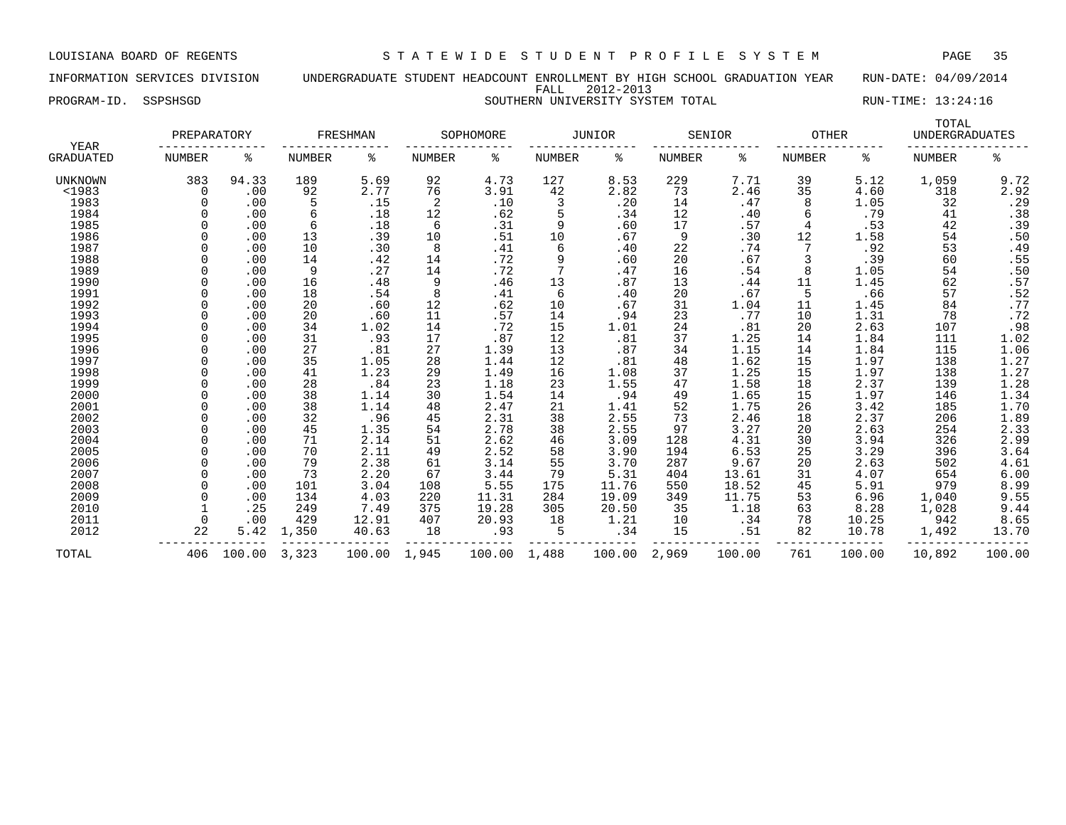LOUISIANA BOARD OF REGENTS — STATEWIDE STUDENT PROFILE SYSTEM

INFORMATION SERVICES DIVISION — UNDERGRADUATE STUDENT HEADCOUNT ENROLLMENT BY HIGH SCHOOL GRADUATION YEAR — RUN-DATE: 04/09/2014

FALL 2012-2013

PROGRAM-ID. SSPSHSGD — SOUTHERN UNIVERSITY SYSTEM TOTAL — RUN-TIME: 13:24:16

| YEAR | PREPARATORY | | FRESHMAN | | SOPHOMORE | | JUNIOR | | SENIOR | | OTHER | | TOTAL UNDERGRADUATES | |
|---|---|---|---|---|---|---|---|---|---|---|---|---|---|---|
| GRADUATED | NUMBER | % | NUMBER | % | NUMBER | % | NUMBER | % | NUMBER | % | NUMBER | % | NUMBER | % |
| UNKNOWN | 383 | 94.33 | 189 | 5.69 | 92 | 4.73 | 127 | 8.53 | 229 | 7.71 | 39 | 5.12 | 1,059 | 9.72 |
| <1983 | 0 | .00 | 92 | 2.77 | 76 | 3.91 | 42 | 2.82 | 73 | 2.46 | 35 | 4.60 | 318 | 2.92 |
| 1983 | 0 | .00 | 5 | .15 | 2 | .10 | 3 | .20 | 14 | .47 | 8 | 1.05 | 32 | .29 |
| 1984 | 0 | .00 | 6 | .18 | 12 | .62 | 5 | .34 | 12 | .40 | 6 | .79 | 41 | .38 |
| 1985 | 0 | .00 | 6 | .18 | 6 | .31 | 9 | .60 | 17 | .57 | 4 | .53 | 42 | .39 |
| 1986 | 0 | .00 | 13 | .39 | 10 | .51 | 10 | .67 | 9 | .30 | 12 | 1.58 | 54 | .50 |
| 1987 | 0 | .00 | 10 | .30 | 8 | .41 | 6 | .40 | 22 | .74 | 7 | .92 | 53 | .49 |
| 1988 | 0 | .00 | 14 | .42 | 14 | .72 | 9 | .60 | 20 | .67 | 3 | .39 | 60 | .55 |
| 1989 | 0 | .00 | 9 | .27 | 14 | .72 | 7 | .47 | 16 | .54 | 8 | 1.05 | 54 | .50 |
| 1990 | 0 | .00 | 16 | .48 | 9 | .46 | 13 | .87 | 13 | .44 | 11 | 1.45 | 62 | .57 |
| 1991 | 0 | .00 | 18 | .54 | 8 | .41 | 6 | .40 | 20 | .67 | 5 | .66 | 57 | .52 |
| 1992 | 0 | .00 | 20 | .60 | 12 | .62 | 10 | .67 | 31 | 1.04 | 11 | 1.45 | 84 | .77 |
| 1993 | 0 | .00 | 20 | .60 | 11 | .57 | 14 | .94 | 23 | .77 | 10 | 1.31 | 78 | .72 |
| 1994 | 0 | .00 | 34 | 1.02 | 14 | .72 | 15 | 1.01 | 24 | .81 | 20 | 2.63 | 107 | .98 |
| 1995 | 0 | .00 | 31 | .93 | 17 | .87 | 12 | .81 | 37 | 1.25 | 14 | 1.84 | 111 | 1.02 |
| 1996 | 0 | .00 | 27 | .81 | 27 | 1.39 | 13 | .87 | 34 | 1.15 | 14 | 1.84 | 115 | 1.06 |
| 1997 | 0 | .00 | 35 | 1.05 | 28 | 1.44 | 12 | .81 | 48 | 1.62 | 15 | 1.97 | 138 | 1.27 |
| 1998 | 0 | .00 | 41 | 1.23 | 29 | 1.49 | 16 | 1.08 | 37 | 1.25 | 15 | 1.97 | 138 | 1.27 |
| 1999 | 0 | .00 | 28 | .84 | 23 | 1.18 | 23 | 1.55 | 47 | 1.58 | 18 | 2.37 | 139 | 1.28 |
| 2000 | 0 | .00 | 38 | 1.14 | 30 | 1.54 | 14 | .94 | 49 | 1.65 | 15 | 1.97 | 146 | 1.34 |
| 2001 | 0 | .00 | 38 | 1.14 | 48 | 2.47 | 21 | 1.41 | 52 | 1.75 | 26 | 3.42 | 185 | 1.70 |
| 2002 | 0 | .00 | 32 | .96 | 45 | 2.31 | 38 | 2.55 | 73 | 2.46 | 18 | 2.37 | 206 | 1.89 |
| 2003 | 0 | .00 | 45 | 1.35 | 54 | 2.78 | 38 | 2.55 | 97 | 3.27 | 20 | 2.63 | 254 | 2.33 |
| 2004 | 0 | .00 | 71 | 2.14 | 51 | 2.62 | 46 | 3.09 | 128 | 4.31 | 30 | 3.94 | 326 | 2.99 |
| 2005 | 0 | .00 | 70 | 2.11 | 49 | 2.52 | 58 | 3.90 | 194 | 6.53 | 25 | 3.29 | 396 | 3.64 |
| 2006 | 0 | .00 | 79 | 2.38 | 61 | 3.14 | 55 | 3.70 | 287 | 9.67 | 20 | 2.63 | 502 | 4.61 |
| 2007 | 0 | .00 | 73 | 2.20 | 67 | 3.44 | 79 | 5.31 | 404 | 13.61 | 31 | 4.07 | 654 | 6.00 |
| 2008 | 0 | .00 | 101 | 3.04 | 108 | 5.55 | 175 | 11.76 | 550 | 18.52 | 45 | 5.91 | 979 | 8.99 |
| 2009 | 0 | .00 | 134 | 4.03 | 220 | 11.31 | 284 | 19.09 | 349 | 11.75 | 53 | 6.96 | 1,040 | 9.55 |
| 2010 | 1 | .25 | 249 | 7.49 | 375 | 19.28 | 305 | 20.50 | 35 | 1.18 | 63 | 8.28 | 1,028 | 9.44 |
| 2011 | 0 | .00 | 429 | 12.91 | 407 | 20.93 | 18 | 1.21 | 10 | .34 | 78 | 10.25 | 942 | 8.65 |
| 2012 | 22 | 5.42 | 1,350 | 40.63 | 18 | .93 | 5 | .34 | 15 | .51 | 82 | 10.78 | 1,492 | 13.70 |
| TOTAL | 406 | 100.00 | 3,323 | 100.00 | 1,945 | 100.00 | 1,488 | 100.00 | 2,969 | 100.00 | 761 | 100.00 | 10,892 | 100.00 |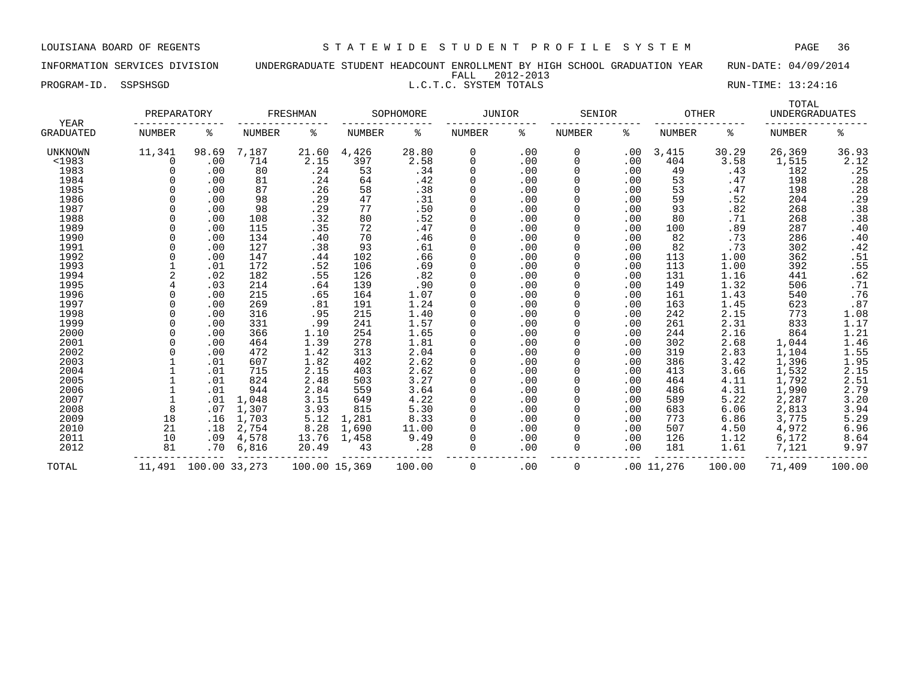LOUISIANA BOARD OF REGENTS — STATEWIDE STUDENT PROFILE SYSTEM

INFORMATION SERVICES DIVISION — UNDERGRADUATE STUDENT HEADCOUNT ENROLLMENT BY HIGH SCHOOL GRADUATION YEAR — RUN-DATE: 04/09/2014

FALL 2012-2013

PROGRAM-ID. SSPSHSGD — L.C.T.C. SYSTEM TOTALS — RUN-TIME: 13:24:16

| YEAR GRADUATED | PREPARATORY NUMBER | PREPARATORY % | FRESHMAN NUMBER | FRESHMAN % | SOPHOMORE NUMBER | SOPHOMORE % | JUNIOR NUMBER | JUNIOR % | SENIOR NUMBER | SENIOR % | OTHER NUMBER | OTHER % | TOTAL UNDERGRADUATES NUMBER | TOTAL UNDERGRADUATES % |
|---|---|---|---|---|---|---|---|---|---|---|---|---|---|---|
| UNKNOWN | 11,341 | 98.69 | 7,187 | 21.60 | 4,426 | 28.80 | 0 | .00 | 0 | .00 | 3,415 | 30.29 | 26,369 | 36.93 |
| <1983 | 0 | .00 | 714 | 2.15 | 397 | 2.58 | 0 | .00 | 0 | .00 | 404 | 3.58 | 1,515 | 2.12 |
| 1983 | 0 | .00 | 80 | .24 | 53 | .34 | 0 | .00 | 0 | .00 | 49 | .43 | 182 | .25 |
| 1984 | 0 | .00 | 81 | .24 | 64 | .42 | 0 | .00 | 0 | .00 | 53 | .47 | 198 | .28 |
| 1985 | 0 | .00 | 87 | .26 | 58 | .38 | 0 | .00 | 0 | .00 | 53 | .47 | 198 | .28 |
| 1986 | 0 | .00 | 98 | .29 | 47 | .31 | 0 | .00 | 0 | .00 | 59 | .52 | 204 | .29 |
| 1987 | 0 | .00 | 98 | .29 | 77 | .50 | 0 | .00 | 0 | .00 | 93 | .82 | 268 | .38 |
| 1988 | 0 | .00 | 108 | .32 | 80 | .52 | 0 | .00 | 0 | .00 | 80 | .71 | 268 | .38 |
| 1989 | 0 | .00 | 115 | .35 | 72 | .47 | 0 | .00 | 0 | .00 | 100 | .89 | 287 | .40 |
| 1990 | 0 | .00 | 134 | .40 | 70 | .46 | 0 | .00 | 0 | .00 | 82 | .73 | 286 | .40 |
| 1991 | 0 | .00 | 127 | .38 | 93 | .61 | 0 | .00 | 0 | .00 | 82 | .73 | 302 | .42 |
| 1992 | 0 | .00 | 147 | .44 | 102 | .66 | 0 | .00 | 0 | .00 | 113 | 1.00 | 362 | .51 |
| 1993 | 1 | .01 | 172 | .52 | 106 | .69 | 0 | .00 | 0 | .00 | 113 | 1.00 | 392 | .55 |
| 1994 | 2 | .02 | 182 | .55 | 126 | .82 | 0 | .00 | 0 | .00 | 131 | 1.16 | 441 | .62 |
| 1995 | 4 | .03 | 214 | .64 | 139 | .90 | 0 | .00 | 0 | .00 | 149 | 1.32 | 506 | .71 |
| 1996 | 0 | .00 | 215 | .65 | 164 | 1.07 | 0 | .00 | 0 | .00 | 161 | 1.43 | 540 | .76 |
| 1997 | 0 | .00 | 269 | .81 | 191 | 1.24 | 0 | .00 | 0 | .00 | 163 | 1.45 | 623 | .87 |
| 1998 | 0 | .00 | 316 | .95 | 215 | 1.40 | 0 | .00 | 0 | .00 | 242 | 2.15 | 773 | 1.08 |
| 1999 | 0 | .00 | 331 | .99 | 241 | 1.57 | 0 | .00 | 0 | .00 | 261 | 2.31 | 833 | 1.17 |
| 2000 | 0 | .00 | 366 | 1.10 | 254 | 1.65 | 0 | .00 | 0 | .00 | 244 | 2.16 | 864 | 1.21 |
| 2001 | 0 | .00 | 464 | 1.39 | 278 | 1.81 | 0 | .00 | 0 | .00 | 302 | 2.68 | 1,044 | 1.46 |
| 2002 | 0 | .00 | 472 | 1.42 | 313 | 2.04 | 0 | .00 | 0 | .00 | 319 | 2.83 | 1,104 | 1.55 |
| 2003 | 1 | .01 | 607 | 1.82 | 402 | 2.62 | 0 | .00 | 0 | .00 | 386 | 3.42 | 1,396 | 1.95 |
| 2004 | 1 | .01 | 715 | 2.15 | 403 | 2.62 | 0 | .00 | 0 | .00 | 413 | 3.66 | 1,532 | 2.15 |
| 2005 | 1 | .01 | 824 | 2.48 | 503 | 3.27 | 0 | .00 | 0 | .00 | 464 | 4.11 | 1,792 | 2.51 |
| 2006 | 1 | .01 | 944 | 2.84 | 559 | 3.64 | 0 | .00 | 0 | .00 | 486 | 4.31 | 1,990 | 2.79 |
| 2007 | 1 | .01 | 1,048 | 3.15 | 649 | 4.22 | 0 | .00 | 0 | .00 | 589 | 5.22 | 2,287 | 3.20 |
| 2008 | 8 | .07 | 1,307 | 3.93 | 815 | 5.30 | 0 | .00 | 0 | .00 | 683 | 6.06 | 2,813 | 3.94 |
| 2009 | 18 | .16 | 1,703 | 5.12 | 1,281 | 8.33 | 0 | .00 | 0 | .00 | 773 | 6.86 | 3,775 | 5.29 |
| 2010 | 21 | .18 | 2,754 | 8.28 | 1,690 | 11.00 | 0 | .00 | 0 | .00 | 507 | 4.50 | 4,972 | 6.96 |
| 2011 | 10 | .09 | 4,578 | 13.76 | 1,458 | 9.49 | 0 | .00 | 0 | .00 | 126 | 1.12 | 6,172 | 8.64 |
| 2012 | 81 | .70 | 6,816 | 20.49 | 43 | .28 | 0 | .00 | 0 | .00 | 181 | 1.61 | 7,121 | 9.97 |
| TOTAL | 11,491 | 100.00 | 33,273 | 100.00 | 15,369 | 100.00 | 0 | .00 | 0 | .00 | 11,276 | 100.00 | 71,409 | 100.00 |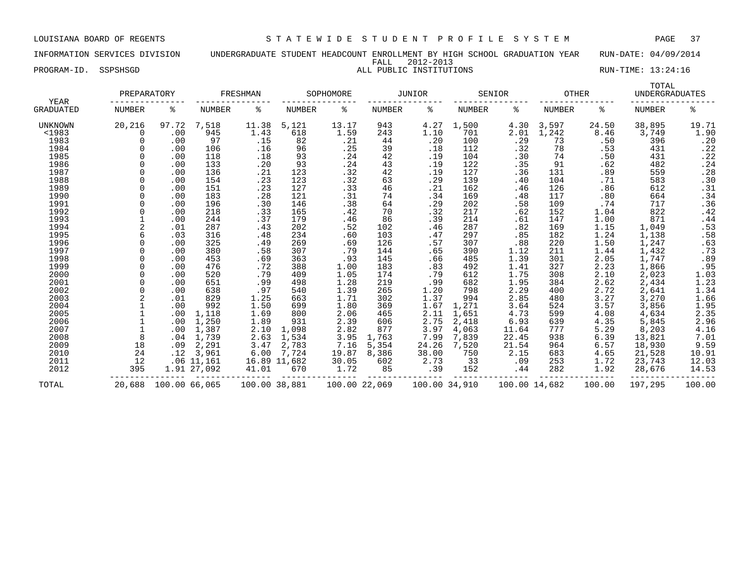LOUISIANA BOARD OF REGENTS — STATEWIDE STUDENT PROFILE SYSTEM

INFORMATION SERVICES DIVISION — UNDERGRADUATE STUDENT HEADCOUNT ENROLLMENT BY HIGH SCHOOL GRADUATION YEAR — RUN-DATE: 04/09/2014

FALL 2012-2013

PROGRAM-ID. SSPSHSGD — ALL PUBLIC INSTITUTIONS — RUN-TIME: 13:24:16

| YEAR GRADUATED | PREPARATORY NUMBER | PREPARATORY % | FRESHMAN NUMBER | FRESHMAN % | SOPHOMORE NUMBER | SOPHOMORE % | JUNIOR NUMBER | JUNIOR % | SENIOR NUMBER | SENIOR % | OTHER NUMBER | OTHER % | TOTAL UNDERGRADUATES NUMBER | TOTAL UNDERGRADUATES % |
|---|---|---|---|---|---|---|---|---|---|---|---|---|---|---|
| UNKNOWN | 20,216 | 97.72 | 7,518 | 11.38 | 5,121 | 13.17 | 943 | 4.27 | 1,500 | 4.30 | 3,597 | 24.50 | 38,895 | 19.71 |
| <1983 | 0 | .00 | 945 | 1.43 | 618 | 1.59 | 243 | 1.10 | 701 | 2.01 | 1,242 | 8.46 | 3,749 | 1.90 |
| 1983 | 0 | .00 | 97 | .15 | 82 | .21 | 44 | .20 | 100 | .29 | 73 | .50 | 396 | .20 |
| 1984 | 0 | .00 | 106 | .16 | 96 | .25 | 39 | .18 | 112 | .32 | 78 | .53 | 431 | .22 |
| 1985 | 0 | .00 | 118 | .18 | 93 | .24 | 42 | .19 | 104 | .30 | 74 | .50 | 431 | .22 |
| 1986 | 0 | .00 | 133 | .20 | 93 | .24 | 43 | .19 | 122 | .35 | 91 | .62 | 482 | .24 |
| 1987 | 0 | .00 | 136 | .21 | 123 | .32 | 42 | .19 | 127 | .36 | 131 | .89 | 559 | .28 |
| 1988 | 0 | .00 | 154 | .23 | 123 | .32 | 63 | .29 | 139 | .40 | 104 | .71 | 583 | .30 |
| 1989 | 0 | .00 | 151 | .23 | 127 | .33 | 46 | .21 | 162 | .46 | 126 | .86 | 612 | .31 |
| 1990 | 0 | .00 | 183 | .28 | 121 | .31 | 74 | .34 | 169 | .48 | 117 | .80 | 664 | .34 |
| 1991 | 0 | .00 | 196 | .30 | 146 | .38 | 64 | .29 | 202 | .58 | 109 | .74 | 717 | .36 |
| 1992 | 0 | .00 | 218 | .33 | 165 | .42 | 70 | .32 | 217 | .62 | 152 | 1.04 | 822 | .42 |
| 1993 | 1 | .00 | 244 | .37 | 179 | .46 | 86 | .39 | 214 | .61 | 147 | 1.00 | 871 | .44 |
| 1994 | 2 | .01 | 287 | .43 | 202 | .52 | 102 | .46 | 287 | .82 | 169 | 1.15 | 1,049 | .53 |
| 1995 | 6 | .03 | 316 | .48 | 234 | .60 | 103 | .47 | 297 | .85 | 182 | 1.24 | 1,138 | .58 |
| 1996 | 0 | .00 | 325 | .49 | 269 | .69 | 126 | .57 | 307 | .88 | 220 | 1.50 | 1,247 | .63 |
| 1997 | 0 | .00 | 380 | .58 | 307 | .79 | 144 | .65 | 390 | 1.12 | 211 | 1.44 | 1,432 | .73 |
| 1998 | 0 | .00 | 453 | .69 | 363 | .93 | 145 | .66 | 485 | 1.39 | 301 | 2.05 | 1,747 | .89 |
| 1999 | 0 | .00 | 476 | .72 | 388 | 1.00 | 183 | .83 | 492 | 1.41 | 327 | 2.23 | 1,866 | .95 |
| 2000 | 0 | .00 | 520 | .79 | 409 | 1.05 | 174 | .79 | 612 | 1.75 | 308 | 2.10 | 2,023 | 1.03 |
| 2001 | 0 | .00 | 651 | .99 | 498 | 1.28 | 219 | .99 | 682 | 1.95 | 384 | 2.62 | 2,434 | 1.23 |
| 2002 | 0 | .00 | 638 | .97 | 540 | 1.39 | 265 | 1.20 | 798 | 2.29 | 400 | 2.72 | 2,641 | 1.34 |
| 2003 | 2 | .01 | 829 | 1.25 | 663 | 1.71 | 302 | 1.37 | 994 | 2.85 | 480 | 3.27 | 3,270 | 1.66 |
| 2004 | 1 | .00 | 992 | 1.50 | 699 | 1.80 | 369 | 1.67 | 1,271 | 3.64 | 524 | 3.57 | 3,856 | 1.95 |
| 2005 | 1 | .00 | 1,118 | 1.69 | 800 | 2.06 | 465 | 2.11 | 1,651 | 4.73 | 599 | 4.08 | 4,634 | 2.35 |
| 2006 | 1 | .00 | 1,250 | 1.89 | 931 | 2.39 | 606 | 2.75 | 2,418 | 6.93 | 639 | 4.35 | 5,845 | 2.96 |
| 2007 | 1 | .00 | 1,387 | 2.10 | 1,098 | 2.82 | 877 | 3.97 | 4,063 | 11.64 | 777 | 5.29 | 8,203 | 4.16 |
| 2008 | 8 | .04 | 1,739 | 2.63 | 1,534 | 3.95 | 1,763 | 7.99 | 7,839 | 22.45 | 938 | 6.39 | 13,821 | 7.01 |
| 2009 | 18 | .09 | 2,291 | 3.47 | 2,783 | 7.16 | 5,354 | 24.26 | 7,520 | 21.54 | 964 | 6.57 | 18,930 | 9.59 |
| 2010 | 24 | .12 | 3,961 | 6.00 | 7,724 | 19.87 | 8,386 | 38.00 | 750 | 2.15 | 683 | 4.65 | 21,528 | 10.91 |
| 2011 | 12 | .06 | 11,161 | 16.89 | 11,682 | 30.05 | 602 | 2.73 | 33 | .09 | 253 | 1.72 | 23,743 | 12.03 |
| 2012 | 395 | 1.91 | 27,092 | 41.01 | 670 | 1.72 | 85 | .39 | 152 | .44 | 282 | 1.92 | 28,676 | 14.53 |
| TOTAL | 20,688 | 100.00 | 66,065 | 100.00 | 38,881 | 100.00 | 22,069 | 100.00 | 34,910 | 100.00 | 14,682 | 100.00 | 197,295 | 100.00 |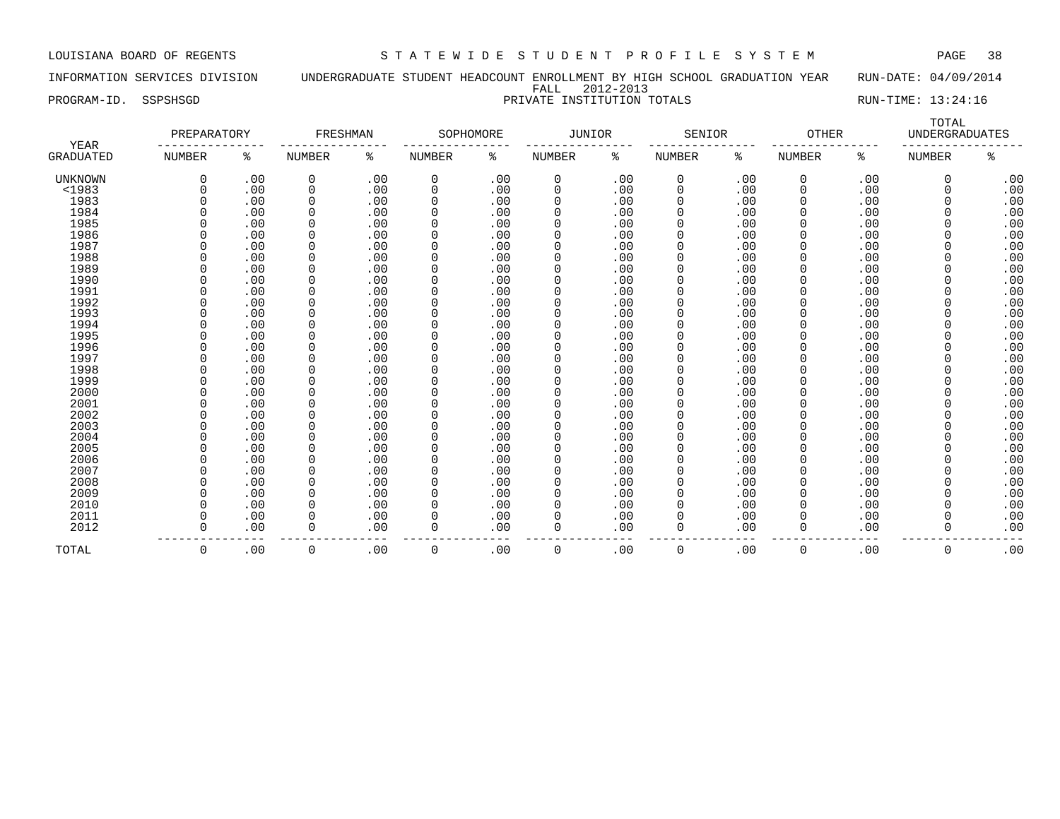LOUISIANA BOARD OF REGENTS — STATEWIDE STUDENT PROFILE SYSTEM

INFORMATION SERVICES DIVISION — UNDERGRADUATE STUDENT HEADCOUNT ENROLLMENT BY HIGH SCHOOL GRADUATION YEAR — RUN-DATE: 04/09/2014

FALL 2012-2013

PROGRAM-ID. SSPSHSGD — PRIVATE INSTITUTION TOTALS — RUN-TIME: 13:24:16

| YEAR | PREPARATORY | | FRESHMAN | | SOPHOMORE | | JUNIOR | | SENIOR | | OTHER | | TOTAL UNDERGRADUATES | |
|---|---|---|---|---|---|---|---|---|---|---|---|---|---|---|
| GRADUATED | NUMBER | % | NUMBER | % | NUMBER | % | NUMBER | % | NUMBER | % | NUMBER | % | NUMBER | % |
| UNKNOWN | 0 | .00 | 0 | .00 | 0 | .00 | 0 | .00 | 0 | .00 | 0 | .00 | 0 | .00 |
| <1983 | 0 | .00 | 0 | .00 | 0 | .00 | 0 | .00 | 0 | .00 | 0 | .00 | 0 | .00 |
| 1983 | 0 | .00 | 0 | .00 | 0 | .00 | 0 | .00 | 0 | .00 | 0 | .00 | 0 | .00 |
| 1984 | 0 | .00 | 0 | .00 | 0 | .00 | 0 | .00 | 0 | .00 | 0 | .00 | 0 | .00 |
| 1985 | 0 | .00 | 0 | .00 | 0 | .00 | 0 | .00 | 0 | .00 | 0 | .00 | 0 | .00 |
| 1986 | 0 | .00 | 0 | .00 | 0 | .00 | 0 | .00 | 0 | .00 | 0 | .00 | 0 | .00 |
| 1987 | 0 | .00 | 0 | .00 | 0 | .00 | 0 | .00 | 0 | .00 | 0 | .00 | 0 | .00 |
| 1988 | 0 | .00 | 0 | .00 | 0 | .00 | 0 | .00 | 0 | .00 | 0 | .00 | 0 | .00 |
| 1989 | 0 | .00 | 0 | .00 | 0 | .00 | 0 | .00 | 0 | .00 | 0 | .00 | 0 | .00 |
| 1990 | 0 | .00 | 0 | .00 | 0 | .00 | 0 | .00 | 0 | .00 | 0 | .00 | 0 | .00 |
| 1991 | 0 | .00 | 0 | .00 | 0 | .00 | 0 | .00 | 0 | .00 | 0 | .00 | 0 | .00 |
| 1992 | 0 | .00 | 0 | .00 | 0 | .00 | 0 | .00 | 0 | .00 | 0 | .00 | 0 | .00 |
| 1993 | 0 | .00 | 0 | .00 | 0 | .00 | 0 | .00 | 0 | .00 | 0 | .00 | 0 | .00 |
| 1994 | 0 | .00 | 0 | .00 | 0 | .00 | 0 | .00 | 0 | .00 | 0 | .00 | 0 | .00 |
| 1995 | 0 | .00 | 0 | .00 | 0 | .00 | 0 | .00 | 0 | .00 | 0 | .00 | 0 | .00 |
| 1996 | 0 | .00 | 0 | .00 | 0 | .00 | 0 | .00 | 0 | .00 | 0 | .00 | 0 | .00 |
| 1997 | 0 | .00 | 0 | .00 | 0 | .00 | 0 | .00 | 0 | .00 | 0 | .00 | 0 | .00 |
| 1998 | 0 | .00 | 0 | .00 | 0 | .00 | 0 | .00 | 0 | .00 | 0 | .00 | 0 | .00 |
| 1999 | 0 | .00 | 0 | .00 | 0 | .00 | 0 | .00 | 0 | .00 | 0 | .00 | 0 | .00 |
| 2000 | 0 | .00 | 0 | .00 | 0 | .00 | 0 | .00 | 0 | .00 | 0 | .00 | 0 | .00 |
| 2001 | 0 | .00 | 0 | .00 | 0 | .00 | 0 | .00 | 0 | .00 | 0 | .00 | 0 | .00 |
| 2002 | 0 | .00 | 0 | .00 | 0 | .00 | 0 | .00 | 0 | .00 | 0 | .00 | 0 | .00 |
| 2003 | 0 | .00 | 0 | .00 | 0 | .00 | 0 | .00 | 0 | .00 | 0 | .00 | 0 | .00 |
| 2004 | 0 | .00 | 0 | .00 | 0 | .00 | 0 | .00 | 0 | .00 | 0 | .00 | 0 | .00 |
| 2005 | 0 | .00 | 0 | .00 | 0 | .00 | 0 | .00 | 0 | .00 | 0 | .00 | 0 | .00 |
| 2006 | 0 | .00 | 0 | .00 | 0 | .00 | 0 | .00 | 0 | .00 | 0 | .00 | 0 | .00 |
| 2007 | 0 | .00 | 0 | .00 | 0 | .00 | 0 | .00 | 0 | .00 | 0 | .00 | 0 | .00 |
| 2008 | 0 | .00 | 0 | .00 | 0 | .00 | 0 | .00 | 0 | .00 | 0 | .00 | 0 | .00 |
| 2009 | 0 | .00 | 0 | .00 | 0 | .00 | 0 | .00 | 0 | .00 | 0 | .00 | 0 | .00 |
| 2010 | 0 | .00 | 0 | .00 | 0 | .00 | 0 | .00 | 0 | .00 | 0 | .00 | 0 | .00 |
| 2011 | 0 | .00 | 0 | .00 | 0 | .00 | 0 | .00 | 0 | .00 | 0 | .00 | 0 | .00 |
| 2012 | 0 | .00 | 0 | .00 | 0 | .00 | 0 | .00 | 0 | .00 | 0 | .00 | 0 | .00 |
| TOTAL | 0 | .00 | 0 | .00 | 0 | .00 | 0 | .00 | 0 | .00 | 0 | .00 | 0 | .00 |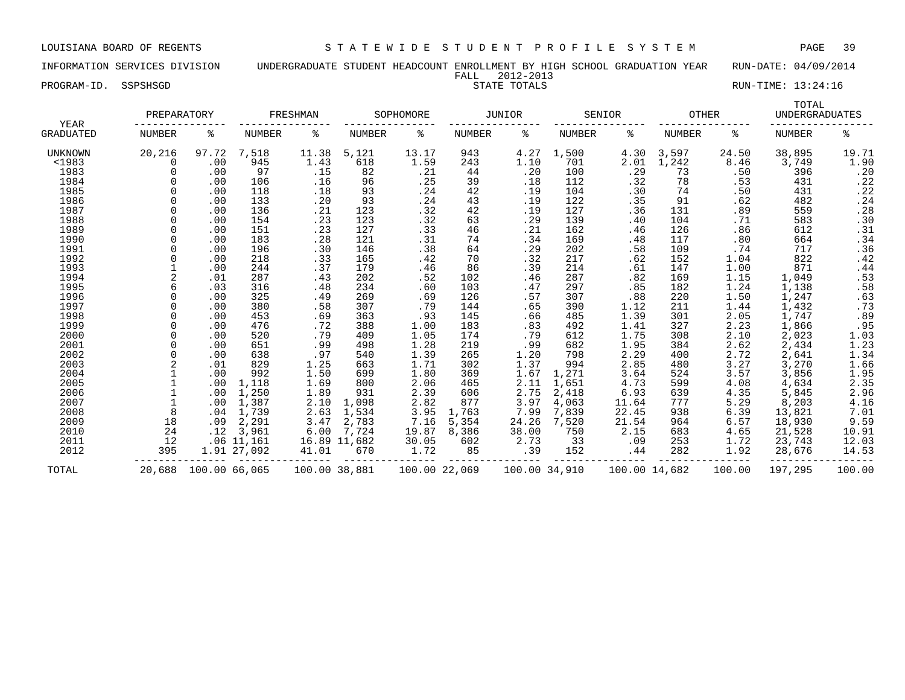LOUISIANA BOARD OF REGENTS — STATEWIDE STUDENT PROFILE SYSTEM

INFORMATION SERVICES DIVISION — UNDERGRADUATE STUDENT HEADCOUNT ENROLLMENT BY HIGH SCHOOL GRADUATION YEAR — RUN-DATE: 04/09/2014

FALL 2012-2013

PROGRAM-ID. SSPSHSGD — STATE TOTALS — RUN-TIME: 13:24:16

| YEAR GRADUATED | PREPARATORY NUMBER | PREPARATORY % | FRESHMAN NUMBER | FRESHMAN % | SOPHOMORE NUMBER | SOPHOMORE % | JUNIOR NUMBER | JUNIOR % | SENIOR NUMBER | SENIOR % | OTHER NUMBER | OTHER % | TOTAL UNDERGRADUATES NUMBER | TOTAL UNDERGRADUATES % |
|---|---|---|---|---|---|---|---|---|---|---|---|---|---|---|
| UNKNOWN | 20,216 | 97.72 | 7,518 | 11.38 | 5,121 | 13.17 | 943 | 4.27 | 1,500 | 4.30 | 3,597 | 24.50 | 38,895 | 19.71 |
| <1983 | 0 | .00 | 945 | 1.43 | 618 | 1.59 | 243 | 1.10 | 701 | 2.01 | 1,242 | 8.46 | 3,749 | 1.90 |
| 1983 | 0 | .00 | 97 | .15 | 82 | .21 | 44 | .20 | 100 | .29 | 73 | .50 | 396 | .20 |
| 1984 | 0 | .00 | 106 | .16 | 96 | .25 | 39 | .18 | 112 | .32 | 78 | .53 | 431 | .22 |
| 1985 | 0 | .00 | 118 | .18 | 93 | .24 | 42 | .19 | 104 | .30 | 74 | .50 | 431 | .22 |
| 1986 | 0 | .00 | 133 | .20 | 93 | .24 | 43 | .19 | 122 | .35 | 91 | .62 | 482 | .24 |
| 1987 | 0 | .00 | 136 | .21 | 123 | .32 | 42 | .19 | 127 | .36 | 131 | .89 | 559 | .28 |
| 1988 | 0 | .00 | 154 | .23 | 123 | .32 | 63 | .29 | 139 | .40 | 104 | .71 | 583 | .30 |
| 1989 | 0 | .00 | 151 | .23 | 127 | .33 | 46 | .21 | 162 | .46 | 126 | .86 | 612 | .31 |
| 1990 | 0 | .00 | 183 | .28 | 121 | .31 | 74 | .34 | 169 | .48 | 117 | .80 | 664 | .34 |
| 1991 | 0 | .00 | 196 | .30 | 146 | .38 | 64 | .29 | 202 | .58 | 109 | .74 | 717 | .36 |
| 1992 | 0 | .00 | 218 | .33 | 165 | .42 | 70 | .32 | 217 | .62 | 152 | 1.04 | 822 | .42 |
| 1993 | 1 | .00 | 244 | .37 | 179 | .46 | 86 | .39 | 214 | .61 | 147 | 1.00 | 871 | .44 |
| 1994 | 2 | .01 | 287 | .43 | 202 | .52 | 102 | .46 | 287 | .82 | 169 | 1.15 | 1,049 | .53 |
| 1995 | 6 | .03 | 316 | .48 | 234 | .60 | 103 | .47 | 297 | .85 | 182 | 1.24 | 1,138 | .58 |
| 1996 | 0 | .00 | 325 | .49 | 269 | .69 | 126 | .57 | 307 | .88 | 220 | 1.50 | 1,247 | .63 |
| 1997 | 0 | .00 | 380 | .58 | 307 | .79 | 144 | .65 | 390 | 1.12 | 211 | 1.44 | 1,432 | .73 |
| 1998 | 0 | .00 | 453 | .69 | 363 | .93 | 145 | .66 | 485 | 1.39 | 301 | 2.05 | 1,747 | .89 |
| 1999 | 0 | .00 | 476 | .72 | 388 | 1.00 | 183 | .83 | 492 | 1.41 | 327 | 2.23 | 1,866 | .95 |
| 2000 | 0 | .00 | 520 | .79 | 409 | 1.05 | 174 | .79 | 612 | 1.75 | 308 | 2.10 | 2,023 | 1.03 |
| 2001 | 0 | .00 | 651 | .99 | 498 | 1.28 | 219 | .99 | 682 | 1.95 | 384 | 2.62 | 2,434 | 1.23 |
| 2002 | 0 | .00 | 638 | .97 | 540 | 1.39 | 265 | 1.20 | 798 | 2.29 | 400 | 2.72 | 2,641 | 1.34 |
| 2003 | 2 | .01 | 829 | 1.25 | 663 | 1.71 | 302 | 1.37 | 994 | 2.85 | 480 | 3.27 | 3,270 | 1.66 |
| 2004 | 1 | .00 | 992 | 1.50 | 699 | 1.80 | 369 | 1.67 | 1,271 | 3.64 | 524 | 3.57 | 3,856 | 1.95 |
| 2005 | 1 | .00 | 1,118 | 1.69 | 800 | 2.06 | 465 | 2.11 | 1,651 | 4.73 | 599 | 4.08 | 4,634 | 2.35 |
| 2006 | 1 | .00 | 1,250 | 1.89 | 931 | 2.39 | 606 | 2.75 | 2,418 | 6.93 | 639 | 4.35 | 5,845 | 2.96 |
| 2007 | 1 | .00 | 1,387 | 2.10 | 1,098 | 2.82 | 877 | 3.97 | 4,063 | 11.64 | 777 | 5.29 | 8,203 | 4.16 |
| 2008 | 8 | .04 | 1,739 | 2.63 | 1,534 | 3.95 | 1,763 | 7.99 | 7,839 | 22.45 | 938 | 6.39 | 13,821 | 7.01 |
| 2009 | 18 | .09 | 2,291 | 3.47 | 2,783 | 7.16 | 5,354 | 24.26 | 7,520 | 21.54 | 964 | 6.57 | 18,930 | 9.59 |
| 2010 | 24 | .12 | 3,961 | 6.00 | 7,724 | 19.87 | 8,386 | 38.00 | 750 | 2.15 | 683 | 4.65 | 21,528 | 10.91 |
| 2011 | 12 | .06 | 11,161 | 16.89 | 11,682 | 30.05 | 602 | 2.73 | 33 | .09 | 253 | 1.72 | 23,743 | 12.03 |
| 2012 | 395 | 1.91 | 27,092 | 41.01 | 670 | 1.72 | 85 | .39 | 152 | .44 | 282 | 1.92 | 28,676 | 14.53 |
| TOTAL | 20,688 | 100.00 | 66,065 | 100.00 | 38,881 | 100.00 | 22,069 | 100.00 | 34,910 | 100.00 | 14,682 | 100.00 | 197,295 | 100.00 |